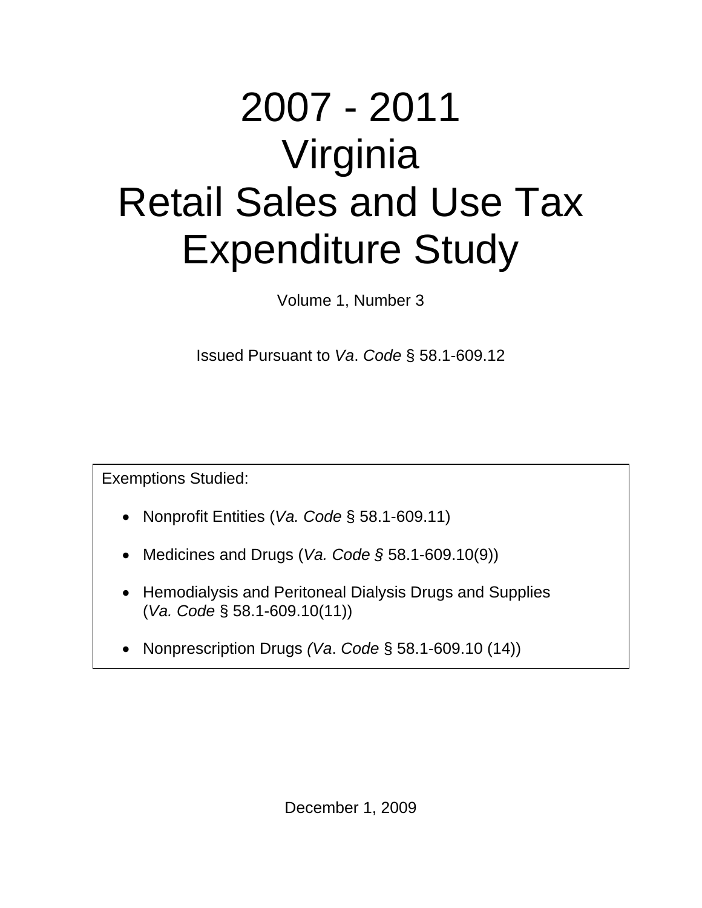# 2007 - 2011 Virginia Retail Sales and Use Tax Expenditure Study

Volume 1, Number 3

Issued Pursuant to *Va*. *Code* § 58.1-609.12

Exemptions Studied:

- Nonprofit Entities (*Va. Code* § 58.1-609.11)
- Medicines and Drugs (*Va. Code §* 58.1-609.10(9))
- Hemodialysis and Peritoneal Dialysis Drugs and Supplies (*Va. Code* § 58.1-609.10(11))
- Nonprescription Drugs *(Va*. *Code* § 58.1-609.10 (14))

December 1, 2009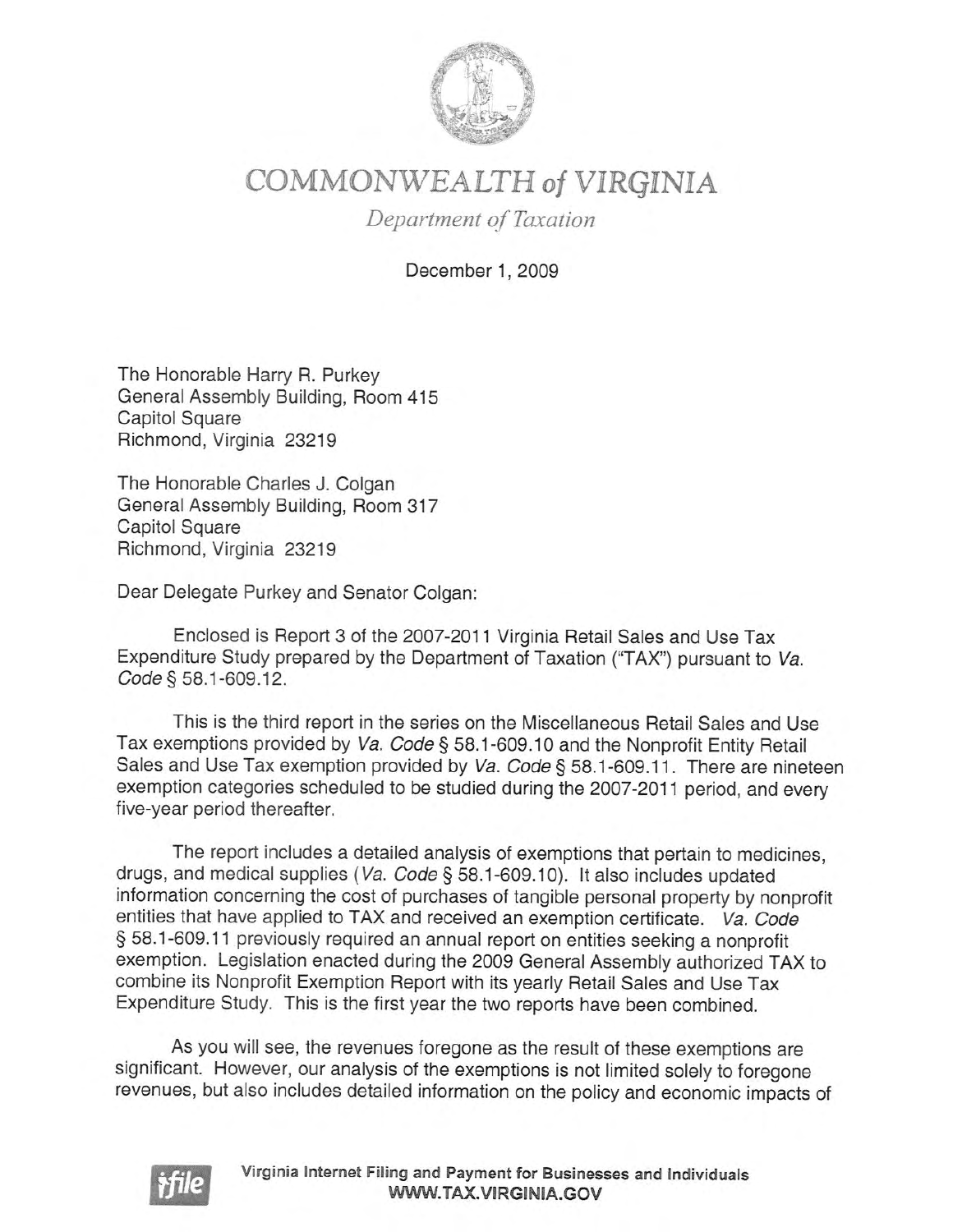# COMMONWEALTH of VIRGINIA

*Department of Taxation*

December 1, 2009

The Honorable Harry R. Purkey
General Assembly Building, Room 415
Capitol Square
Richmond, Virginia 23219

The Honorable Charles J. Colgan
General Assembly Building, Room 317
Capitol Square
Richmond, Virginia 23219

Dear Delegate Purkey and Senator Colgan:

Enclosed is Report 3 of the 2007-2011 Virginia Retail Sales and Use Tax Expenditure Study prepared by the Department of Taxation ("TAX") pursuant to *Va. Code* § 58.1-609.12.

This is the third report in the series on the Miscellaneous Retail Sales and Use Tax exemptions provided by *Va. Code* § 58.1-609.10 and the Nonprofit Entity Retail Sales and Use Tax exemption provided by *Va. Code* § 58.1-609.11. There are nineteen exemption categories scheduled to be studied during the 2007-2011 period, and every five-year period thereafter.

The report includes a detailed analysis of exemptions that pertain to medicines, drugs, and medical supplies (*Va. Code* § 58.1-609.10). It also includes updated information concerning the cost of purchases of tangible personal property by nonprofit entities that have applied to TAX and received an exemption certificate. *Va. Code* § 58.1-609.11 previously required an annual report on entities seeking a nonprofit exemption. Legislation enacted during the 2009 General Assembly authorized TAX to combine its Nonprofit Exemption Report with its yearly Retail Sales and Use Tax Expenditure Study. This is the first year the two reports have been combined.

As you will see, the revenues foregone as the result of these exemptions are significant. However, our analysis of the exemptions is not limited solely to foregone revenues, but also includes detailed information on the policy and economic impacts of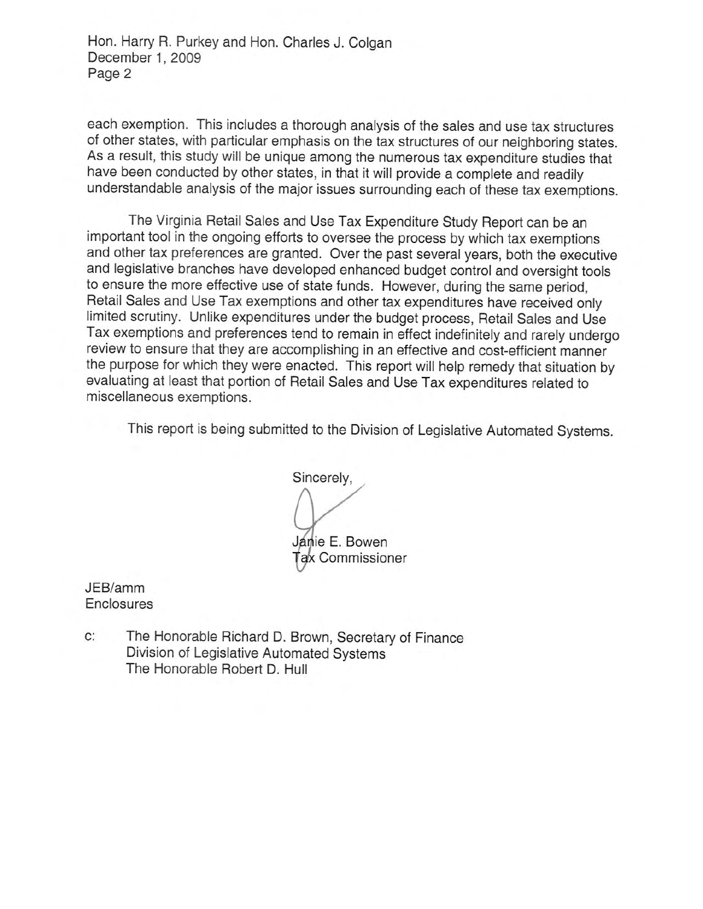each exemption. This includes a thorough analysis of the sales and use tax structures of other states, with particular emphasis on the tax structures of our neighboring states. As a result, this study will be unique among the numerous tax expenditure studies that have been conducted by other states, in that it will provide a complete and readily understandable analysis of the major issues surrounding each of these tax exemptions.

The Virginia Retail Sales and Use Tax Expenditure Study Report can be an important tool in the ongoing efforts to oversee the process by which tax exemptions and other tax preferences are granted. Over the past several years, both the executive and legislative branches have developed enhanced budget control and oversight tools to ensure the more effective use of state funds. However, during the same period, Retail Sales and Use Tax exemptions and other tax expenditures have received only limited scrutiny. Unlike expenditures under the budget process, Retail Sales and Use Tax exemptions and preferences tend to remain in effect indefinitely and rarely undergo review to ensure that they are accomplishing in an effective and cost-efficient manner the purpose for which they were enacted. This report will help remedy that situation by evaluating at least that portion of Retail Sales and Use Tax expenditures related to miscellaneous exemptions.

This report is being submitted to the Division of Legislative Automated Systems.

Sincerely,

Janie E. Bowen
Tax Commissioner

JEB/amm
Enclosures

c: The Honorable Richard D. Brown, Secretary of Finance
Division of Legislative Automated Systems
The Honorable Robert D. Hull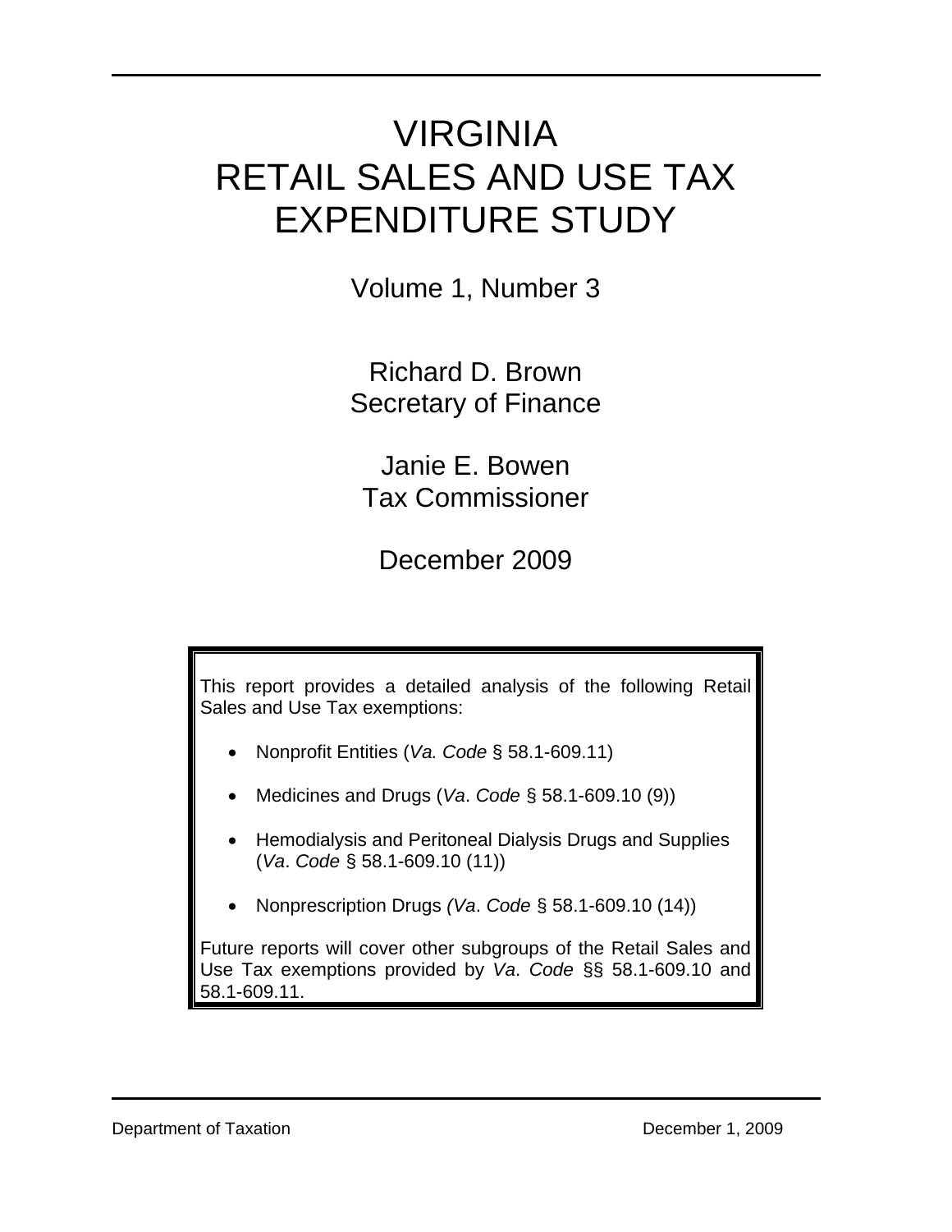# VIRGINIA
# RETAIL SALES AND USE TAX EXPENDITURE STUDY

Volume 1, Number 3

Richard D. Brown
Secretary of Finance

Janie E. Bowen
Tax Commissioner

December 2009

This report provides a detailed analysis of the following Retail Sales and Use Tax exemptions:

- Nonprofit Entities (*Va. Code* § 58.1-609.11)
- Medicines and Drugs (*Va*. *Code* § 58.1-609.10 (9))
- Hemodialysis and Peritoneal Dialysis Drugs and Supplies (*Va*. *Code* § 58.1-609.10 (11))
- Nonprescription Drugs *(Va*. *Code* § 58.1-609.10 (14))

Future reports will cover other subgroups of the Retail Sales and Use Tax exemptions provided by *Va*. *Code* §§ 58.1-609.10 and 58.1-609.11.

Department of Taxation December 1, 2009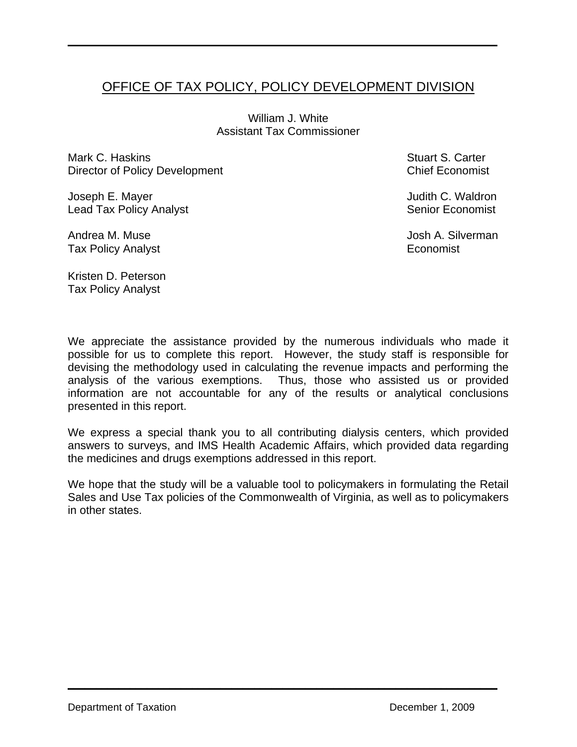## OFFICE OF TAX POLICY, POLICY DEVELOPMENT DIVISION

William J. White
Assistant Tax Commissioner

Mark C. Haskins
Director of Policy Development

Joseph E. Mayer
Lead Tax Policy Analyst

Andrea M. Muse
Tax Policy Analyst

Kristen D. Peterson
Tax Policy Analyst

Stuart S. Carter
Chief Economist

Judith C. Waldron
Senior Economist

Josh A. Silverman
Economist

We appreciate the assistance provided by the numerous individuals who made it possible for us to complete this report. However, the study staff is responsible for devising the methodology used in calculating the revenue impacts and performing the analysis of the various exemptions. Thus, those who assisted us or provided information are not accountable for any of the results or analytical conclusions presented in this report.

We express a special thank you to all contributing dialysis centers, which provided answers to surveys, and IMS Health Academic Affairs, which provided data regarding the medicines and drugs exemptions addressed in this report.

We hope that the study will be a valuable tool to policymakers in formulating the Retail Sales and Use Tax policies of the Commonwealth of Virginia, as well as to policymakers in other states.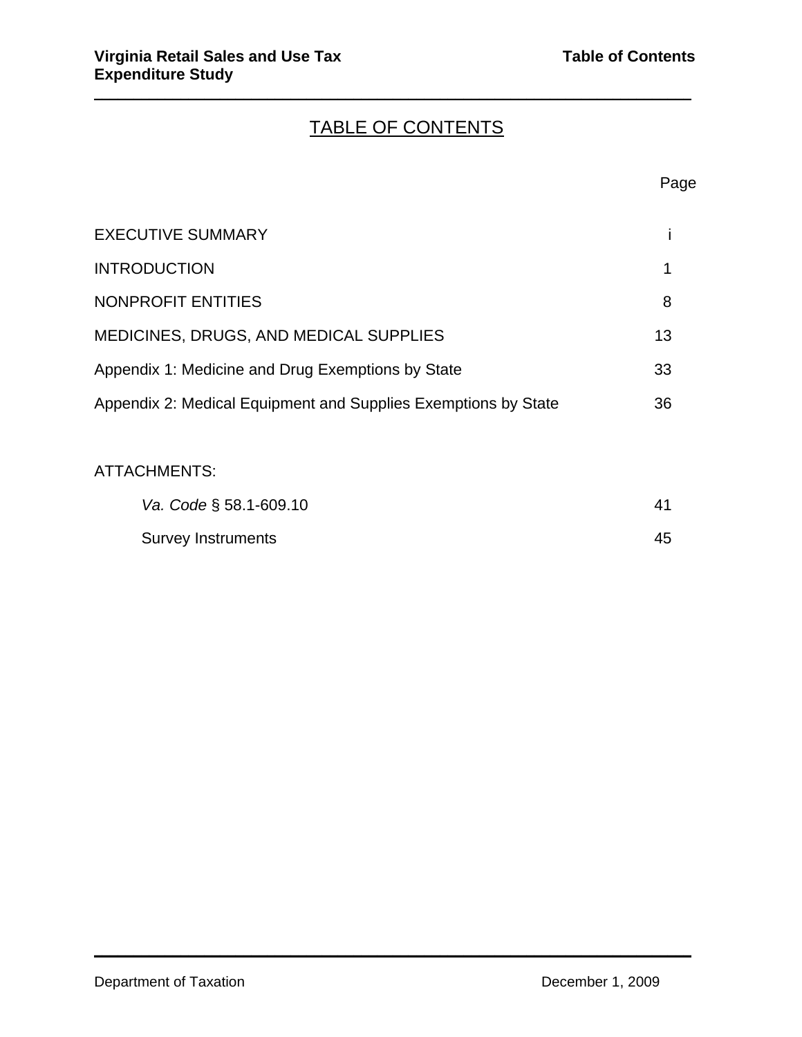# TABLE OF CONTENTS

| | Page |
|---|---|
| EXECUTIVE SUMMARY | i |
| INTRODUCTION | 1 |
| NONPROFIT ENTITIES | 8 |
| MEDICINES, DRUGS, AND MEDICAL SUPPLIES | 13 |
| Appendix 1: Medicine and Drug Exemptions by State | 33 |
| Appendix 2: Medical Equipment and Supplies Exemptions by State | 36 |

ATTACHMENTS:

| | |
|---|---|
| *Va. Code* § 58.1-609.10 | 41 |
| Survey Instruments | 45 |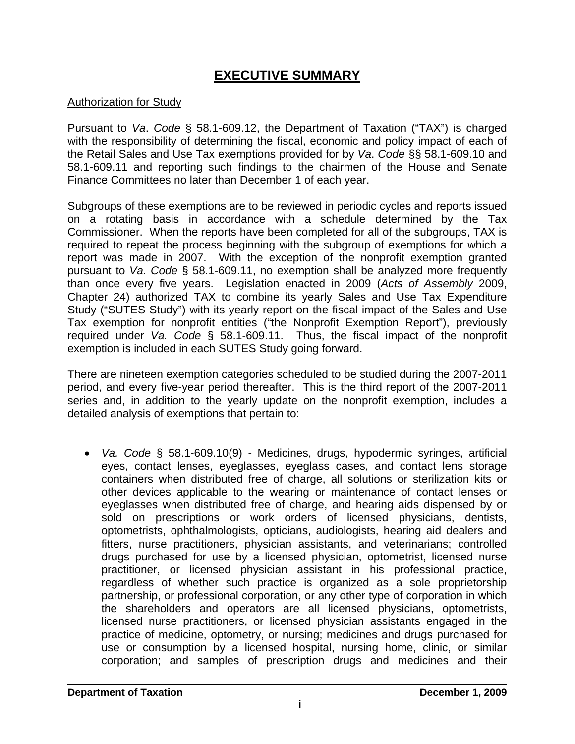# EXECUTIVE SUMMARY

Authorization for Study

Pursuant to *Va*. *Code* § 58.1-609.12, the Department of Taxation ("TAX") is charged with the responsibility of determining the fiscal, economic and policy impact of each of the Retail Sales and Use Tax exemptions provided for by *Va*. *Code* §§ 58.1-609.10 and 58.1-609.11 and reporting such findings to the chairmen of the House and Senate Finance Committees no later than December 1 of each year.

Subgroups of these exemptions are to be reviewed in periodic cycles and reports issued on a rotating basis in accordance with a schedule determined by the Tax Commissioner. When the reports have been completed for all of the subgroups, TAX is required to repeat the process beginning with the subgroup of exemptions for which a report was made in 2007. With the exception of the nonprofit exemption granted pursuant to *Va. Code* § 58.1-609.11, no exemption shall be analyzed more frequently than once every five years. Legislation enacted in 2009 (*Acts of Assembly* 2009, Chapter 24) authorized TAX to combine its yearly Sales and Use Tax Expenditure Study ("SUTES Study") with its yearly report on the fiscal impact of the Sales and Use Tax exemption for nonprofit entities ("the Nonprofit Exemption Report"), previously required under *Va. Code* § 58.1-609.11. Thus, the fiscal impact of the nonprofit exemption is included in each SUTES Study going forward.

There are nineteen exemption categories scheduled to be studied during the 2007-2011 period, and every five-year period thereafter. This is the third report of the 2007-2011 series and, in addition to the yearly update on the nonprofit exemption, includes a detailed analysis of exemptions that pertain to:

- *Va. Code* § 58.1-609.10(9) - Medicines, drugs, hypodermic syringes, artificial eyes, contact lenses, eyeglasses, eyeglass cases, and contact lens storage containers when distributed free of charge, all solutions or sterilization kits or other devices applicable to the wearing or maintenance of contact lenses or eyeglasses when distributed free of charge, and hearing aids dispensed by or sold on prescriptions or work orders of licensed physicians, dentists, optometrists, ophthalmologists, opticians, audiologists, hearing aid dealers and fitters, nurse practitioners, physician assistants, and veterinarians; controlled drugs purchased for use by a licensed physician, optometrist, licensed nurse practitioner, or licensed physician assistant in his professional practice, regardless of whether such practice is organized as a sole proprietorship partnership, or professional corporation, or any other type of corporation in which the shareholders and operators are all licensed physicians, optometrists, licensed nurse practitioners, or licensed physician assistants engaged in the practice of medicine, optometry, or nursing; medicines and drugs purchased for use or consumption by a licensed hospital, nursing home, clinic, or similar corporation; and samples of prescription drugs and medicines and their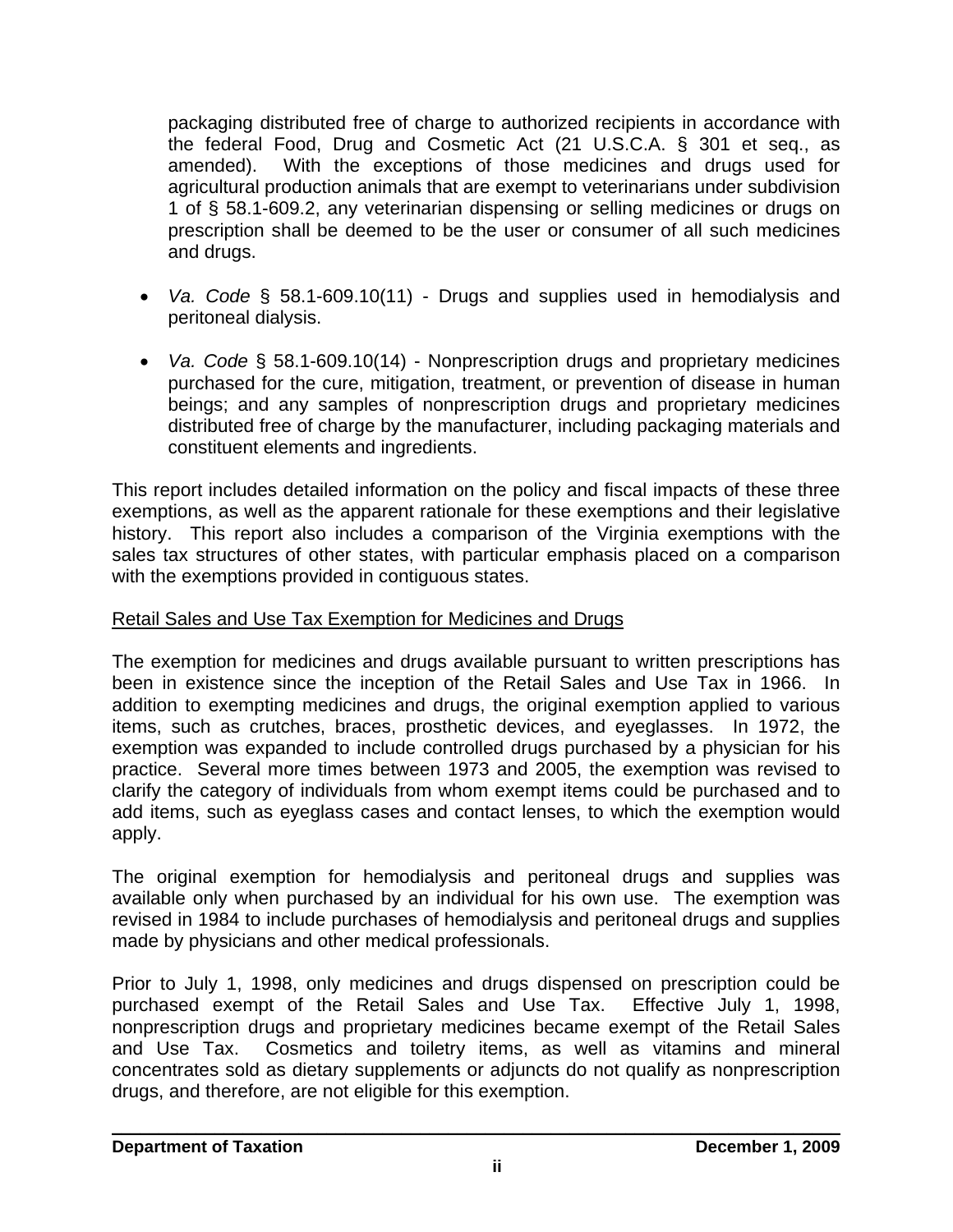packaging distributed free of charge to authorized recipients in accordance with the federal Food, Drug and Cosmetic Act (21 U.S.C.A. § 301 et seq., as amended). With the exceptions of those medicines and drugs used for agricultural production animals that are exempt to veterinarians under subdivision 1 of § 58.1-609.2, any veterinarian dispensing or selling medicines or drugs on prescription shall be deemed to be the user or consumer of all such medicines and drugs.

- *Va. Code* § 58.1-609.10(11) - Drugs and supplies used in hemodialysis and peritoneal dialysis.
- *Va. Code* § 58.1-609.10(14) - Nonprescription drugs and proprietary medicines purchased for the cure, mitigation, treatment, or prevention of disease in human beings; and any samples of nonprescription drugs and proprietary medicines distributed free of charge by the manufacturer, including packaging materials and constituent elements and ingredients.

This report includes detailed information on the policy and fiscal impacts of these three exemptions, as well as the apparent rationale for these exemptions and their legislative history. This report also includes a comparison of the Virginia exemptions with the sales tax structures of other states, with particular emphasis placed on a comparison with the exemptions provided in contiguous states.

<u>Retail Sales and Use Tax Exemption for Medicines and Drugs</u>

The exemption for medicines and drugs available pursuant to written prescriptions has been in existence since the inception of the Retail Sales and Use Tax in 1966. In addition to exempting medicines and drugs, the original exemption applied to various items, such as crutches, braces, prosthetic devices, and eyeglasses. In 1972, the exemption was expanded to include controlled drugs purchased by a physician for his practice. Several more times between 1973 and 2005, the exemption was revised to clarify the category of individuals from whom exempt items could be purchased and to add items, such as eyeglass cases and contact lenses, to which the exemption would apply.

The original exemption for hemodialysis and peritoneal drugs and supplies was available only when purchased by an individual for his own use. The exemption was revised in 1984 to include purchases of hemodialysis and peritoneal drugs and supplies made by physicians and other medical professionals.

Prior to July 1, 1998, only medicines and drugs dispensed on prescription could be purchased exempt of the Retail Sales and Use Tax. Effective July 1, 1998, nonprescription drugs and proprietary medicines became exempt of the Retail Sales and Use Tax. Cosmetics and toiletry items, as well as vitamins and mineral concentrates sold as dietary supplements or adjuncts do not qualify as nonprescription drugs, and therefore, are not eligible for this exemption.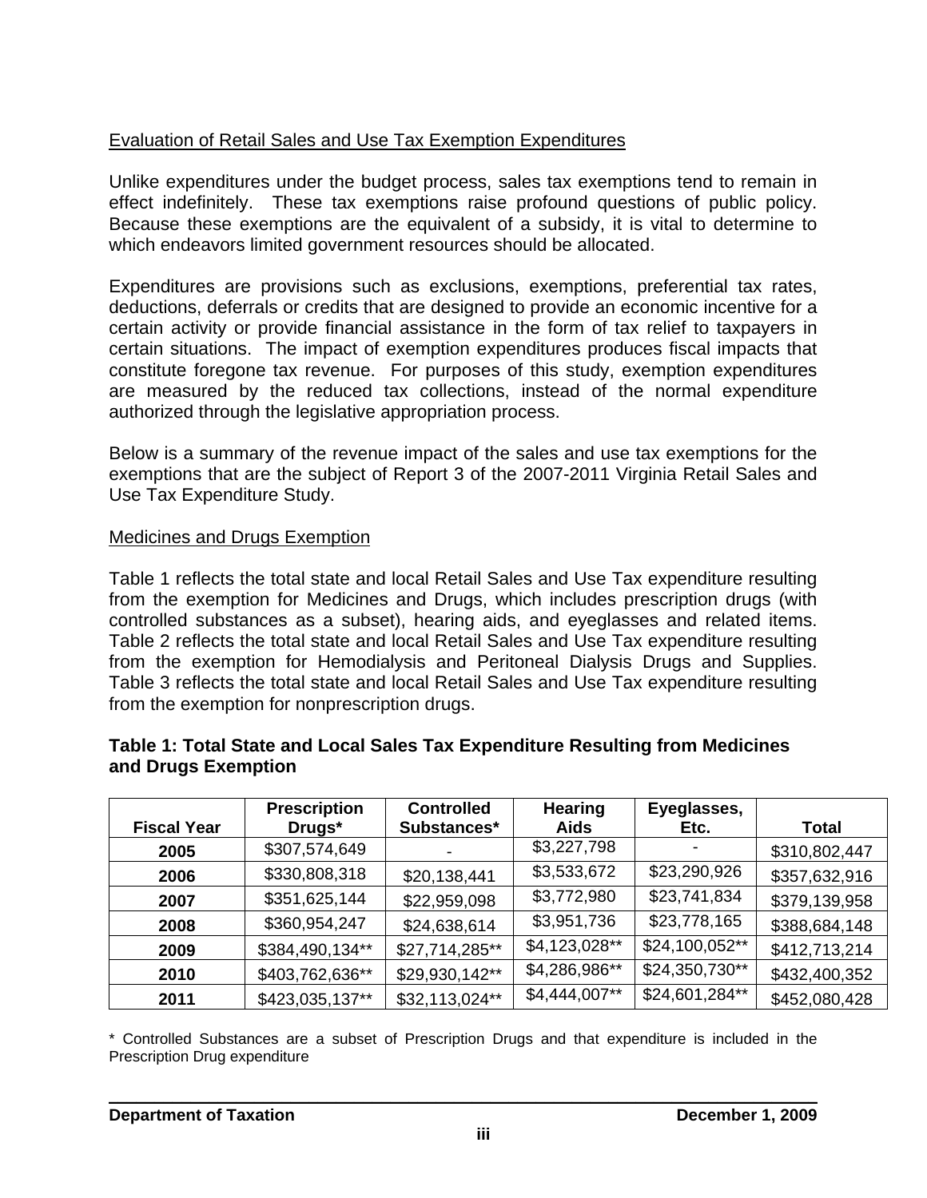## Evaluation of Retail Sales and Use Tax Exemption Expenditures

Unlike expenditures under the budget process, sales tax exemptions tend to remain in effect indefinitely. These tax exemptions raise profound questions of public policy. Because these exemptions are the equivalent of a subsidy, it is vital to determine to which endeavors limited government resources should be allocated.

Expenditures are provisions such as exclusions, exemptions, preferential tax rates, deductions, deferrals or credits that are designed to provide an economic incentive for a certain activity or provide financial assistance in the form of tax relief to taxpayers in certain situations. The impact of exemption expenditures produces fiscal impacts that constitute foregone tax revenue. For purposes of this study, exemption expenditures are measured by the reduced tax collections, instead of the normal expenditure authorized through the legislative appropriation process.

Below is a summary of the revenue impact of the sales and use tax exemptions for the exemptions that are the subject of Report 3 of the 2007-2011 Virginia Retail Sales and Use Tax Expenditure Study.

## Medicines and Drugs Exemption

Table 1 reflects the total state and local Retail Sales and Use Tax expenditure resulting from the exemption for Medicines and Drugs, which includes prescription drugs (with controlled substances as a subset), hearing aids, and eyeglasses and related items. Table 2 reflects the total state and local Retail Sales and Use Tax expenditure resulting from the exemption for Hemodialysis and Peritoneal Dialysis Drugs and Supplies. Table 3 reflects the total state and local Retail Sales and Use Tax expenditure resulting from the exemption for nonprescription drugs.

**Table 1: Total State and Local Sales Tax Expenditure Resulting from Medicines and Drugs Exemption**

| Fiscal Year | Prescription Drugs* | Controlled Substances* | Hearing Aids | Eyeglasses, Etc. | Total |
|---|---|---|---|---|---|
| 2005 | $307,574,649 | - | $3,227,798 | - | $310,802,447 |
| 2006 | $330,808,318 | $20,138,441 | $3,533,672 | $23,290,926 | $357,632,916 |
| 2007 | $351,625,144 | $22,959,098 | $3,772,980 | $23,741,834 | $379,139,958 |
| 2008 | $360,954,247 | $24,638,614 | $3,951,736 | $23,778,165 | $388,684,148 |
| 2009 | $384,490,134** | $27,714,285** | $4,123,028** | $24,100,052** | $412,713,214 |
| 2010 | $403,762,636** | $29,930,142** | $4,286,986** | $24,350,730** | $432,400,352 |
| 2011 | $423,035,137** | $32,113,024** | $4,444,007** | $24,601,284** | $452,080,428 |

\* Controlled Substances are a subset of Prescription Drugs and that expenditure is included in the Prescription Drug expenditure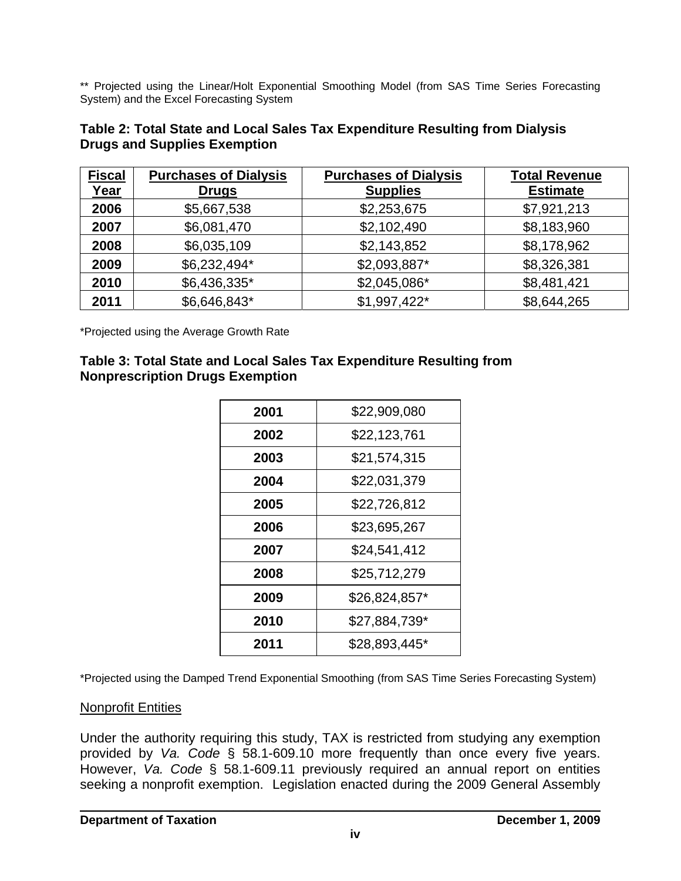** Projected using the Linear/Holt Exponential Smoothing Model (from SAS Time Series Forecasting System) and the Excel Forecasting System

**Table 2: Total State and Local Sales Tax Expenditure Resulting from Dialysis Drugs and Supplies Exemption**

| Fiscal Year | Purchases of Dialysis Drugs | Purchases of Dialysis Supplies | Total Revenue Estimate |
|---|---|---|---|
| **2006** | $5,667,538 | $2,253,675 | $7,921,213 |
| **2007** | $6,081,470 | $2,102,490 | $8,183,960 |
| **2008** | $6,035,109 | $2,143,852 | $8,178,962 |
| **2009** | $6,232,494* | $2,093,887* | $8,326,381 |
| **2010** | $6,436,335* | $2,045,086* | $8,481,421 |
| **2011** | $6,646,843* | $1,997,422* | $8,644,265 |

*Projected using the Average Growth Rate

**Table 3: Total State and Local Sales Tax Expenditure Resulting from Nonprescription Drugs Exemption**

| Year | Amount |
|---|---|
| **2001** | $22,909,080 |
| **2002** | $22,123,761 |
| **2003** | $21,574,315 |
| **2004** | $22,031,379 |
| **2005** | $22,726,812 |
| **2006** | $23,695,267 |
| **2007** | $24,541,412 |
| **2008** | $25,712,279 |
| **2009** | $26,824,857* |
| **2010** | $27,884,739* |
| **2011** | $28,893,445* |

*Projected using the Damped Trend Exponential Smoothing (from SAS Time Series Forecasting System)

Nonprofit Entities

Under the authority requiring this study, TAX is restricted from studying any exemption provided by *Va. Code* § 58.1-609.10 more frequently than once every five years. However, *Va. Code* § 58.1-609.11 previously required an annual report on entities seeking a nonprofit exemption. Legislation enacted during the 2009 General Assembly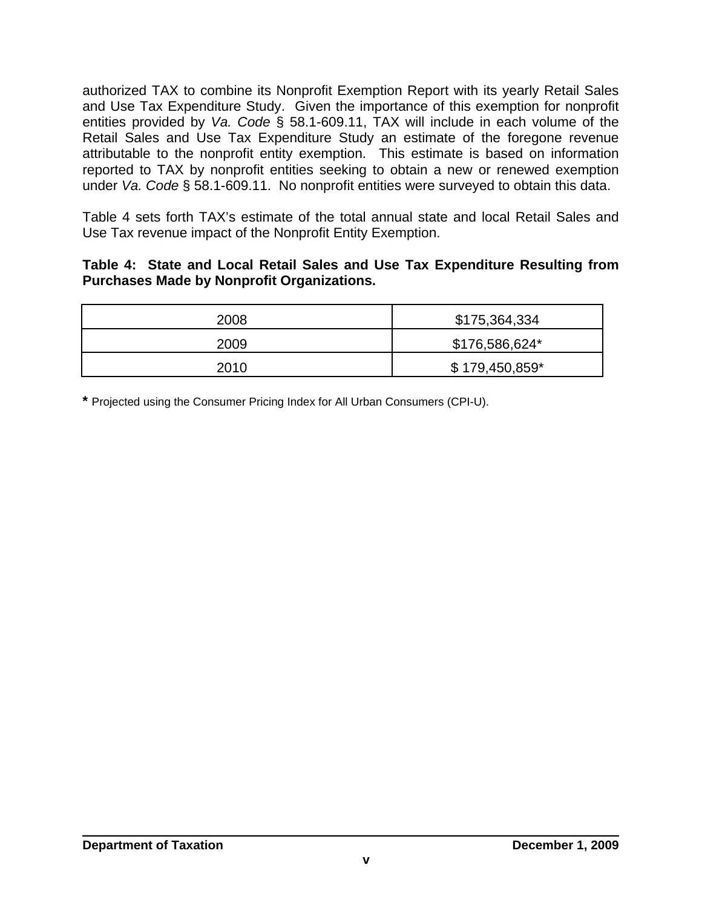authorized TAX to combine its Nonprofit Exemption Report with its yearly Retail Sales and Use Tax Expenditure Study. Given the importance of this exemption for nonprofit entities provided by *Va. Code* § 58.1-609.11, TAX will include in each volume of the Retail Sales and Use Tax Expenditure Study an estimate of the foregone revenue attributable to the nonprofit entity exemption. This estimate is based on information reported to TAX by nonprofit entities seeking to obtain a new or renewed exemption under *Va. Code* § 58.1-609.11. No nonprofit entities were surveyed to obtain this data.

Table 4 sets forth TAX's estimate of the total annual state and local Retail Sales and Use Tax revenue impact of the Nonprofit Entity Exemption.

**Table 4: State and Local Retail Sales and Use Tax Expenditure Resulting from Purchases Made by Nonprofit Organizations.**

| | |
|---|---|
| 2008 | $175,364,334 |
| 2009 | $176,586,624* |
| 2010 | $ 179,450,859* |

**\*** Projected using the Consumer Pricing Index for All Urban Consumers (CPI-U).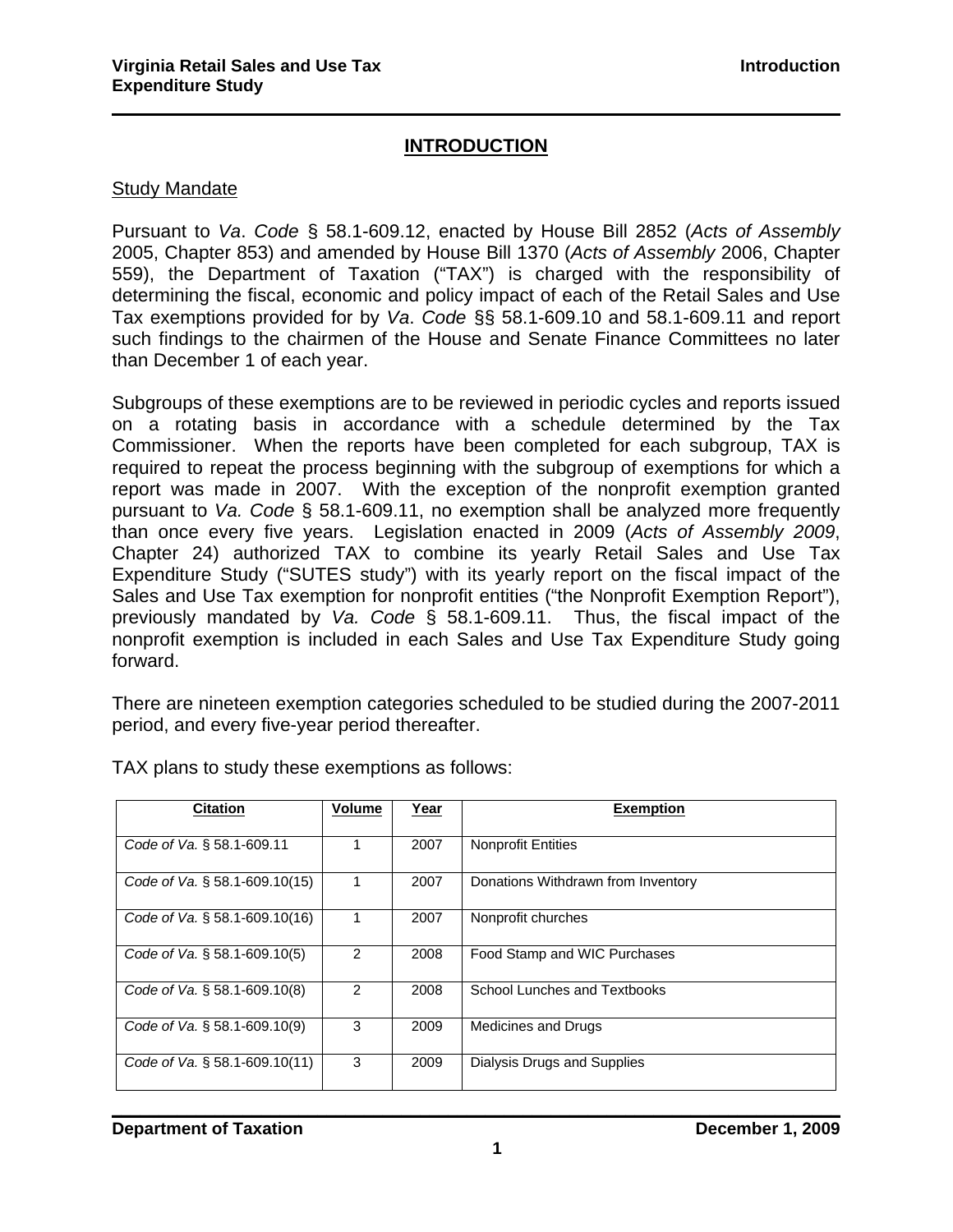# INTRODUCTION

## Study Mandate

Pursuant to *Va*. *Code* § 58.1-609.12, enacted by House Bill 2852 (*Acts of Assembly* 2005, Chapter 853) and amended by House Bill 1370 (*Acts of Assembly* 2006, Chapter 559), the Department of Taxation ("TAX") is charged with the responsibility of determining the fiscal, economic and policy impact of each of the Retail Sales and Use Tax exemptions provided for by *Va*. *Code* §§ 58.1-609.10 and 58.1-609.11 and report such findings to the chairmen of the House and Senate Finance Committees no later than December 1 of each year.

Subgroups of these exemptions are to be reviewed in periodic cycles and reports issued on a rotating basis in accordance with a schedule determined by the Tax Commissioner. When the reports have been completed for each subgroup, TAX is required to repeat the process beginning with the subgroup of exemptions for which a report was made in 2007. With the exception of the nonprofit exemption granted pursuant to *Va. Code* § 58.1-609.11, no exemption shall be analyzed more frequently than once every five years. Legislation enacted in 2009 (*Acts of Assembly 2009*, Chapter 24) authorized TAX to combine its yearly Retail Sales and Use Tax Expenditure Study ("SUTES study") with its yearly report on the fiscal impact of the Sales and Use Tax exemption for nonprofit entities ("the Nonprofit Exemption Report"), previously mandated by *Va. Code* § 58.1-609.11. Thus, the fiscal impact of the nonprofit exemption is included in each Sales and Use Tax Expenditure Study going forward.

There are nineteen exemption categories scheduled to be studied during the 2007-2011 period, and every five-year period thereafter.

TAX plans to study these exemptions as follows:

| Citation | Volume | Year | Exemption |
|---|---|---|---|
| *Code of Va.* § 58.1-609.11 | 1 | 2007 | Nonprofit Entities |
| *Code of Va.* § 58.1-609.10(15) | 1 | 2007 | Donations Withdrawn from Inventory |
| *Code of Va.* § 58.1-609.10(16) | 1 | 2007 | Nonprofit churches |
| *Code of Va.* § 58.1-609.10(5) | 2 | 2008 | Food Stamp and WIC Purchases |
| *Code of Va.* § 58.1-609.10(8) | 2 | 2008 | School Lunches and Textbooks |
| *Code of Va.* § 58.1-609.10(9) | 3 | 2009 | Medicines and Drugs |
| *Code of Va.* § 58.1-609.10(11) | 3 | 2009 | Dialysis Drugs and Supplies |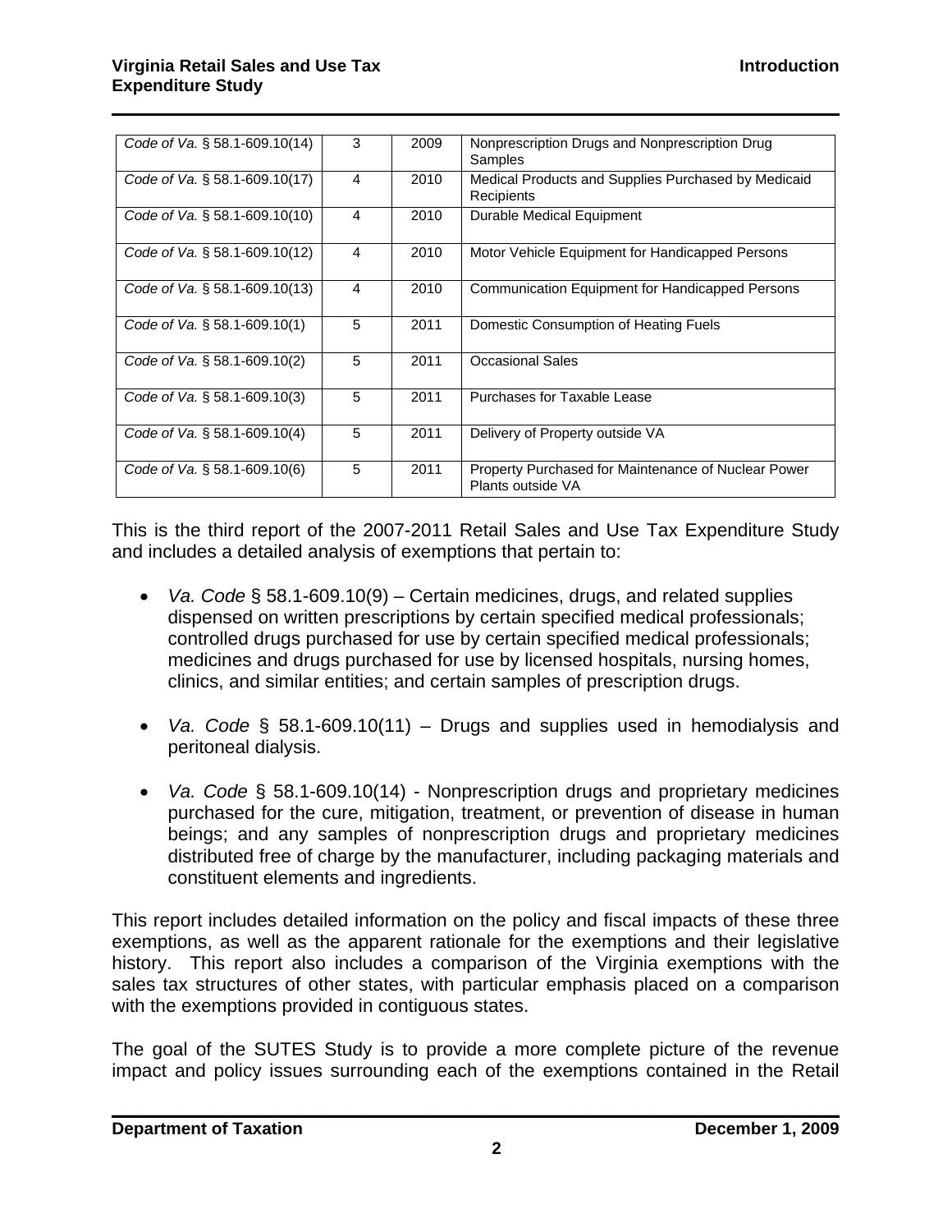| *Code of Va.* § 58.1-609.10(14) | 3 | 2009 | Nonprescription Drugs and Nonprescription Drug Samples |
|---|---|---|---|
| *Code of Va.* § 58.1-609.10(17) | 4 | 2010 | Medical Products and Supplies Purchased by Medicaid Recipients |
| *Code of Va.* § 58.1-609.10(10) | 4 | 2010 | Durable Medical Equipment |
| *Code of Va.* § 58.1-609.10(12) | 4 | 2010 | Motor Vehicle Equipment for Handicapped Persons |
| *Code of Va.* § 58.1-609.10(13) | 4 | 2010 | Communication Equipment for Handicapped Persons |
| *Code of Va.* § 58.1-609.10(1) | 5 | 2011 | Domestic Consumption of Heating Fuels |
| *Code of Va.* § 58.1-609.10(2) | 5 | 2011 | Occasional Sales |
| *Code of Va.* § 58.1-609.10(3) | 5 | 2011 | Purchases for Taxable Lease |
| *Code of Va.* § 58.1-609.10(4) | 5 | 2011 | Delivery of Property outside VA |
| *Code of Va.* § 58.1-609.10(6) | 5 | 2011 | Property Purchased for Maintenance of Nuclear Power Plants outside VA |

This is the third report of the 2007-2011 Retail Sales and Use Tax Expenditure Study and includes a detailed analysis of exemptions that pertain to:

- *Va. Code* § 58.1-609.10(9) – Certain medicines, drugs, and related supplies dispensed on written prescriptions by certain specified medical professionals; controlled drugs purchased for use by certain specified medical professionals; medicines and drugs purchased for use by licensed hospitals, nursing homes, clinics, and similar entities; and certain samples of prescription drugs.

- *Va. Code* § 58.1-609.10(11) – Drugs and supplies used in hemodialysis and peritoneal dialysis.

- *Va. Code* § 58.1-609.10(14) - Nonprescription drugs and proprietary medicines purchased for the cure, mitigation, treatment, or prevention of disease in human beings; and any samples of nonprescription drugs and proprietary medicines distributed free of charge by the manufacturer, including packaging materials and constituent elements and ingredients.

This report includes detailed information on the policy and fiscal impacts of these three exemptions, as well as the apparent rationale for the exemptions and their legislative history. This report also includes a comparison of the Virginia exemptions with the sales tax structures of other states, with particular emphasis placed on a comparison with the exemptions provided in contiguous states.

The goal of the SUTES Study is to provide a more complete picture of the revenue impact and policy issues surrounding each of the exemptions contained in the Retail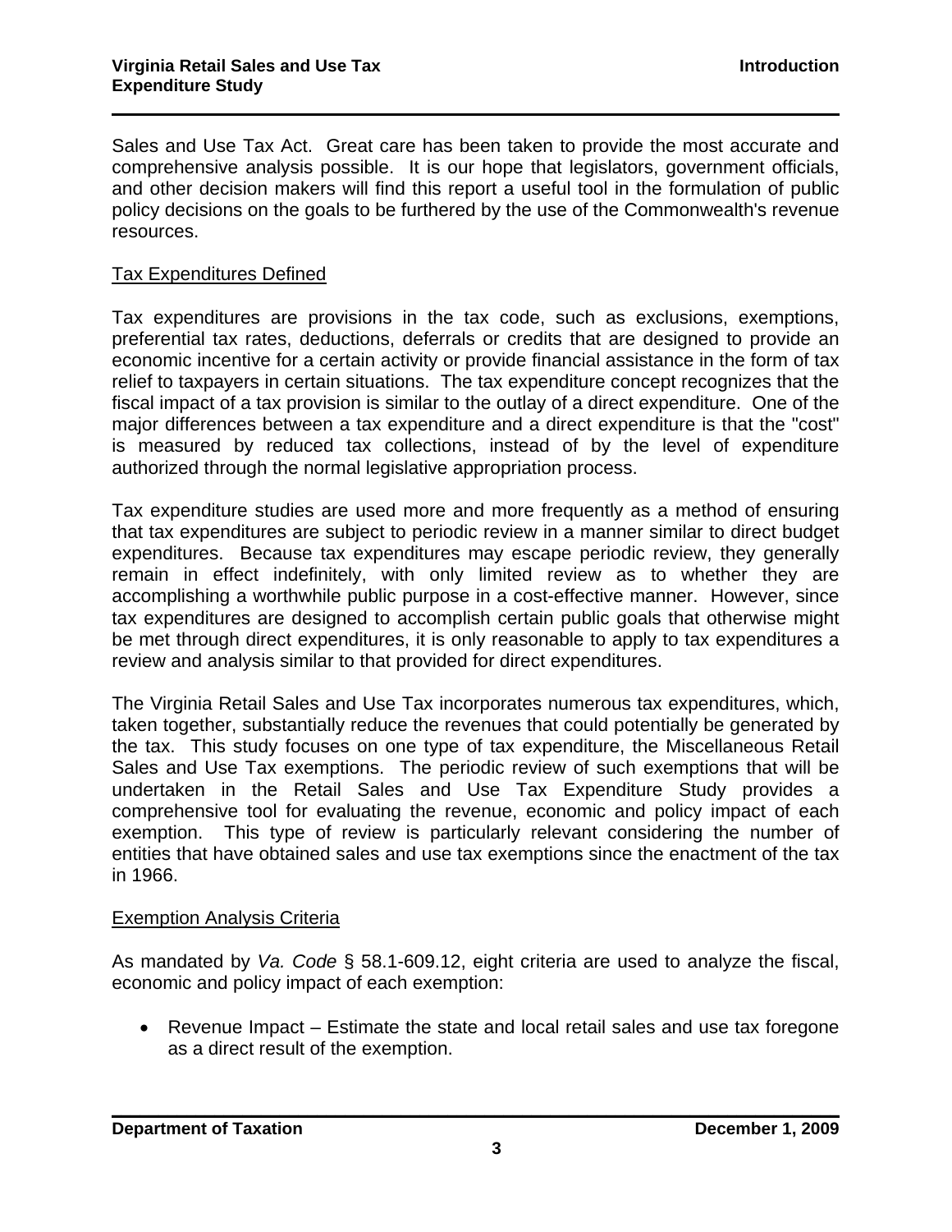Sales and Use Tax Act. Great care has been taken to provide the most accurate and comprehensive analysis possible. It is our hope that legislators, government officials, and other decision makers will find this report a useful tool in the formulation of public policy decisions on the goals to be furthered by the use of the Commonwealth's revenue resources.

## Tax Expenditures Defined

Tax expenditures are provisions in the tax code, such as exclusions, exemptions, preferential tax rates, deductions, deferrals or credits that are designed to provide an economic incentive for a certain activity or provide financial assistance in the form of tax relief to taxpayers in certain situations. The tax expenditure concept recognizes that the fiscal impact of a tax provision is similar to the outlay of a direct expenditure. One of the major differences between a tax expenditure and a direct expenditure is that the "cost" is measured by reduced tax collections, instead of by the level of expenditure authorized through the normal legislative appropriation process.

Tax expenditure studies are used more and more frequently as a method of ensuring that tax expenditures are subject to periodic review in a manner similar to direct budget expenditures. Because tax expenditures may escape periodic review, they generally remain in effect indefinitely, with only limited review as to whether they are accomplishing a worthwhile public purpose in a cost-effective manner. However, since tax expenditures are designed to accomplish certain public goals that otherwise might be met through direct expenditures, it is only reasonable to apply to tax expenditures a review and analysis similar to that provided for direct expenditures.

The Virginia Retail Sales and Use Tax incorporates numerous tax expenditures, which, taken together, substantially reduce the revenues that could potentially be generated by the tax. This study focuses on one type of tax expenditure, the Miscellaneous Retail Sales and Use Tax exemptions. The periodic review of such exemptions that will be undertaken in the Retail Sales and Use Tax Expenditure Study provides a comprehensive tool for evaluating the revenue, economic and policy impact of each exemption. This type of review is particularly relevant considering the number of entities that have obtained sales and use tax exemptions since the enactment of the tax in 1966.

## Exemption Analysis Criteria

As mandated by *Va. Code* § 58.1-609.12, eight criteria are used to analyze the fiscal, economic and policy impact of each exemption:

- Revenue Impact – Estimate the state and local retail sales and use tax foregone as a direct result of the exemption.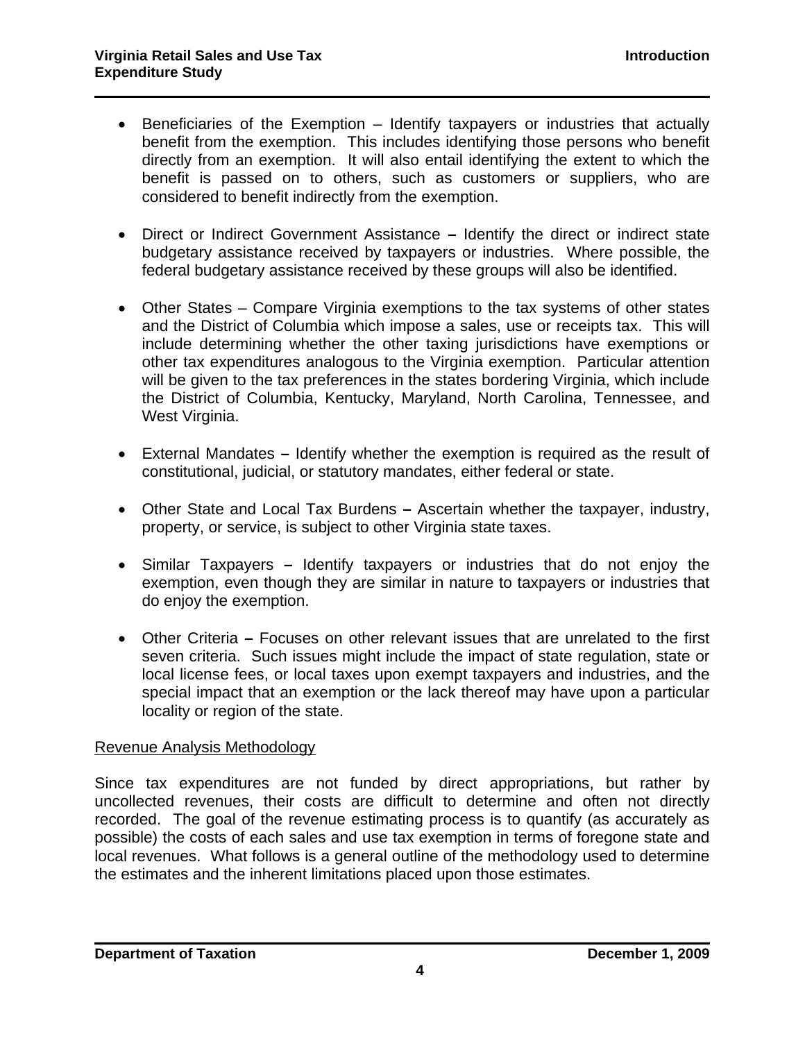- Beneficiaries of the Exemption – Identify taxpayers or industries that actually benefit from the exemption. This includes identifying those persons who benefit directly from an exemption. It will also entail identifying the extent to which the benefit is passed on to others, such as customers or suppliers, who are considered to benefit indirectly from the exemption.

- Direct or Indirect Government Assistance **–** Identify the direct or indirect state budgetary assistance received by taxpayers or industries. Where possible, the federal budgetary assistance received by these groups will also be identified.

- Other States – Compare Virginia exemptions to the tax systems of other states and the District of Columbia which impose a sales, use or receipts tax. This will include determining whether the other taxing jurisdictions have exemptions or other tax expenditures analogous to the Virginia exemption. Particular attention will be given to the tax preferences in the states bordering Virginia, which include the District of Columbia, Kentucky, Maryland, North Carolina, Tennessee, and West Virginia.

- External Mandates **–** Identify whether the exemption is required as the result of constitutional, judicial, or statutory mandates, either federal or state.

- Other State and Local Tax Burdens **–** Ascertain whether the taxpayer, industry, property, or service, is subject to other Virginia state taxes.

- Similar Taxpayers **–** Identify taxpayers or industries that do not enjoy the exemption, even though they are similar in nature to taxpayers or industries that do enjoy the exemption.

- Other Criteria **–** Focuses on other relevant issues that are unrelated to the first seven criteria. Such issues might include the impact of state regulation, state or local license fees, or local taxes upon exempt taxpayers and industries, and the special impact that an exemption or the lack thereof may have upon a particular locality or region of the state.

<u>Revenue Analysis Methodology</u>

Since tax expenditures are not funded by direct appropriations, but rather by uncollected revenues, their costs are difficult to determine and often not directly recorded. The goal of the revenue estimating process is to quantify (as accurately as possible) the costs of each sales and use tax exemption in terms of foregone state and local revenues. What follows is a general outline of the methodology used to determine the estimates and the inherent limitations placed upon those estimates.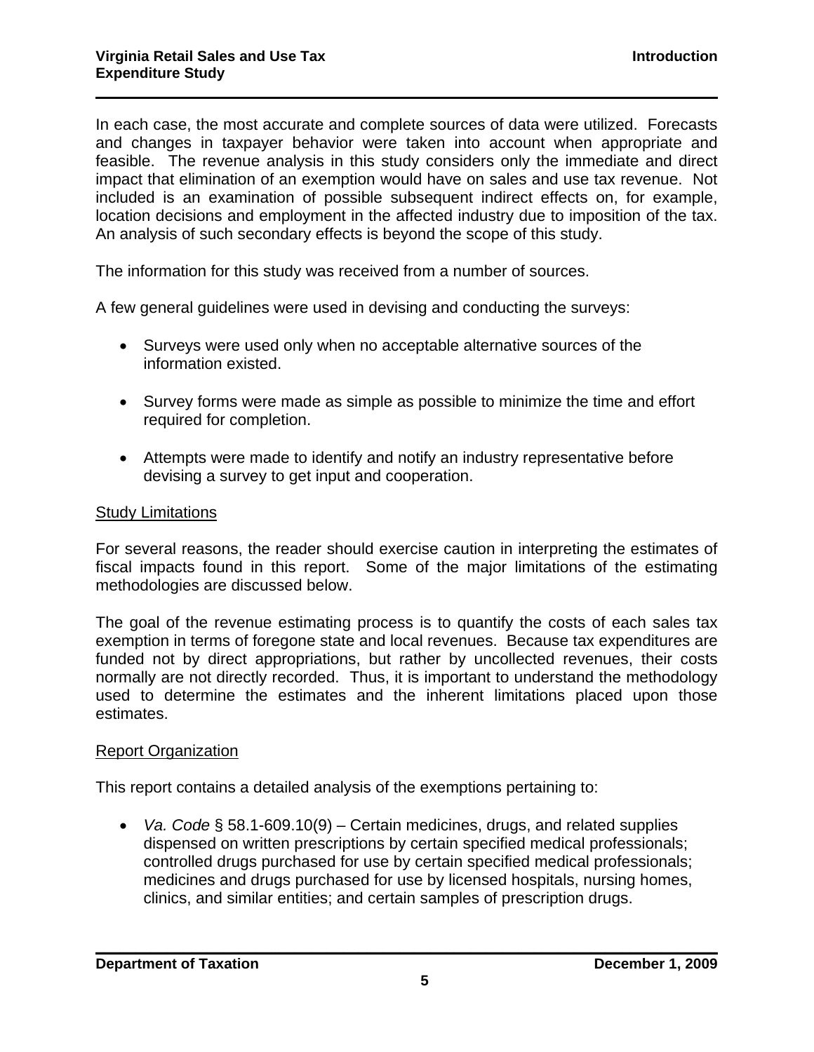In each case, the most accurate and complete sources of data were utilized. Forecasts and changes in taxpayer behavior were taken into account when appropriate and feasible. The revenue analysis in this study considers only the immediate and direct impact that elimination of an exemption would have on sales and use tax revenue. Not included is an examination of possible subsequent indirect effects on, for example, location decisions and employment in the affected industry due to imposition of the tax. An analysis of such secondary effects is beyond the scope of this study.

The information for this study was received from a number of sources.

A few general guidelines were used in devising and conducting the surveys:

- Surveys were used only when no acceptable alternative sources of the information existed.
- Survey forms were made as simple as possible to minimize the time and effort required for completion.
- Attempts were made to identify and notify an industry representative before devising a survey to get input and cooperation.

## Study Limitations

For several reasons, the reader should exercise caution in interpreting the estimates of fiscal impacts found in this report. Some of the major limitations of the estimating methodologies are discussed below.

The goal of the revenue estimating process is to quantify the costs of each sales tax exemption in terms of foregone state and local revenues. Because tax expenditures are funded not by direct appropriations, but rather by uncollected revenues, their costs normally are not directly recorded. Thus, it is important to understand the methodology used to determine the estimates and the inherent limitations placed upon those estimates.

## Report Organization

This report contains a detailed analysis of the exemptions pertaining to:

- *Va. Code* § 58.1-609.10(9) – Certain medicines, drugs, and related supplies dispensed on written prescriptions by certain specified medical professionals; controlled drugs purchased for use by certain specified medical professionals; medicines and drugs purchased for use by licensed hospitals, nursing homes, clinics, and similar entities; and certain samples of prescription drugs.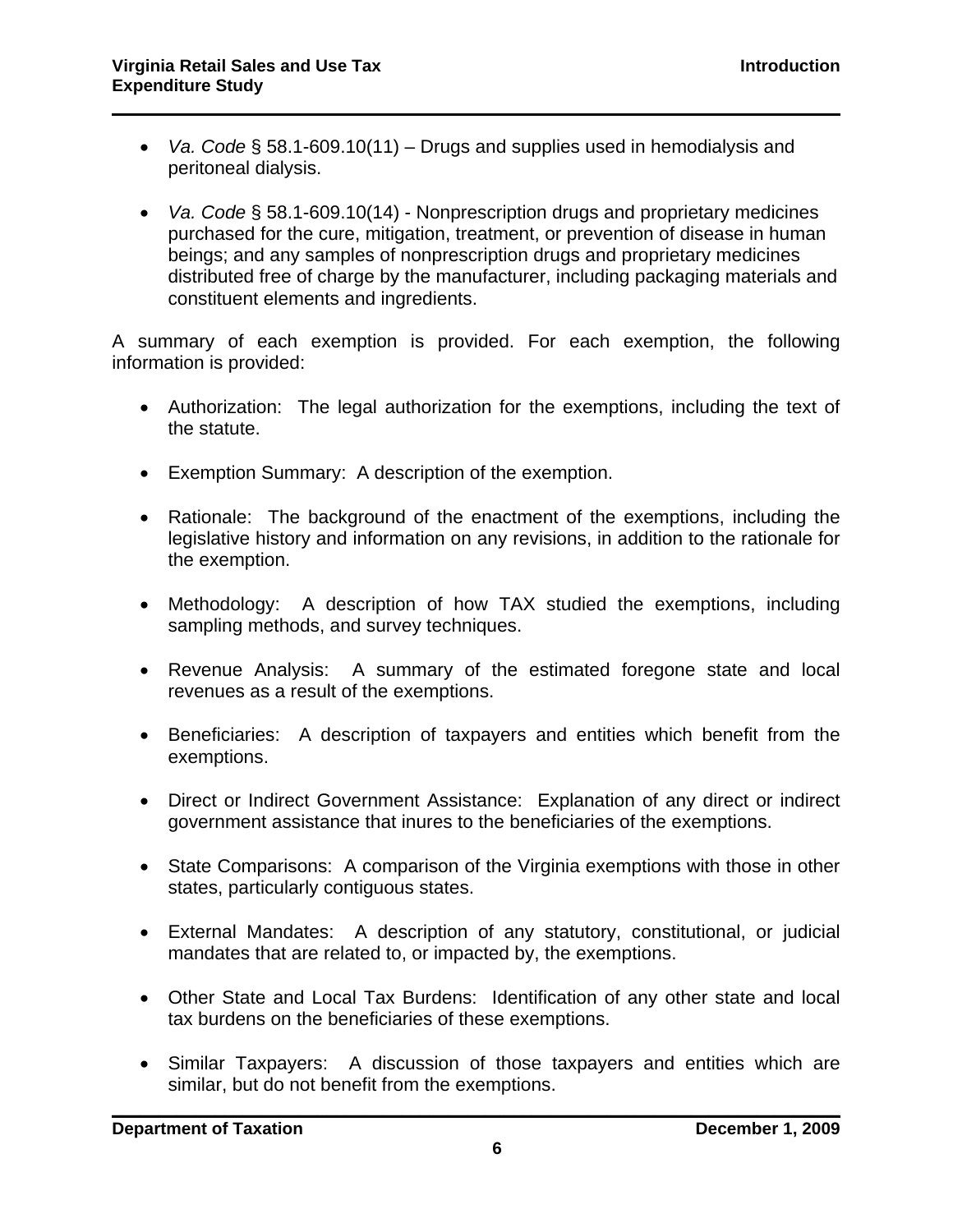- *Va. Code* § 58.1-609.10(11) – Drugs and supplies used in hemodialysis and peritoneal dialysis.

- *Va. Code* § 58.1-609.10(14) - Nonprescription drugs and proprietary medicines purchased for the cure, mitigation, treatment, or prevention of disease in human beings; and any samples of nonprescription drugs and proprietary medicines distributed free of charge by the manufacturer, including packaging materials and constituent elements and ingredients.

A summary of each exemption is provided. For each exemption, the following information is provided:

- Authorization: The legal authorization for the exemptions, including the text of the statute.

- Exemption Summary: A description of the exemption.

- Rationale: The background of the enactment of the exemptions, including the legislative history and information on any revisions, in addition to the rationale for the exemption.

- Methodology: A description of how TAX studied the exemptions, including sampling methods, and survey techniques.

- Revenue Analysis: A summary of the estimated foregone state and local revenues as a result of the exemptions.

- Beneficiaries: A description of taxpayers and entities which benefit from the exemptions.

- Direct or Indirect Government Assistance: Explanation of any direct or indirect government assistance that inures to the beneficiaries of the exemptions.

- State Comparisons: A comparison of the Virginia exemptions with those in other states, particularly contiguous states.

- External Mandates: A description of any statutory, constitutional, or judicial mandates that are related to, or impacted by, the exemptions.

- Other State and Local Tax Burdens: Identification of any other state and local tax burdens on the beneficiaries of these exemptions.

- Similar Taxpayers: A discussion of those taxpayers and entities which are similar, but do not benefit from the exemptions.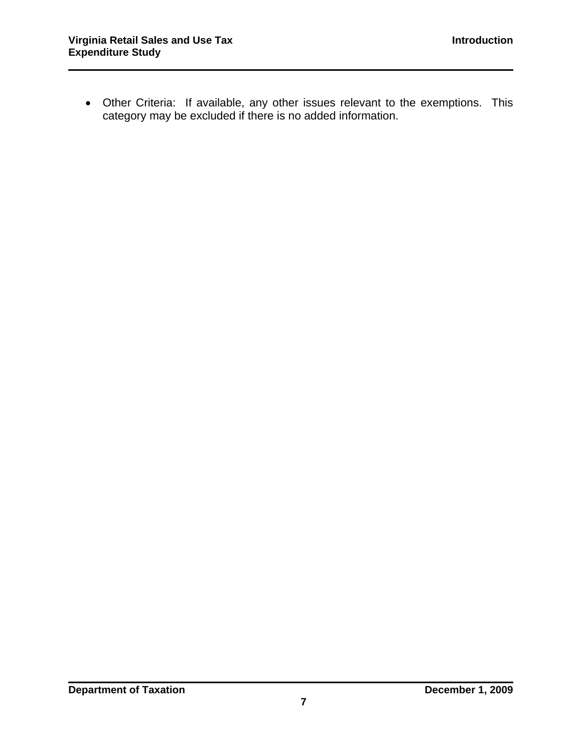- Other Criteria: If available, any other issues relevant to the exemptions. This category may be excluded if there is no added information.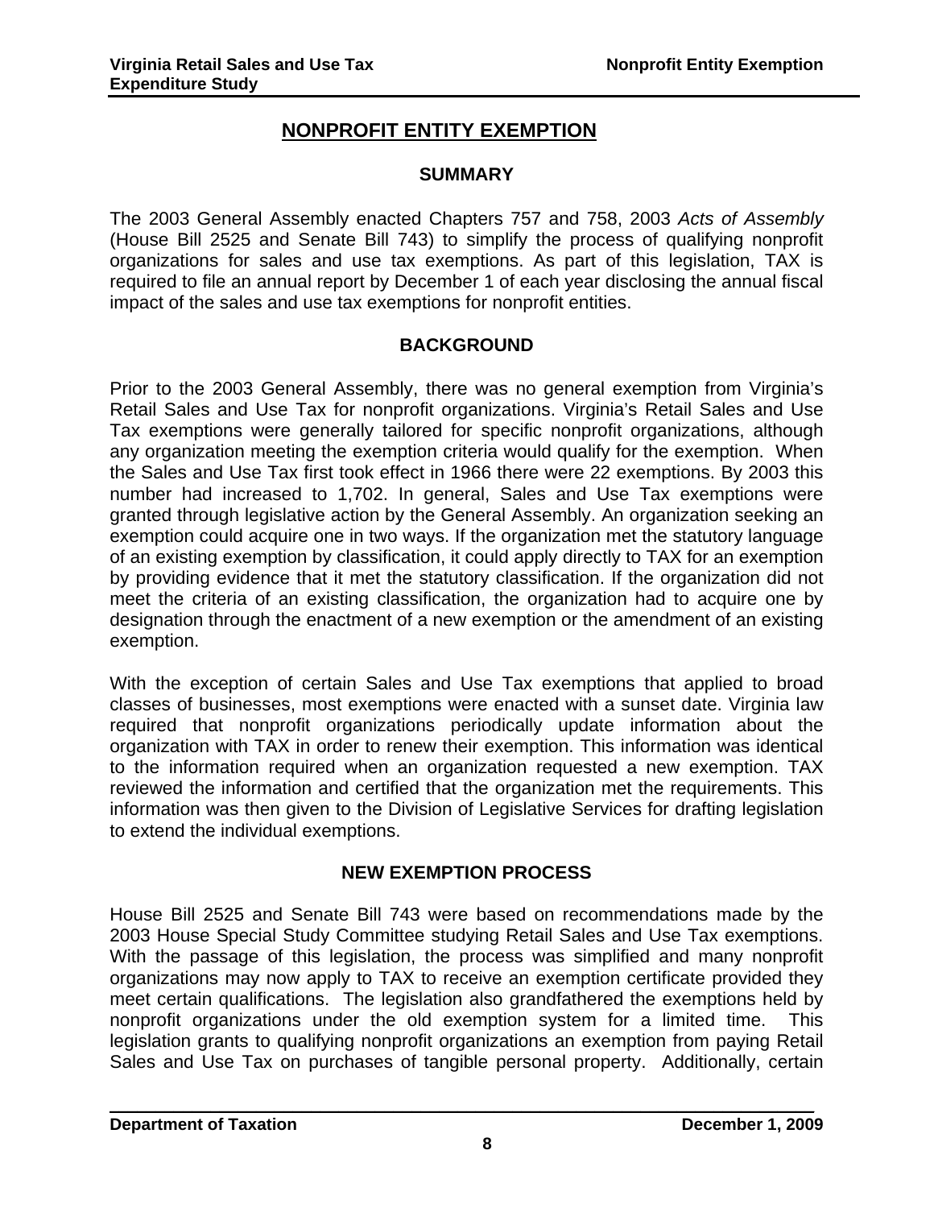# NONPROFIT ENTITY EXEMPTION

## SUMMARY

The 2003 General Assembly enacted Chapters 757 and 758, 2003 *Acts of Assembly* (House Bill 2525 and Senate Bill 743) to simplify the process of qualifying nonprofit organizations for sales and use tax exemptions. As part of this legislation, TAX is required to file an annual report by December 1 of each year disclosing the annual fiscal impact of the sales and use tax exemptions for nonprofit entities.

## BACKGROUND

Prior to the 2003 General Assembly, there was no general exemption from Virginia's Retail Sales and Use Tax for nonprofit organizations. Virginia's Retail Sales and Use Tax exemptions were generally tailored for specific nonprofit organizations, although any organization meeting the exemption criteria would qualify for the exemption. When the Sales and Use Tax first took effect in 1966 there were 22 exemptions. By 2003 this number had increased to 1,702. In general, Sales and Use Tax exemptions were granted through legislative action by the General Assembly. An organization seeking an exemption could acquire one in two ways. If the organization met the statutory language of an existing exemption by classification, it could apply directly to TAX for an exemption by providing evidence that it met the statutory classification. If the organization did not meet the criteria of an existing classification, the organization had to acquire one by designation through the enactment of a new exemption or the amendment of an existing exemption.

With the exception of certain Sales and Use Tax exemptions that applied to broad classes of businesses, most exemptions were enacted with a sunset date. Virginia law required that nonprofit organizations periodically update information about the organization with TAX in order to renew their exemption. This information was identical to the information required when an organization requested a new exemption. TAX reviewed the information and certified that the organization met the requirements. This information was then given to the Division of Legislative Services for drafting legislation to extend the individual exemptions.

## NEW EXEMPTION PROCESS

House Bill 2525 and Senate Bill 743 were based on recommendations made by the 2003 House Special Study Committee studying Retail Sales and Use Tax exemptions. With the passage of this legislation, the process was simplified and many nonprofit organizations may now apply to TAX to receive an exemption certificate provided they meet certain qualifications. The legislation also grandfathered the exemptions held by nonprofit organizations under the old exemption system for a limited time. This legislation grants to qualifying nonprofit organizations an exemption from paying Retail Sales and Use Tax on purchases of tangible personal property. Additionally, certain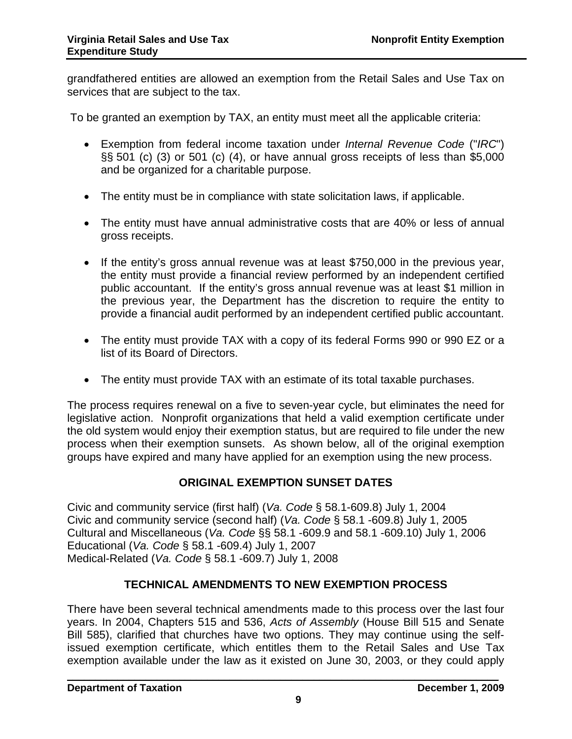grandfathered entities are allowed an exemption from the Retail Sales and Use Tax on services that are subject to the tax.

To be granted an exemption by TAX, an entity must meet all the applicable criteria:

- Exemption from federal income taxation under *Internal Revenue Code* ("*IRC*") §§ 501 (c) (3) or 501 (c) (4), or have annual gross receipts of less than $5,000 and be organized for a charitable purpose.
- The entity must be in compliance with state solicitation laws, if applicable.
- The entity must have annual administrative costs that are 40% or less of annual gross receipts.
- If the entity's gross annual revenue was at least $750,000 in the previous year, the entity must provide a financial review performed by an independent certified public accountant. If the entity's gross annual revenue was at least $1 million in the previous year, the Department has the discretion to require the entity to provide a financial audit performed by an independent certified public accountant.
- The entity must provide TAX with a copy of its federal Forms 990 or 990 EZ or a list of its Board of Directors.
- The entity must provide TAX with an estimate of its total taxable purchases.

The process requires renewal on a five to seven-year cycle, but eliminates the need for legislative action. Nonprofit organizations that held a valid exemption certificate under the old system would enjoy their exemption status, but are required to file under the new process when their exemption sunsets. As shown below, all of the original exemption groups have expired and many have applied for an exemption using the new process.

## ORIGINAL EXEMPTION SUNSET DATES

Civic and community service (first half) (*Va. Code* § 58.1-609.8) July 1, 2004
Civic and community service (second half) (*Va. Code* § 58.1 -609.8) July 1, 2005
Cultural and Miscellaneous (*Va. Code* §§ 58.1 -609.9 and 58.1 -609.10) July 1, 2006
Educational (*Va. Code* § 58.1 -609.4) July 1, 2007
Medical-Related (*Va. Code* § 58.1 -609.7) July 1, 2008

## TECHNICAL AMENDMENTS TO NEW EXEMPTION PROCESS

There have been several technical amendments made to this process over the last four years. In 2004, Chapters 515 and 536, *Acts of Assembly* (House Bill 515 and Senate Bill 585), clarified that churches have two options. They may continue using the self-issued exemption certificate, which entitles them to the Retail Sales and Use Tax exemption available under the law as it existed on June 30, 2003, or they could apply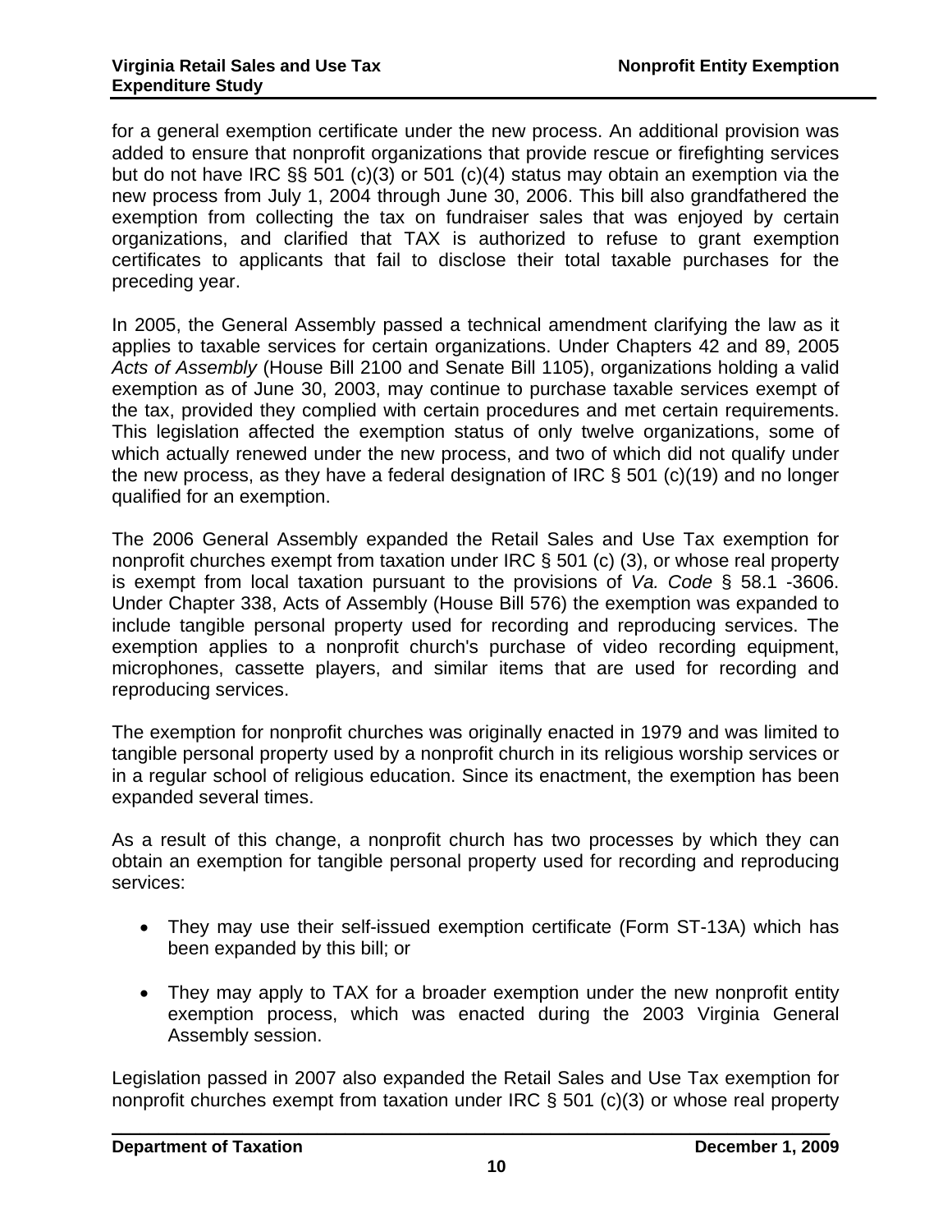for a general exemption certificate under the new process. An additional provision was added to ensure that nonprofit organizations that provide rescue or firefighting services but do not have IRC §§ 501 (c)(3) or 501 (c)(4) status may obtain an exemption via the new process from July 1, 2004 through June 30, 2006. This bill also grandfathered the exemption from collecting the tax on fundraiser sales that was enjoyed by certain organizations, and clarified that TAX is authorized to refuse to grant exemption certificates to applicants that fail to disclose their total taxable purchases for the preceding year.

In 2005, the General Assembly passed a technical amendment clarifying the law as it applies to taxable services for certain organizations. Under Chapters 42 and 89, 2005 *Acts of Assembly* (House Bill 2100 and Senate Bill 1105), organizations holding a valid exemption as of June 30, 2003, may continue to purchase taxable services exempt of the tax, provided they complied with certain procedures and met certain requirements. This legislation affected the exemption status of only twelve organizations, some of which actually renewed under the new process, and two of which did not qualify under the new process, as they have a federal designation of IRC § 501 (c)(19) and no longer qualified for an exemption.

The 2006 General Assembly expanded the Retail Sales and Use Tax exemption for nonprofit churches exempt from taxation under IRC § 501 (c) (3), or whose real property is exempt from local taxation pursuant to the provisions of *Va. Code* § 58.1 -3606. Under Chapter 338, Acts of Assembly (House Bill 576) the exemption was expanded to include tangible personal property used for recording and reproducing services. The exemption applies to a nonprofit church's purchase of video recording equipment, microphones, cassette players, and similar items that are used for recording and reproducing services.

The exemption for nonprofit churches was originally enacted in 1979 and was limited to tangible personal property used by a nonprofit church in its religious worship services or in a regular school of religious education. Since its enactment, the exemption has been expanded several times.

As a result of this change, a nonprofit church has two processes by which they can obtain an exemption for tangible personal property used for recording and reproducing services:

- They may use their self-issued exemption certificate (Form ST-13A) which has been expanded by this bill; or
- They may apply to TAX for a broader exemption under the new nonprofit entity exemption process, which was enacted during the 2003 Virginia General Assembly session.

Legislation passed in 2007 also expanded the Retail Sales and Use Tax exemption for nonprofit churches exempt from taxation under IRC § 501 (c)(3) or whose real property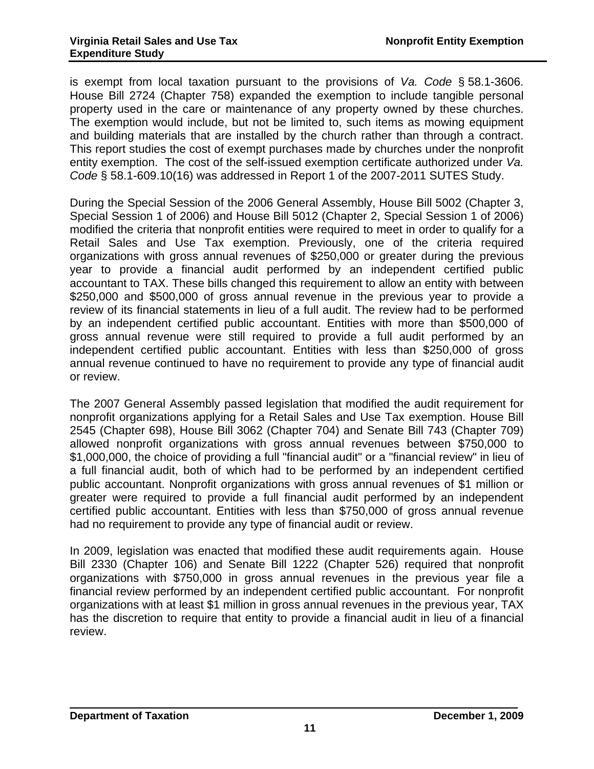is exempt from local taxation pursuant to the provisions of *Va. Code* § 58.1-3606. House Bill 2724 (Chapter 758) expanded the exemption to include tangible personal property used in the care or maintenance of any property owned by these churches. The exemption would include, but not be limited to, such items as mowing equipment and building materials that are installed by the church rather than through a contract. This report studies the cost of exempt purchases made by churches under the nonprofit entity exemption. The cost of the self-issued exemption certificate authorized under *Va. Code* § 58.1-609.10(16) was addressed in Report 1 of the 2007-2011 SUTES Study.

During the Special Session of the 2006 General Assembly, House Bill 5002 (Chapter 3, Special Session 1 of 2006) and House Bill 5012 (Chapter 2, Special Session 1 of 2006) modified the criteria that nonprofit entities were required to meet in order to qualify for a Retail Sales and Use Tax exemption. Previously, one of the criteria required organizations with gross annual revenues of $250,000 or greater during the previous year to provide a financial audit performed by an independent certified public accountant to TAX. These bills changed this requirement to allow an entity with between $250,000 and $500,000 of gross annual revenue in the previous year to provide a review of its financial statements in lieu of a full audit. The review had to be performed by an independent certified public accountant. Entities with more than $500,000 of gross annual revenue were still required to provide a full audit performed by an independent certified public accountant. Entities with less than $250,000 of gross annual revenue continued to have no requirement to provide any type of financial audit or review.

The 2007 General Assembly passed legislation that modified the audit requirement for nonprofit organizations applying for a Retail Sales and Use Tax exemption. House Bill 2545 (Chapter 698), House Bill 3062 (Chapter 704) and Senate Bill 743 (Chapter 709) allowed nonprofit organizations with gross annual revenues between $750,000 to $1,000,000, the choice of providing a full "financial audit" or a "financial review" in lieu of a full financial audit, both of which had to be performed by an independent certified public accountant. Nonprofit organizations with gross annual revenues of $1 million or greater were required to provide a full financial audit performed by an independent certified public accountant. Entities with less than $750,000 of gross annual revenue had no requirement to provide any type of financial audit or review.

In 2009, legislation was enacted that modified these audit requirements again. House Bill 2330 (Chapter 106) and Senate Bill 1222 (Chapter 526) required that nonprofit organizations with $750,000 in gross annual revenues in the previous year file a financial review performed by an independent certified public accountant. For nonprofit organizations with at least $1 million in gross annual revenues in the previous year, TAX has the discretion to require that entity to provide a financial audit in lieu of a financial review.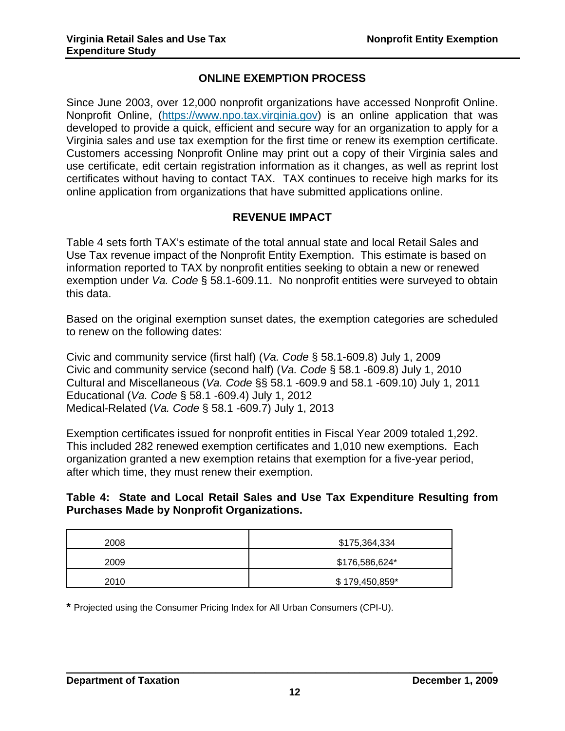## ONLINE EXEMPTION PROCESS

Since June 2003, over 12,000 nonprofit organizations have accessed Nonprofit Online. Nonprofit Online, (https://www.npo.tax.virqinia.gov) is an online application that was developed to provide a quick, efficient and secure way for an organization to apply for a Virginia sales and use tax exemption for the first time or renew its exemption certificate. Customers accessing Nonprofit Online may print out a copy of their Virginia sales and use certificate, edit certain registration information as it changes, as well as reprint lost certificates without having to contact TAX. TAX continues to receive high marks for its online application from organizations that have submitted applications online.

## REVENUE IMPACT

Table 4 sets forth TAX's estimate of the total annual state and local Retail Sales and Use Tax revenue impact of the Nonprofit Entity Exemption. This estimate is based on information reported to TAX by nonprofit entities seeking to obtain a new or renewed exemption under *Va. Code* § 58.1-609.11. No nonprofit entities were surveyed to obtain this data.

Based on the original exemption sunset dates, the exemption categories are scheduled to renew on the following dates:

Civic and community service (first half) (*Va. Code* § 58.1-609.8) July 1, 2009
Civic and community service (second half) (*Va. Code* § 58.1 -609.8) July 1, 2010
Cultural and Miscellaneous (*Va. Code* §§ 58.1 -609.9 and 58.1 -609.10) July 1, 2011
Educational (*Va. Code* § 58.1 -609.4) July 1, 2012
Medical-Related (*Va. Code* § 58.1 -609.7) July 1, 2013

Exemption certificates issued for nonprofit entities in Fiscal Year 2009 totaled 1,292. This included 282 renewed exemption certificates and 1,010 new exemptions. Each organization granted a new exemption retains that exemption for a five-year period, after which time, they must renew their exemption.

**Table 4: State and Local Retail Sales and Use Tax Expenditure Resulting from Purchases Made by Nonprofit Organizations.**

| Year | Amount |
|---|---|
| 2008 | $175,364,334 |
| 2009 | $176,586,624* |
| 2010 | $ 179,450,859* |

**\*** Projected using the Consumer Pricing Index for All Urban Consumers (CPI-U).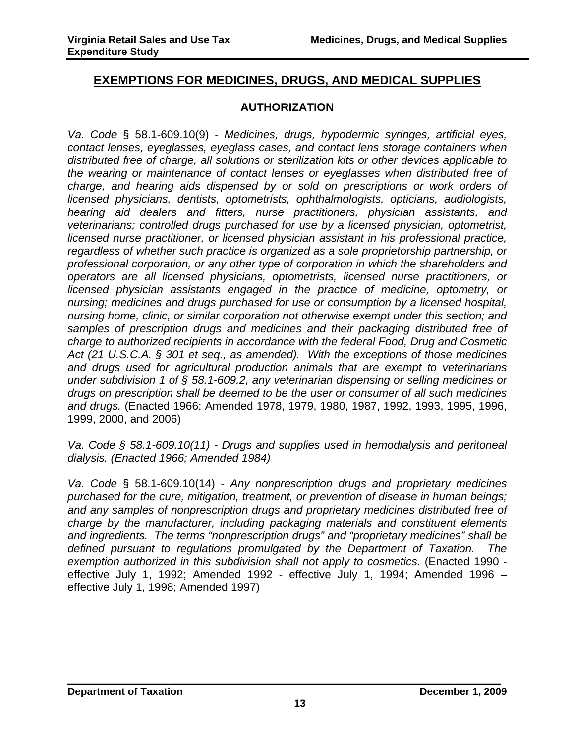## EXEMPTIONS FOR MEDICINES, DRUGS, AND MEDICAL SUPPLIES

### AUTHORIZATION

*Va. Code* § 58.1-609.10(9) - *Medicines, drugs, hypodermic syringes, artificial eyes, contact lenses, eyeglasses, eyeglass cases, and contact lens storage containers when distributed free of charge, all solutions or sterilization kits or other devices applicable to the wearing or maintenance of contact lenses or eyeglasses when distributed free of charge, and hearing aids dispensed by or sold on prescriptions or work orders of licensed physicians, dentists, optometrists, ophthalmologists, opticians, audiologists, hearing aid dealers and fitters, nurse practitioners, physician assistants, and veterinarians; controlled drugs purchased for use by a licensed physician, optometrist, licensed nurse practitioner, or licensed physician assistant in his professional practice, regardless of whether such practice is organized as a sole proprietorship partnership, or professional corporation, or any other type of corporation in which the shareholders and operators are all licensed physicians, optometrists, licensed nurse practitioners, or licensed physician assistants engaged in the practice of medicine, optometry, or nursing; medicines and drugs purchased for use or consumption by a licensed hospital, nursing home, clinic, or similar corporation not otherwise exempt under this section; and samples of prescription drugs and medicines and their packaging distributed free of charge to authorized recipients in accordance with the federal Food, Drug and Cosmetic Act (21 U.S.C.A. § 301 et seq., as amended). With the exceptions of those medicines and drugs used for agricultural production animals that are exempt to veterinarians under subdivision 1 of § 58.1-609.2, any veterinarian dispensing or selling medicines or drugs on prescription shall be deemed to be the user or consumer of all such medicines and drugs.* (Enacted 1966; Amended 1978, 1979, 1980, 1987, 1992, 1993, 1995, 1996, 1999, 2000, and 2006)

*Va. Code § 58.1-609.10(11) - Drugs and supplies used in hemodialysis and peritoneal dialysis. (Enacted 1966; Amended 1984)*

*Va. Code* § 58.1-609.10(14) - *Any nonprescription drugs and proprietary medicines purchased for the cure, mitigation, treatment, or prevention of disease in human beings; and any samples of nonprescription drugs and proprietary medicines distributed free of charge by the manufacturer, including packaging materials and constituent elements and ingredients. The terms "nonprescription drugs" and "proprietary medicines" shall be defined pursuant to regulations promulgated by the Department of Taxation. The exemption authorized in this subdivision shall not apply to cosmetics.* (Enacted 1990 - effective July 1, 1992; Amended 1992 - effective July 1, 1994; Amended 1996 – effective July 1, 1998; Amended 1997)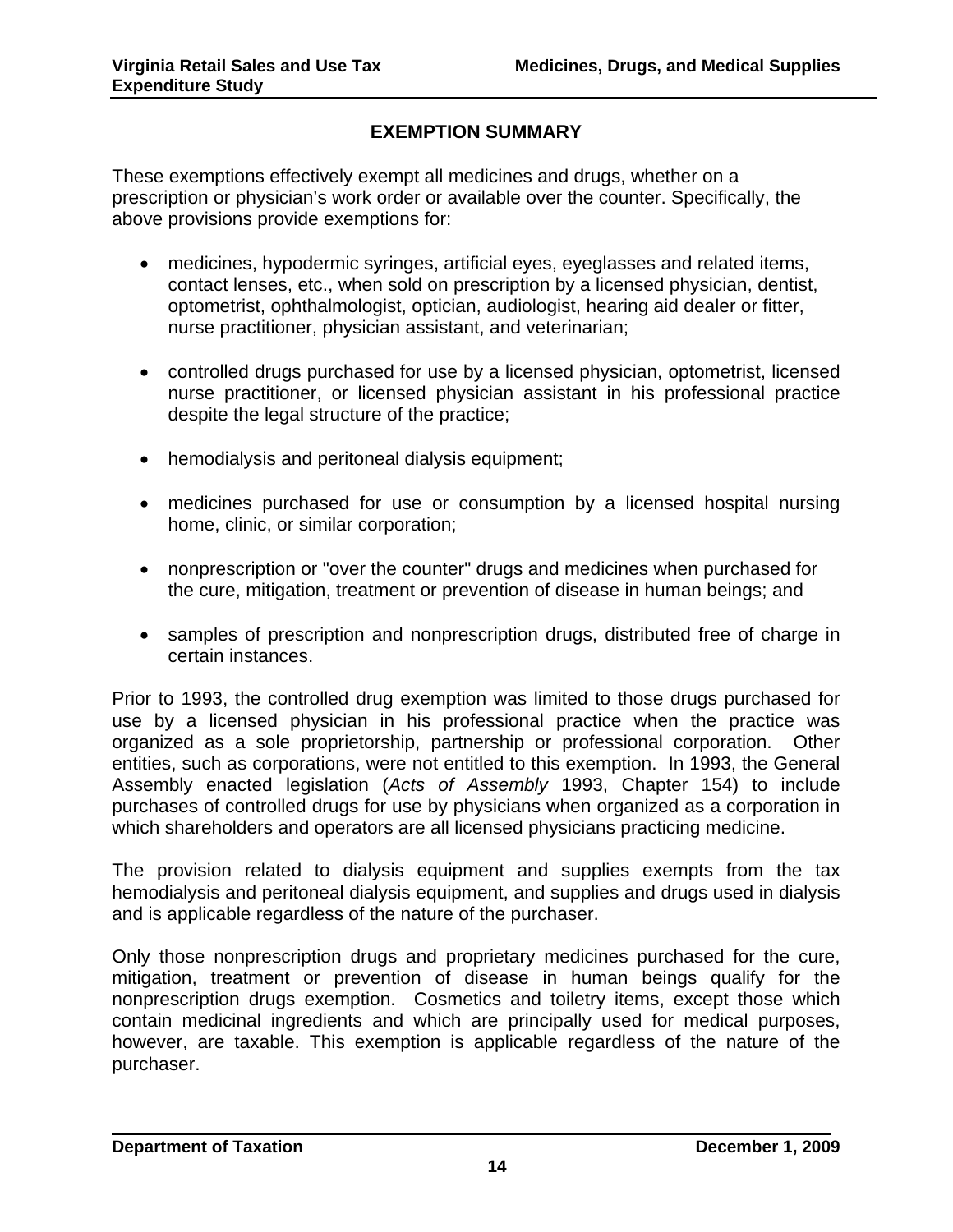## EXEMPTION SUMMARY

These exemptions effectively exempt all medicines and drugs, whether on a prescription or physician's work order or available over the counter. Specifically, the above provisions provide exemptions for:

- medicines, hypodermic syringes, artificial eyes, eyeglasses and related items, contact lenses, etc., when sold on prescription by a licensed physician, dentist, optometrist, ophthalmologist, optician, audiologist, hearing aid dealer or fitter, nurse practitioner, physician assistant, and veterinarian;
- controlled drugs purchased for use by a licensed physician, optometrist, licensed nurse practitioner, or licensed physician assistant in his professional practice despite the legal structure of the practice;
- hemodialysis and peritoneal dialysis equipment;
- medicines purchased for use or consumption by a licensed hospital nursing home, clinic, or similar corporation;
- nonprescription or "over the counter" drugs and medicines when purchased for the cure, mitigation, treatment or prevention of disease in human beings; and
- samples of prescription and nonprescription drugs, distributed free of charge in certain instances.

Prior to 1993, the controlled drug exemption was limited to those drugs purchased for use by a licensed physician in his professional practice when the practice was organized as a sole proprietorship, partnership or professional corporation. Other entities, such as corporations, were not entitled to this exemption. In 1993, the General Assembly enacted legislation (*Acts of Assembly* 1993, Chapter 154) to include purchases of controlled drugs for use by physicians when organized as a corporation in which shareholders and operators are all licensed physicians practicing medicine.

The provision related to dialysis equipment and supplies exempts from the tax hemodialysis and peritoneal dialysis equipment, and supplies and drugs used in dialysis and is applicable regardless of the nature of the purchaser.

Only those nonprescription drugs and proprietary medicines purchased for the cure, mitigation, treatment or prevention of disease in human beings qualify for the nonprescription drugs exemption. Cosmetics and toiletry items, except those which contain medicinal ingredients and which are principally used for medical purposes, however, are taxable. This exemption is applicable regardless of the nature of the purchaser.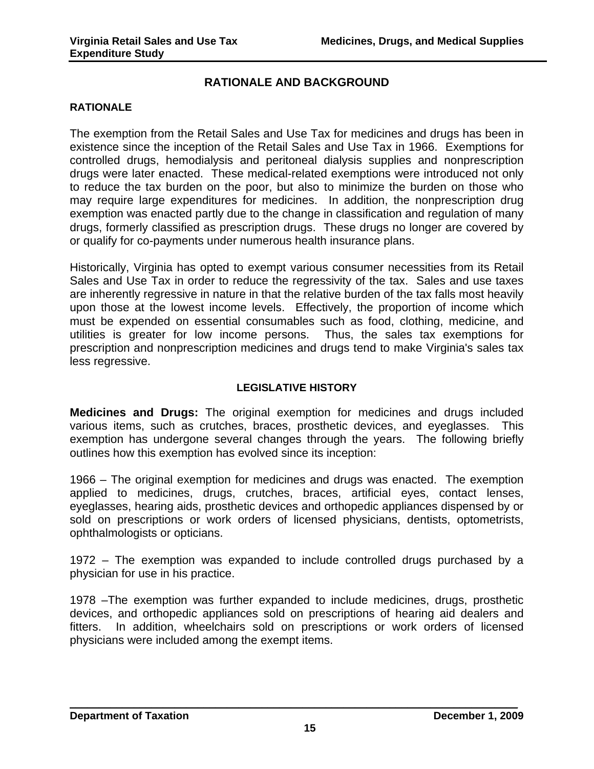## RATIONALE AND BACKGROUND

### RATIONALE

The exemption from the Retail Sales and Use Tax for medicines and drugs has been in existence since the inception of the Retail Sales and Use Tax in 1966. Exemptions for controlled drugs, hemodialysis and peritoneal dialysis supplies and nonprescription drugs were later enacted. These medical-related exemptions were introduced not only to reduce the tax burden on the poor, but also to minimize the burden on those who may require large expenditures for medicines. In addition, the nonprescription drug exemption was enacted partly due to the change in classification and regulation of many drugs, formerly classified as prescription drugs. These drugs no longer are covered by or qualify for co-payments under numerous health insurance plans.

Historically, Virginia has opted to exempt various consumer necessities from its Retail Sales and Use Tax in order to reduce the regressivity of the tax. Sales and use taxes are inherently regressive in nature in that the relative burden of the tax falls most heavily upon those at the lowest income levels. Effectively, the proportion of income which must be expended on essential consumables such as food, clothing, medicine, and utilities is greater for low income persons. Thus, the sales tax exemptions for prescription and nonprescription medicines and drugs tend to make Virginia's sales tax less regressive.

### LEGISLATIVE HISTORY

**Medicines and Drugs:** The original exemption for medicines and drugs included various items, such as crutches, braces, prosthetic devices, and eyeglasses. This exemption has undergone several changes through the years. The following briefly outlines how this exemption has evolved since its inception:

1966 – The original exemption for medicines and drugs was enacted. The exemption applied to medicines, drugs, crutches, braces, artificial eyes, contact lenses, eyeglasses, hearing aids, prosthetic devices and orthopedic appliances dispensed by or sold on prescriptions or work orders of licensed physicians, dentists, optometrists, ophthalmologists or opticians.

1972 – The exemption was expanded to include controlled drugs purchased by a physician for use in his practice.

1978 –The exemption was further expanded to include medicines, drugs, prosthetic devices, and orthopedic appliances sold on prescriptions of hearing aid dealers and fitters. In addition, wheelchairs sold on prescriptions or work orders of licensed physicians were included among the exempt items.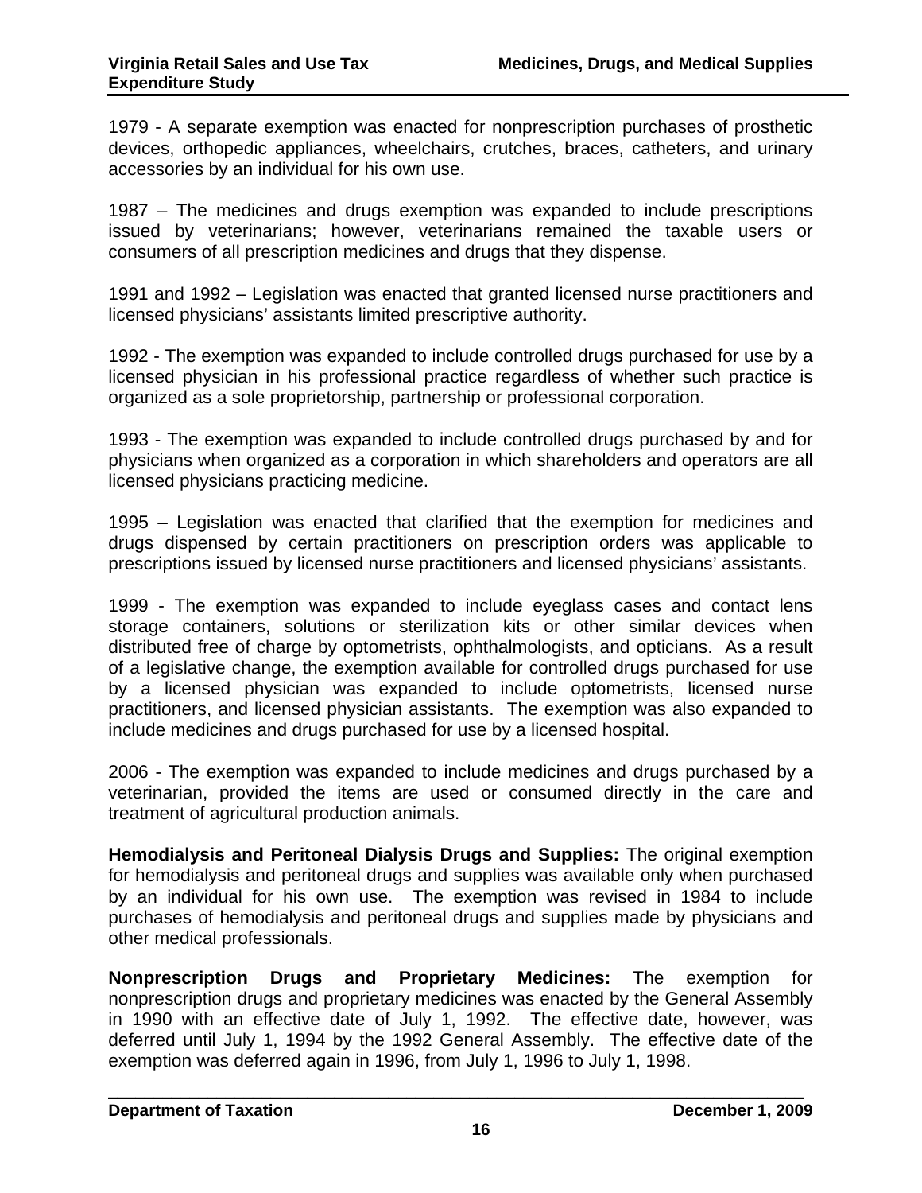1979 - A separate exemption was enacted for nonprescription purchases of prosthetic devices, orthopedic appliances, wheelchairs, crutches, braces, catheters, and urinary accessories by an individual for his own use.

1987 – The medicines and drugs exemption was expanded to include prescriptions issued by veterinarians; however, veterinarians remained the taxable users or consumers of all prescription medicines and drugs that they dispense.

1991 and 1992 – Legislation was enacted that granted licensed nurse practitioners and licensed physicians' assistants limited prescriptive authority.

1992 - The exemption was expanded to include controlled drugs purchased for use by a licensed physician in his professional practice regardless of whether such practice is organized as a sole proprietorship, partnership or professional corporation.

1993 - The exemption was expanded to include controlled drugs purchased by and for physicians when organized as a corporation in which shareholders and operators are all licensed physicians practicing medicine.

1995 – Legislation was enacted that clarified that the exemption for medicines and drugs dispensed by certain practitioners on prescription orders was applicable to prescriptions issued by licensed nurse practitioners and licensed physicians' assistants.

1999 - The exemption was expanded to include eyeglass cases and contact lens storage containers, solutions or sterilization kits or other similar devices when distributed free of charge by optometrists, ophthalmologists, and opticians. As a result of a legislative change, the exemption available for controlled drugs purchased for use by a licensed physician was expanded to include optometrists, licensed nurse practitioners, and licensed physician assistants. The exemption was also expanded to include medicines and drugs purchased for use by a licensed hospital.

2006 - The exemption was expanded to include medicines and drugs purchased by a veterinarian, provided the items are used or consumed directly in the care and treatment of agricultural production animals.

**Hemodialysis and Peritoneal Dialysis Drugs and Supplies:** The original exemption for hemodialysis and peritoneal drugs and supplies was available only when purchased by an individual for his own use. The exemption was revised in 1984 to include purchases of hemodialysis and peritoneal drugs and supplies made by physicians and other medical professionals.

**Nonprescription Drugs and Proprietary Medicines:** The exemption for nonprescription drugs and proprietary medicines was enacted by the General Assembly in 1990 with an effective date of July 1, 1992. The effective date, however, was deferred until July 1, 1994 by the 1992 General Assembly. The effective date of the exemption was deferred again in 1996, from July 1, 1996 to July 1, 1998.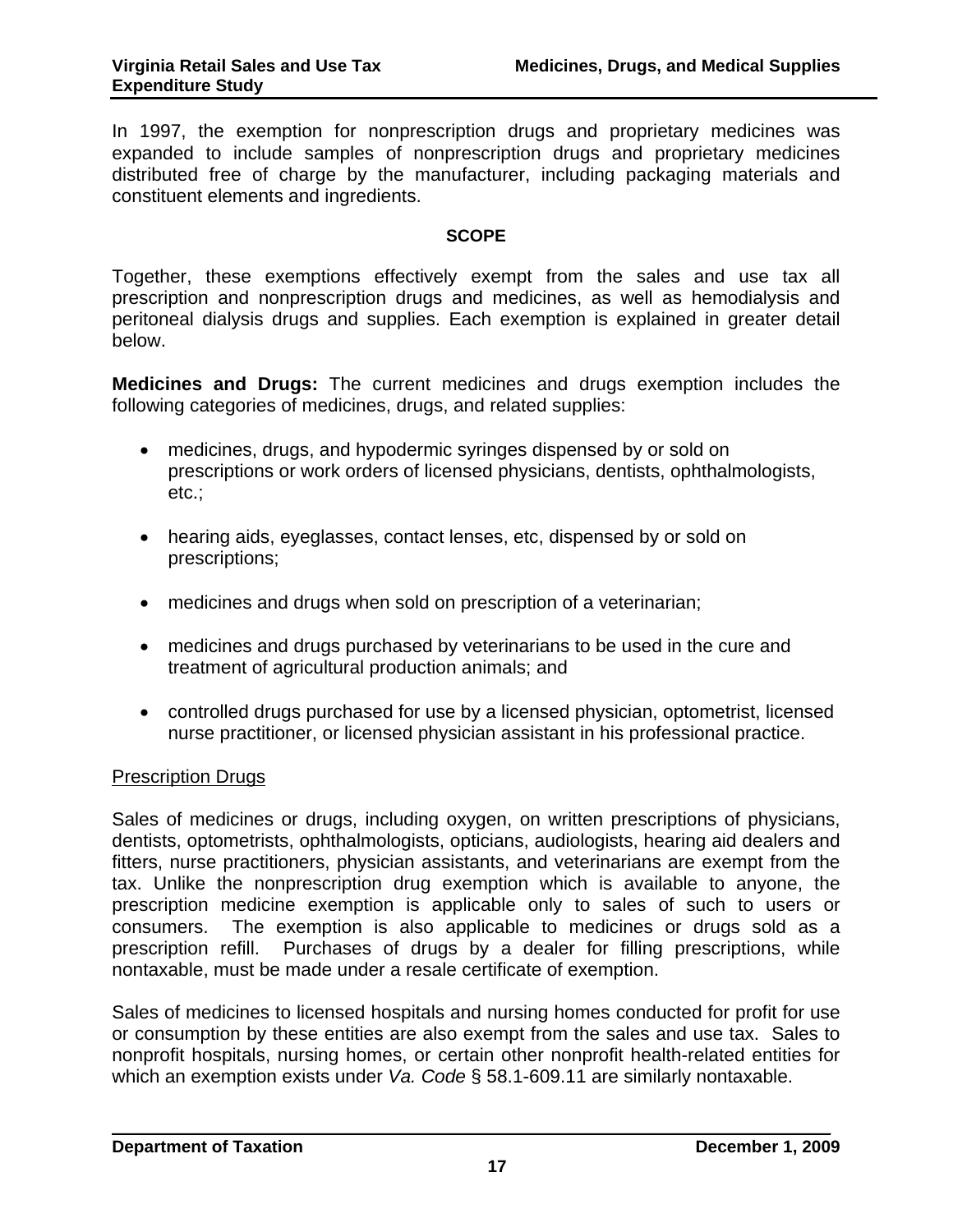In 1997, the exemption for nonprescription drugs and proprietary medicines was expanded to include samples of nonprescription drugs and proprietary medicines distributed free of charge by the manufacturer, including packaging materials and constituent elements and ingredients.

#### SCOPE

Together, these exemptions effectively exempt from the sales and use tax all prescription and nonprescription drugs and medicines, as well as hemodialysis and peritoneal dialysis drugs and supplies. Each exemption is explained in greater detail below.

**Medicines and Drugs:** The current medicines and drugs exemption includes the following categories of medicines, drugs, and related supplies:

- medicines, drugs, and hypodermic syringes dispensed by or sold on prescriptions or work orders of licensed physicians, dentists, ophthalmologists, etc.;
- hearing aids, eyeglasses, contact lenses, etc, dispensed by or sold on prescriptions;
- medicines and drugs when sold on prescription of a veterinarian;
- medicines and drugs purchased by veterinarians to be used in the cure and treatment of agricultural production animals; and
- controlled drugs purchased for use by a licensed physician, optometrist, licensed nurse practitioner, or licensed physician assistant in his professional practice.

<u>Prescription Drugs</u>

Sales of medicines or drugs, including oxygen, on written prescriptions of physicians, dentists, optometrists, ophthalmologists, opticians, audiologists, hearing aid dealers and fitters, nurse practitioners, physician assistants, and veterinarians are exempt from the tax. Unlike the nonprescription drug exemption which is available to anyone, the prescription medicine exemption is applicable only to sales of such to users or consumers. The exemption is also applicable to medicines or drugs sold as a prescription refill. Purchases of drugs by a dealer for filling prescriptions, while nontaxable, must be made under a resale certificate of exemption.

Sales of medicines to licensed hospitals and nursing homes conducted for profit for use or consumption by these entities are also exempt from the sales and use tax. Sales to nonprofit hospitals, nursing homes, or certain other nonprofit health-related entities for which an exemption exists under *Va. Code* § 58.1-609.11 are similarly nontaxable.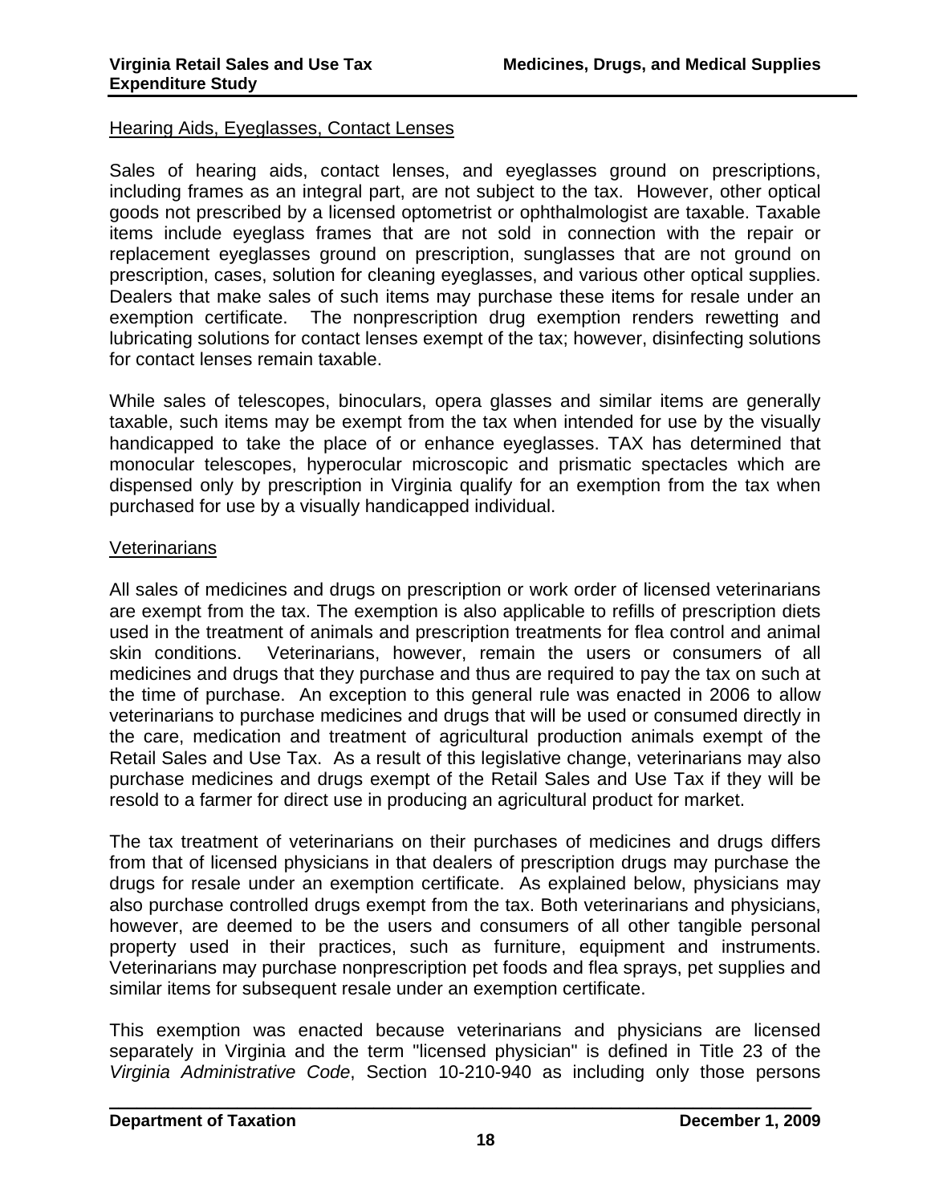### Hearing Aids, Eyeglasses, Contact Lenses

Sales of hearing aids, contact lenses, and eyeglasses ground on prescriptions, including frames as an integral part, are not subject to the tax. However, other optical goods not prescribed by a licensed optometrist or ophthalmologist are taxable. Taxable items include eyeglass frames that are not sold in connection with the repair or replacement eyeglasses ground on prescription, sunglasses that are not ground on prescription, cases, solution for cleaning eyeglasses, and various other optical supplies. Dealers that make sales of such items may purchase these items for resale under an exemption certificate. The nonprescription drug exemption renders rewetting and lubricating solutions for contact lenses exempt of the tax; however, disinfecting solutions for contact lenses remain taxable.

While sales of telescopes, binoculars, opera glasses and similar items are generally taxable, such items may be exempt from the tax when intended for use by the visually handicapped to take the place of or enhance eyeglasses. TAX has determined that monocular telescopes, hyperocular microscopic and prismatic spectacles which are dispensed only by prescription in Virginia qualify for an exemption from the tax when purchased for use by a visually handicapped individual.

### Veterinarians

All sales of medicines and drugs on prescription or work order of licensed veterinarians are exempt from the tax. The exemption is also applicable to refills of prescription diets used in the treatment of animals and prescription treatments for flea control and animal skin conditions. Veterinarians, however, remain the users or consumers of all medicines and drugs that they purchase and thus are required to pay the tax on such at the time of purchase. An exception to this general rule was enacted in 2006 to allow veterinarians to purchase medicines and drugs that will be used or consumed directly in the care, medication and treatment of agricultural production animals exempt of the Retail Sales and Use Tax. As a result of this legislative change, veterinarians may also purchase medicines and drugs exempt of the Retail Sales and Use Tax if they will be resold to a farmer for direct use in producing an agricultural product for market.

The tax treatment of veterinarians on their purchases of medicines and drugs differs from that of licensed physicians in that dealers of prescription drugs may purchase the drugs for resale under an exemption certificate. As explained below, physicians may also purchase controlled drugs exempt from the tax. Both veterinarians and physicians, however, are deemed to be the users and consumers of all other tangible personal property used in their practices, such as furniture, equipment and instruments. Veterinarians may purchase nonprescription pet foods and flea sprays, pet supplies and similar items for subsequent resale under an exemption certificate.

This exemption was enacted because veterinarians and physicians are licensed separately in Virginia and the term "licensed physician" is defined in Title 23 of the *Virginia Administrative Code*, Section 10-210-940 as including only those persons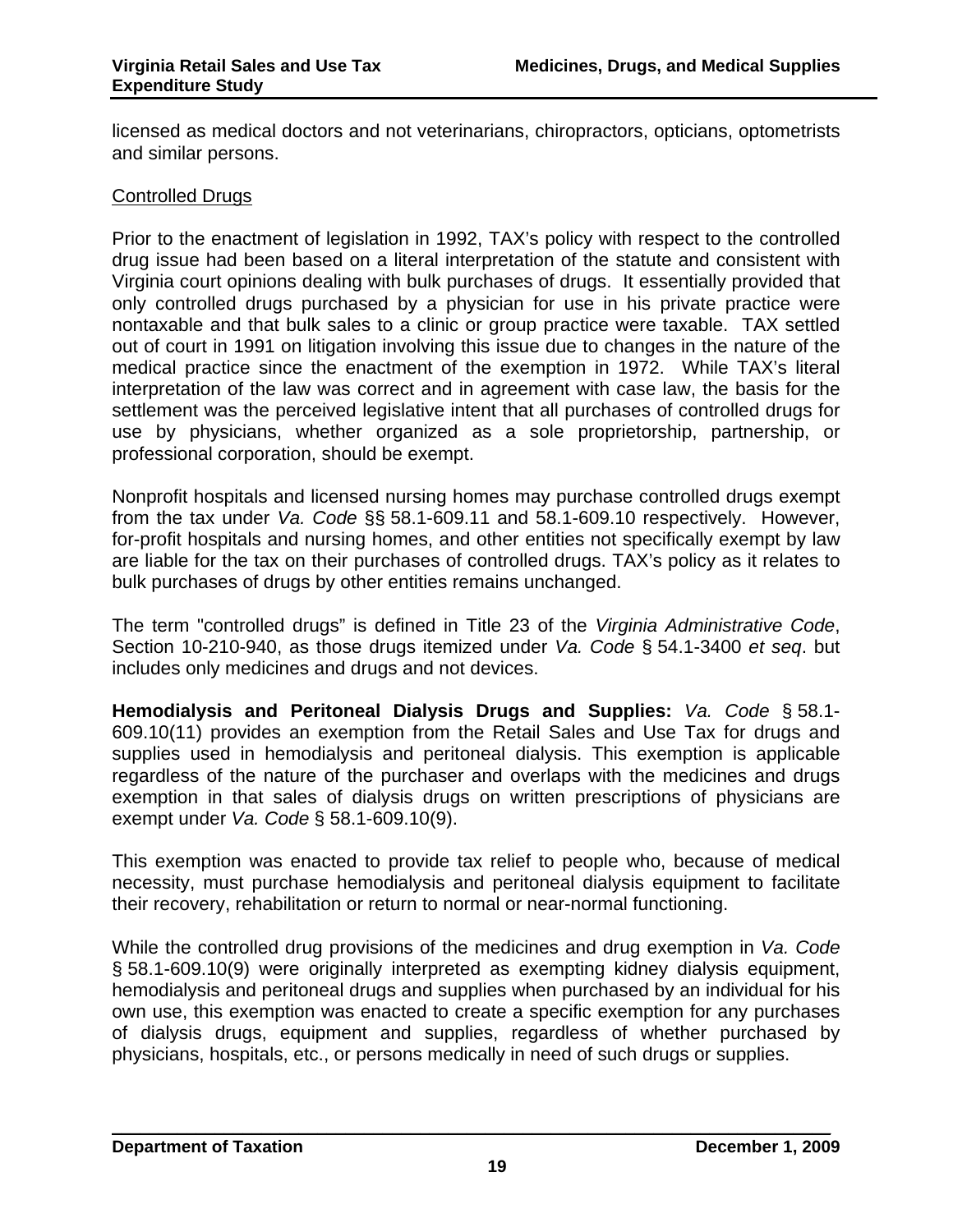licensed as medical doctors and not veterinarians, chiropractors, opticians, optometrists and similar persons.

Controlled Drugs

Prior to the enactment of legislation in 1992, TAX's policy with respect to the controlled drug issue had been based on a literal interpretation of the statute and consistent with Virginia court opinions dealing with bulk purchases of drugs. It essentially provided that only controlled drugs purchased by a physician for use in his private practice were nontaxable and that bulk sales to a clinic or group practice were taxable. TAX settled out of court in 1991 on litigation involving this issue due to changes in the nature of the medical practice since the enactment of the exemption in 1972. While TAX's literal interpretation of the law was correct and in agreement with case law, the basis for the settlement was the perceived legislative intent that all purchases of controlled drugs for use by physicians, whether organized as a sole proprietorship, partnership, or professional corporation, should be exempt.

Nonprofit hospitals and licensed nursing homes may purchase controlled drugs exempt from the tax under *Va. Code* §§ 58.1-609.11 and 58.1-609.10 respectively. However, for-profit hospitals and nursing homes, and other entities not specifically exempt by law are liable for the tax on their purchases of controlled drugs. TAX's policy as it relates to bulk purchases of drugs by other entities remains unchanged.

The term "controlled drugs" is defined in Title 23 of the *Virginia Administrative Code*, Section 10-210-940, as those drugs itemized under *Va. Code* § 54.1-3400 *et seq*. but includes only medicines and drugs and not devices.

**Hemodialysis and Peritoneal Dialysis Drugs and Supplies:** *Va. Code* § 58.1-609.10(11) provides an exemption from the Retail Sales and Use Tax for drugs and supplies used in hemodialysis and peritoneal dialysis. This exemption is applicable regardless of the nature of the purchaser and overlaps with the medicines and drugs exemption in that sales of dialysis drugs on written prescriptions of physicians are exempt under *Va. Code* § 58.1-609.10(9).

This exemption was enacted to provide tax relief to people who, because of medical necessity, must purchase hemodialysis and peritoneal dialysis equipment to facilitate their recovery, rehabilitation or return to normal or near-normal functioning.

While the controlled drug provisions of the medicines and drug exemption in *Va. Code* § 58.1-609.10(9) were originally interpreted as exempting kidney dialysis equipment, hemodialysis and peritoneal drugs and supplies when purchased by an individual for his own use, this exemption was enacted to create a specific exemption for any purchases of dialysis drugs, equipment and supplies, regardless of whether purchased by physicians, hospitals, etc., or persons medically in need of such drugs or supplies.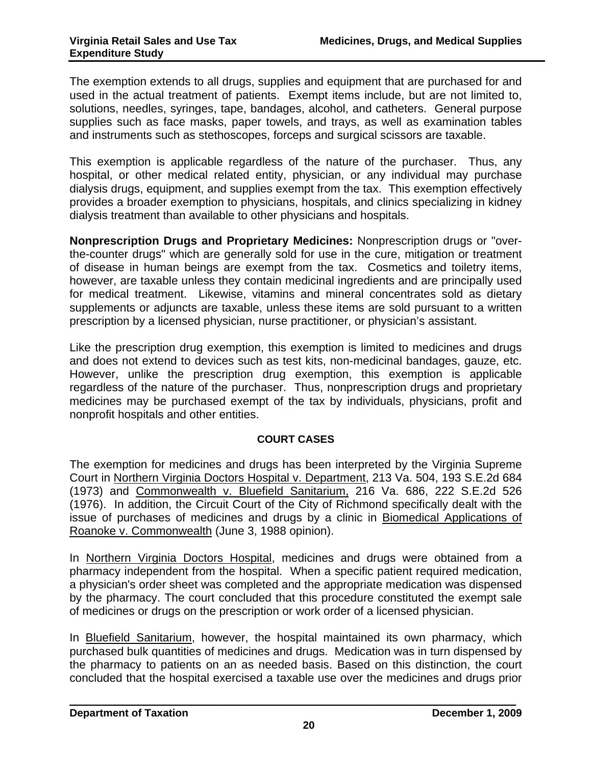The exemption extends to all drugs, supplies and equipment that are purchased for and used in the actual treatment of patients. Exempt items include, but are not limited to, solutions, needles, syringes, tape, bandages, alcohol, and catheters. General purpose supplies such as face masks, paper towels, and trays, as well as examination tables and instruments such as stethoscopes, forceps and surgical scissors are taxable.

This exemption is applicable regardless of the nature of the purchaser. Thus, any hospital, or other medical related entity, physician, or any individual may purchase dialysis drugs, equipment, and supplies exempt from the tax. This exemption effectively provides a broader exemption to physicians, hospitals, and clinics specializing in kidney dialysis treatment than available to other physicians and hospitals.

**Nonprescription Drugs and Proprietary Medicines:** Nonprescription drugs or "over-the-counter drugs" which are generally sold for use in the cure, mitigation or treatment of disease in human beings are exempt from the tax. Cosmetics and toiletry items, however, are taxable unless they contain medicinal ingredients and are principally used for medical treatment. Likewise, vitamins and mineral concentrates sold as dietary supplements or adjuncts are taxable, unless these items are sold pursuant to a written prescription by a licensed physician, nurse practitioner, or physician's assistant.

Like the prescription drug exemption, this exemption is limited to medicines and drugs and does not extend to devices such as test kits, non-medicinal bandages, gauze, etc. However, unlike the prescription drug exemption, this exemption is applicable regardless of the nature of the purchaser. Thus, nonprescription drugs and proprietary medicines may be purchased exempt of the tax by individuals, physicians, profit and nonprofit hospitals and other entities.

## COURT CASES

The exemption for medicines and drugs has been interpreted by the Virginia Supreme Court in Northern Virginia Doctors Hospital v. Department, 213 Va. 504, 193 S.E.2d 684 (1973) and Commonwealth v. Bluefield Sanitarium, 216 Va. 686, 222 S.E.2d 526 (1976). In addition, the Circuit Court of the City of Richmond specifically dealt with the issue of purchases of medicines and drugs by a clinic in Biomedical Applications of Roanoke v. Commonwealth (June 3, 1988 opinion).

In Northern Virginia Doctors Hospital, medicines and drugs were obtained from a pharmacy independent from the hospital. When a specific patient required medication, a physician's order sheet was completed and the appropriate medication was dispensed by the pharmacy. The court concluded that this procedure constituted the exempt sale of medicines or drugs on the prescription or work order of a licensed physician.

In Bluefield Sanitarium, however, the hospital maintained its own pharmacy, which purchased bulk quantities of medicines and drugs. Medication was in turn dispensed by the pharmacy to patients on an as needed basis. Based on this distinction, the court concluded that the hospital exercised a taxable use over the medicines and drugs prior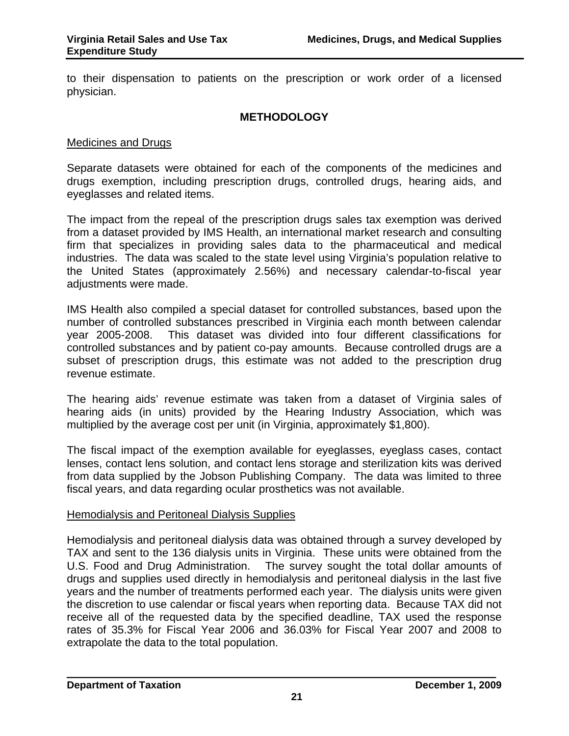to their dispensation to patients on the prescription or work order of a licensed physician.

## METHODOLOGY

<u>Medicines and Drugs</u>

Separate datasets were obtained for each of the components of the medicines and drugs exemption, including prescription drugs, controlled drugs, hearing aids, and eyeglasses and related items.

The impact from the repeal of the prescription drugs sales tax exemption was derived from a dataset provided by IMS Health, an international market research and consulting firm that specializes in providing sales data to the pharmaceutical and medical industries. The data was scaled to the state level using Virginia's population relative to the United States (approximately 2.56%) and necessary calendar-to-fiscal year adjustments were made.

IMS Health also compiled a special dataset for controlled substances, based upon the number of controlled substances prescribed in Virginia each month between calendar year 2005-2008. This dataset was divided into four different classifications for controlled substances and by patient co-pay amounts. Because controlled drugs are a subset of prescription drugs, this estimate was not added to the prescription drug revenue estimate.

The hearing aids' revenue estimate was taken from a dataset of Virginia sales of hearing aids (in units) provided by the Hearing Industry Association, which was multiplied by the average cost per unit (in Virginia, approximately $1,800).

The fiscal impact of the exemption available for eyeglasses, eyeglass cases, contact lenses, contact lens solution, and contact lens storage and sterilization kits was derived from data supplied by the Jobson Publishing Company. The data was limited to three fiscal years, and data regarding ocular prosthetics was not available.

<u>Hemodialysis and Peritoneal Dialysis Supplies</u>

Hemodialysis and peritoneal dialysis data was obtained through a survey developed by TAX and sent to the 136 dialysis units in Virginia. These units were obtained from the U.S. Food and Drug Administration. The survey sought the total dollar amounts of drugs and supplies used directly in hemodialysis and peritoneal dialysis in the last five years and the number of treatments performed each year. The dialysis units were given the discretion to use calendar or fiscal years when reporting data. Because TAX did not receive all of the requested data by the specified deadline, TAX used the response rates of 35.3% for Fiscal Year 2006 and 36.03% for Fiscal Year 2007 and 2008 to extrapolate the data to the total population.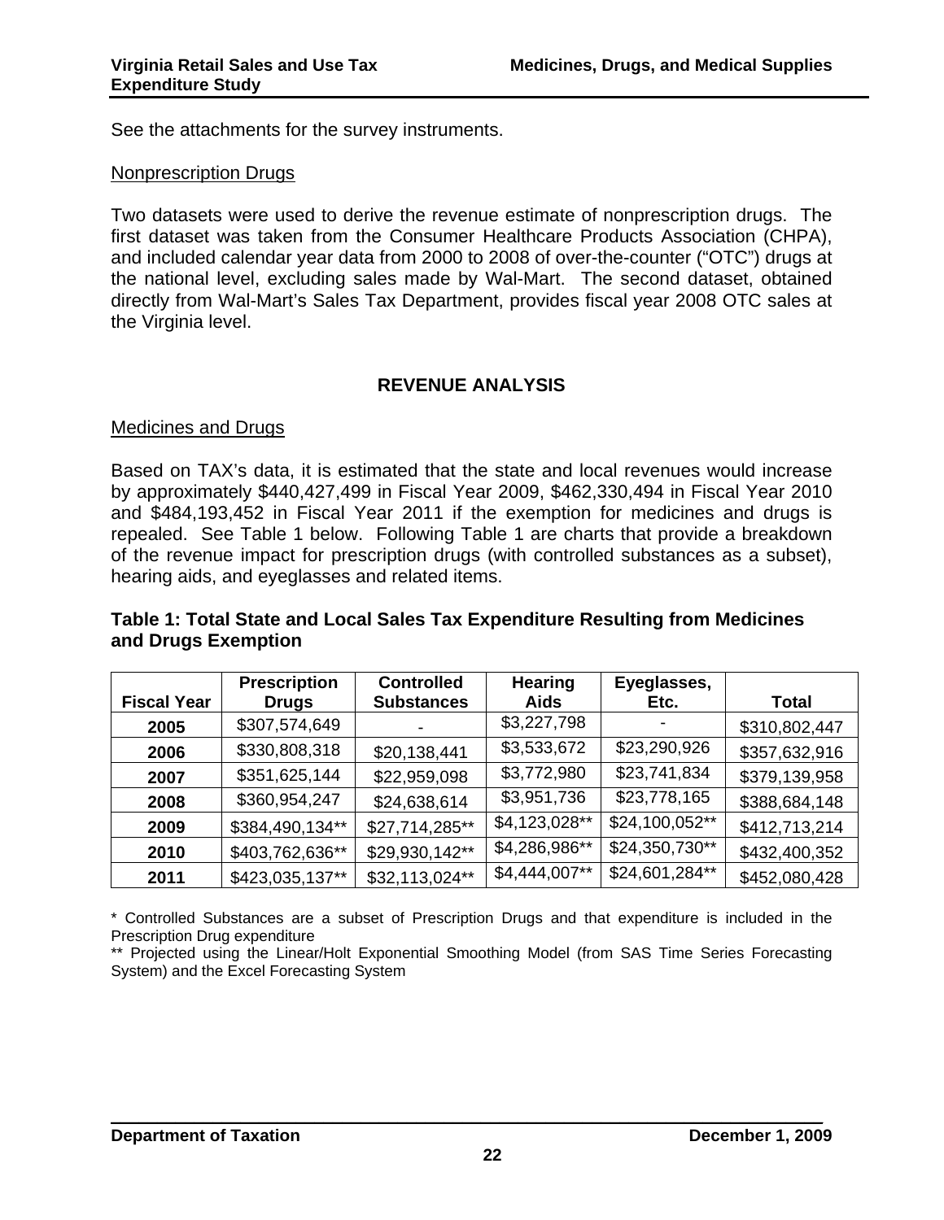See the attachments for the survey instruments.

Nonprescription Drugs

Two datasets were used to derive the revenue estimate of nonprescription drugs. The first dataset was taken from the Consumer Healthcare Products Association (CHPA), and included calendar year data from 2000 to 2008 of over-the-counter ("OTC") drugs at the national level, excluding sales made by Wal-Mart. The second dataset, obtained directly from Wal-Mart's Sales Tax Department, provides fiscal year 2008 OTC sales at the Virginia level.

## REVENUE ANALYSIS

Medicines and Drugs

Based on TAX's data, it is estimated that the state and local revenues would increase by approximately $440,427,499 in Fiscal Year 2009, $462,330,494 in Fiscal Year 2010 and $484,193,452 in Fiscal Year 2011 if the exemption for medicines and drugs is repealed. See Table 1 below. Following Table 1 are charts that provide a breakdown of the revenue impact for prescription drugs (with controlled substances as a subset), hearing aids, and eyeglasses and related items.

**Table 1: Total State and Local Sales Tax Expenditure Resulting from Medicines and Drugs Exemption**

| Fiscal Year | Prescription Drugs | Controlled Substances | Hearing Aids | Eyeglasses, Etc. | Total |
|---|---|---|---|---|---|
| **2005** | $307,574,649 | - | $3,227,798 | - | $310,802,447 |
| **2006** | $330,808,318 | $20,138,441 | $3,533,672 | $23,290,926 | $357,632,916 |
| **2007** | $351,625,144 | $22,959,098 | $3,772,980 | $23,741,834 | $379,139,958 |
| **2008** | $360,954,247 | $24,638,614 | $3,951,736 | $23,778,165 | $388,684,148 |
| **2009** | $384,490,134** | $27,714,285** | $4,123,028** | $24,100,052** | $412,713,214 |
| **2010** | $403,762,636** | $29,930,142** | $4,286,986** | $24,350,730** | $432,400,352 |
| **2011** | $423,035,137** | $32,113,024** | $4,444,007** | $24,601,284** | $452,080,428 |

* Controlled Substances are a subset of Prescription Drugs and that expenditure is included in the Prescription Drug expenditure

** Projected using the Linear/Holt Exponential Smoothing Model (from SAS Time Series Forecasting System) and the Excel Forecasting System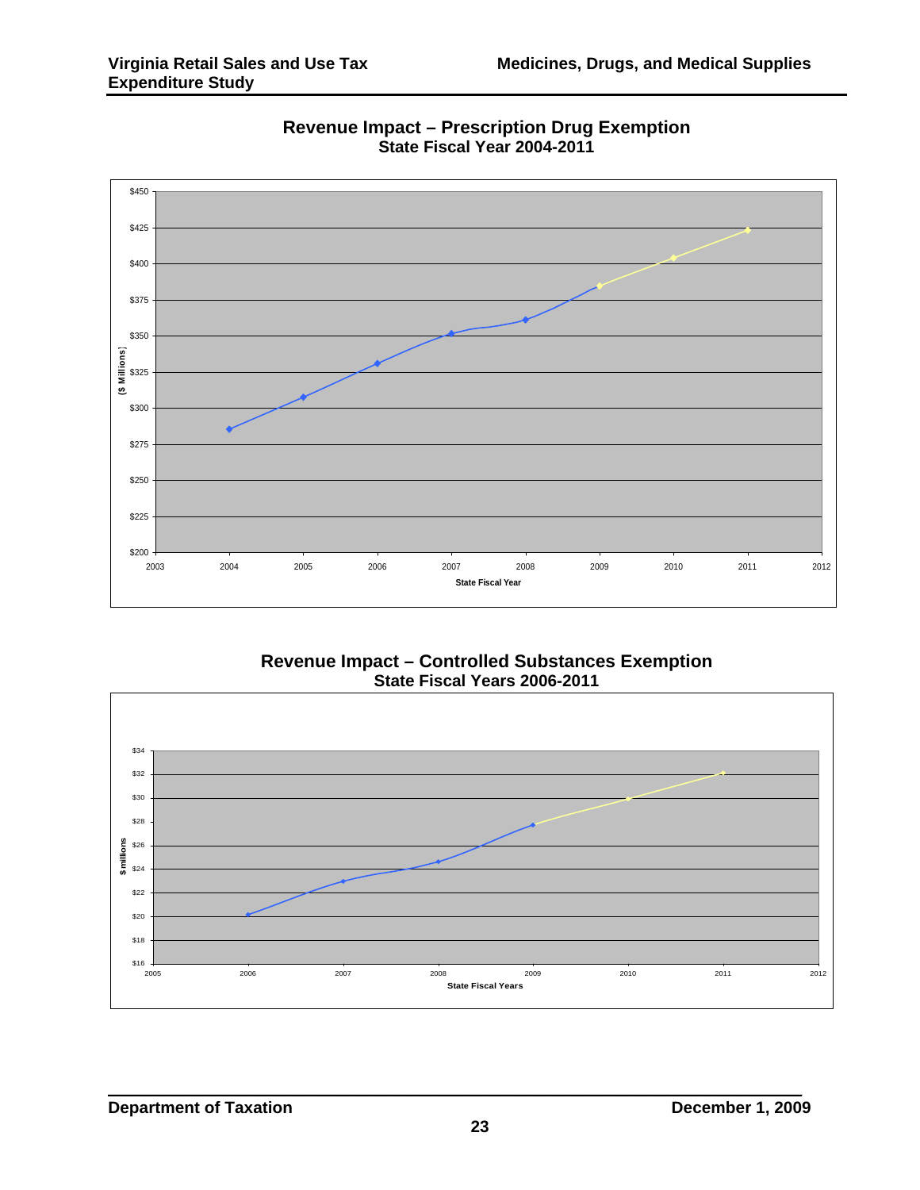## Revenue Impact – Prescription Drug Exemption
### State Fiscal Year 2004-2011

## Revenue Impact – Controlled Substances Exemption
### State Fiscal Years 2006-2011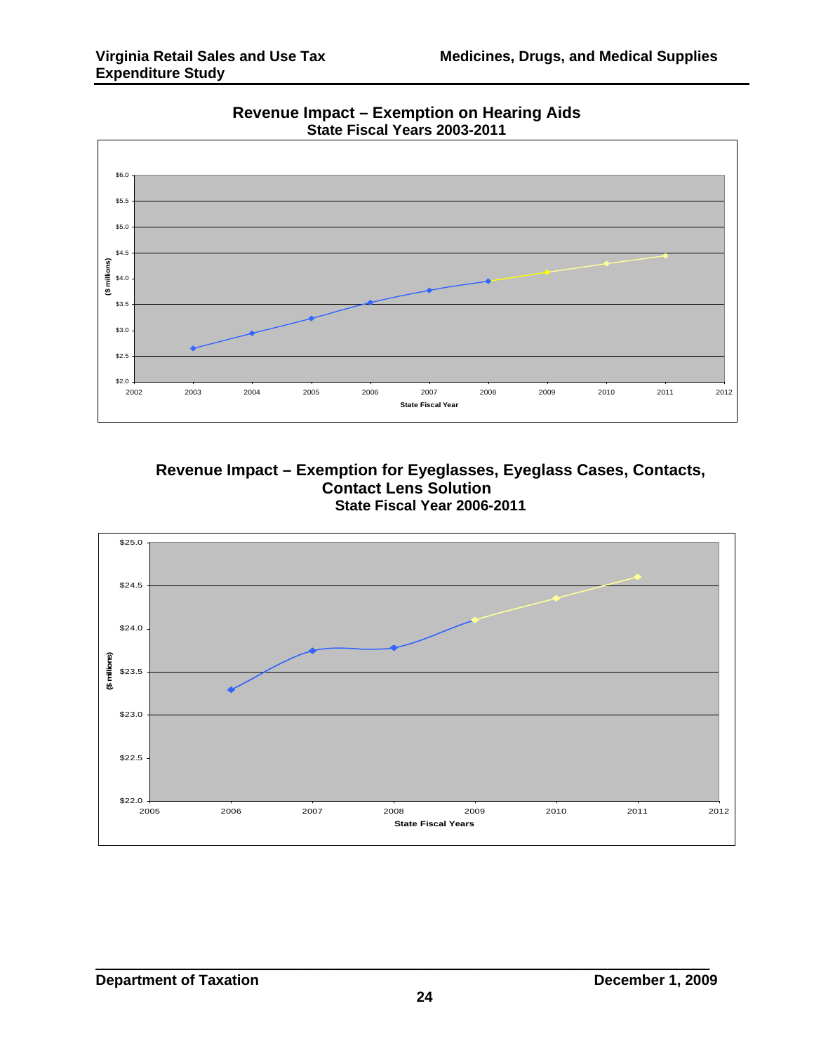**Revenue Impact – Exemption on Hearing Aids**
**State Fiscal Years 2003-2011**

**Revenue Impact – Exemption for Eyeglasses, Eyeglass Cases, Contacts, Contact Lens Solution**
**State Fiscal Year 2006-2011**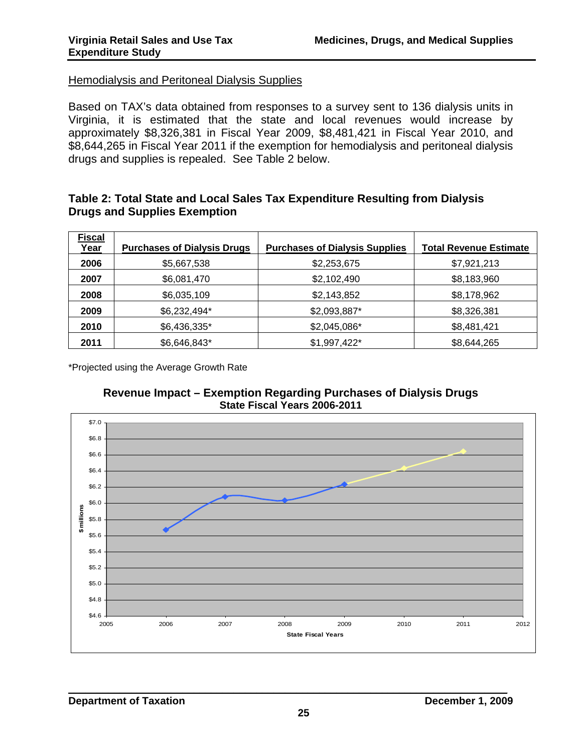Hemodialysis and Peritoneal Dialysis Supplies

Based on TAX's data obtained from responses to a survey sent to 136 dialysis units in Virginia, it is estimated that the state and local revenues would increase by approximately $8,326,381 in Fiscal Year 2009, $8,481,421 in Fiscal Year 2010, and $8,644,265 in Fiscal Year 2011 if the exemption for hemodialysis and peritoneal dialysis drugs and supplies is repealed. See Table 2 below.

**Table 2: Total State and Local Sales Tax Expenditure Resulting from Dialysis Drugs and Supplies Exemption**

| Fiscal Year | Purchases of Dialysis Drugs | Purchases of Dialysis Supplies | Total Revenue Estimate |
|---|---|---|---|
| 2006 | $5,667,538 | $2,253,675 | $7,921,213 |
| 2007 | $6,081,470 | $2,102,490 | $8,183,960 |
| 2008 | $6,035,109 | $2,143,852 | $8,178,962 |
| 2009 | $6,232,494* | $2,093,887* | $8,326,381 |
| 2010 | $6,436,335* | $2,045,086* | $8,481,421 |
| 2011 | $6,646,843* | $1,997,422* | $8,644,265 |

*Projected using the Average Growth Rate

**Revenue Impact – Exemption Regarding Purchases of Dialysis Drugs**
**State Fiscal Years 2006-2011**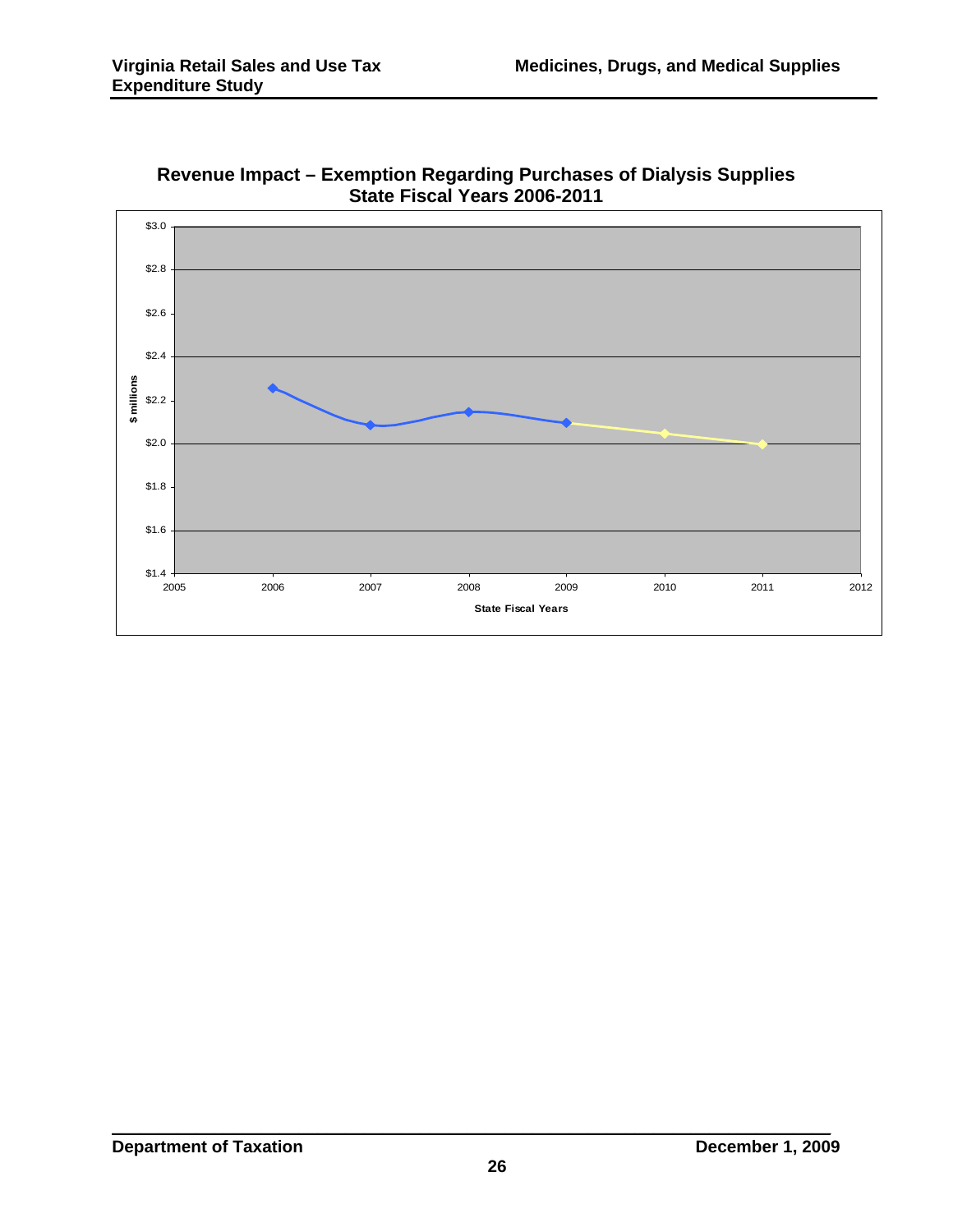**Revenue Impact – Exemption Regarding Purchases of Dialysis Supplies**
**State Fiscal Years 2006-2011**

$ millions

$3.0
$2.8
$2.6
$2.4
$2.2
$2.0
$1.8
$1.6
$1.4

2005 2006 2007 2008 2009 2010 2011 2012

State Fiscal Years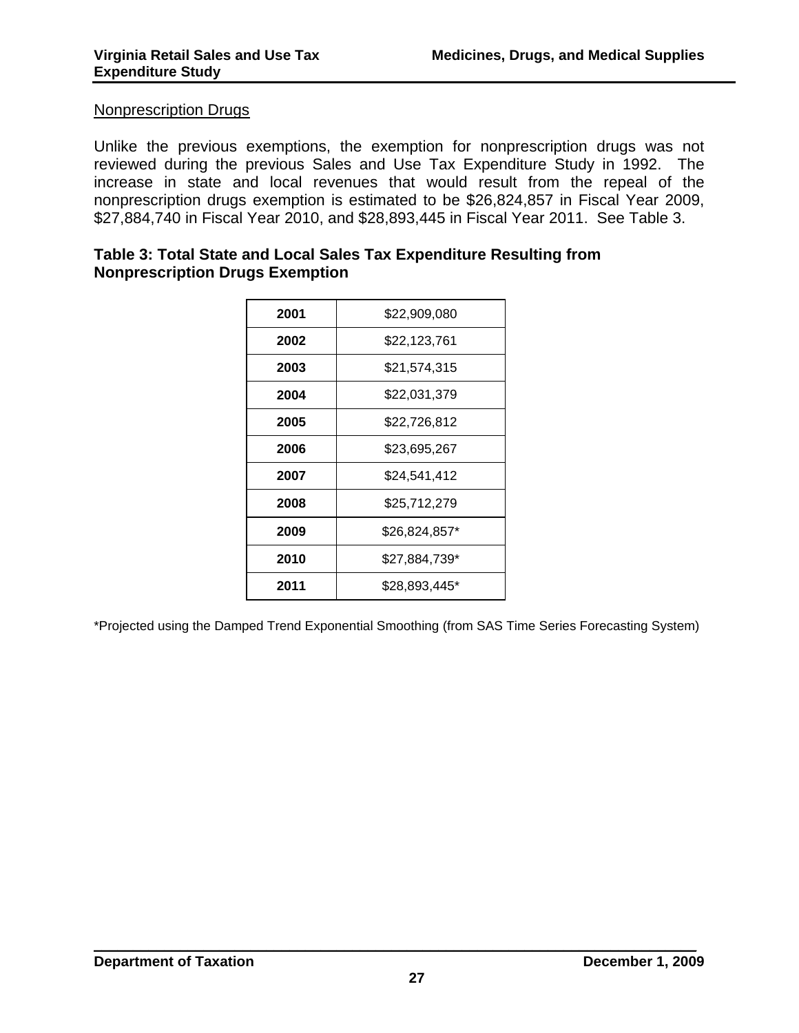Nonprescription Drugs

Unlike the previous exemptions, the exemption for nonprescription drugs was not reviewed during the previous Sales and Use Tax Expenditure Study in 1992. The increase in state and local revenues that would result from the repeal of the nonprescription drugs exemption is estimated to be $26,824,857 in Fiscal Year 2009, $27,884,740 in Fiscal Year 2010, and $28,893,445 in Fiscal Year 2011. See Table 3.

**Table 3: Total State and Local Sales Tax Expenditure Resulting from Nonprescription Drugs Exemption**

| Year | Amount |
|---|---|
| **2001** | $22,909,080 |
| **2002** | $22,123,761 |
| **2003** | $21,574,315 |
| **2004** | $22,031,379 |
| **2005** | $22,726,812 |
| **2006** | $23,695,267 |
| **2007** | $24,541,412 |
| **2008** | $25,712,279 |
| **2009** | $26,824,857* |
| **2010** | $27,884,739* |
| **2011** | $28,893,445* |

*Projected using the Damped Trend Exponential Smoothing (from SAS Time Series Forecasting System)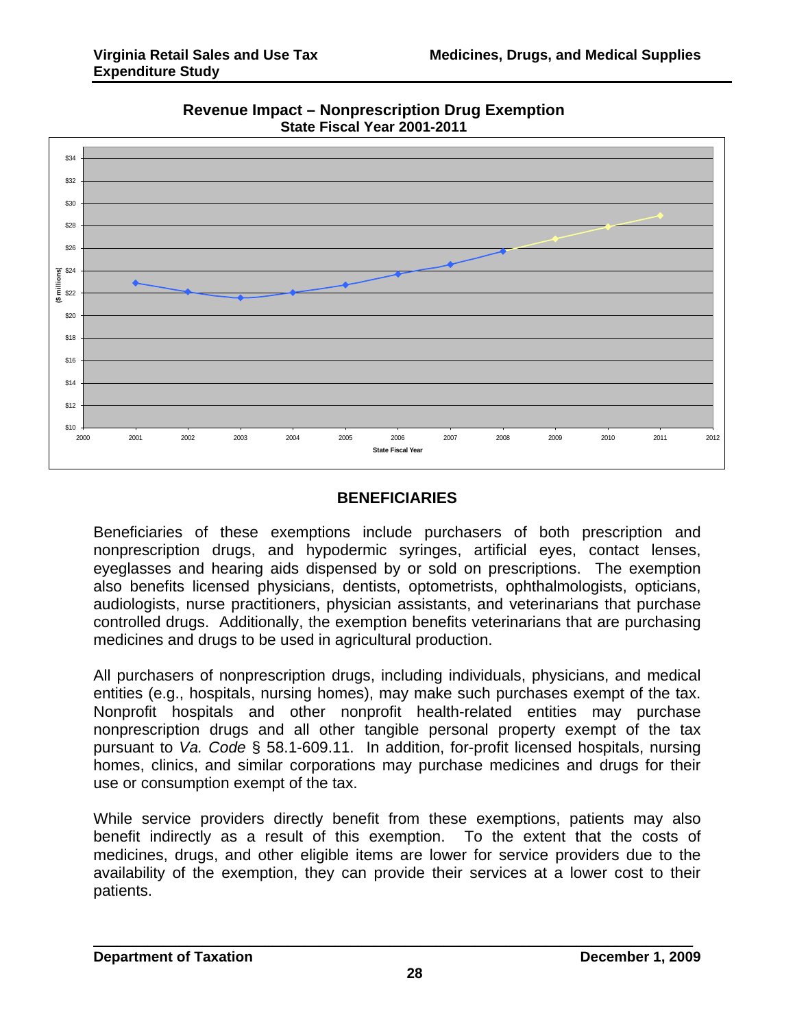**Revenue Impact – Nonprescription Drug Exemption**
**State Fiscal Year 2001-2011**

## BENEFICIARIES

Beneficiaries of these exemptions include purchasers of both prescription and nonprescription drugs, and hypodermic syringes, artificial eyes, contact lenses, eyeglasses and hearing aids dispensed by or sold on prescriptions. The exemption also benefits licensed physicians, dentists, optometrists, ophthalmologists, opticians, audiologists, nurse practitioners, physician assistants, and veterinarians that purchase controlled drugs. Additionally, the exemption benefits veterinarians that are purchasing medicines and drugs to be used in agricultural production.

All purchasers of nonprescription drugs, including individuals, physicians, and medical entities (e.g., hospitals, nursing homes), may make such purchases exempt of the tax. Nonprofit hospitals and other nonprofit health-related entities may purchase nonprescription drugs and all other tangible personal property exempt of the tax pursuant to *Va. Code* § 58.1-609.11. In addition, for-profit licensed hospitals, nursing homes, clinics, and similar corporations may purchase medicines and drugs for their use or consumption exempt of the tax.

While service providers directly benefit from these exemptions, patients may also benefit indirectly as a result of this exemption. To the extent that the costs of medicines, drugs, and other eligible items are lower for service providers due to the availability of the exemption, they can provide their services at a lower cost to their patients.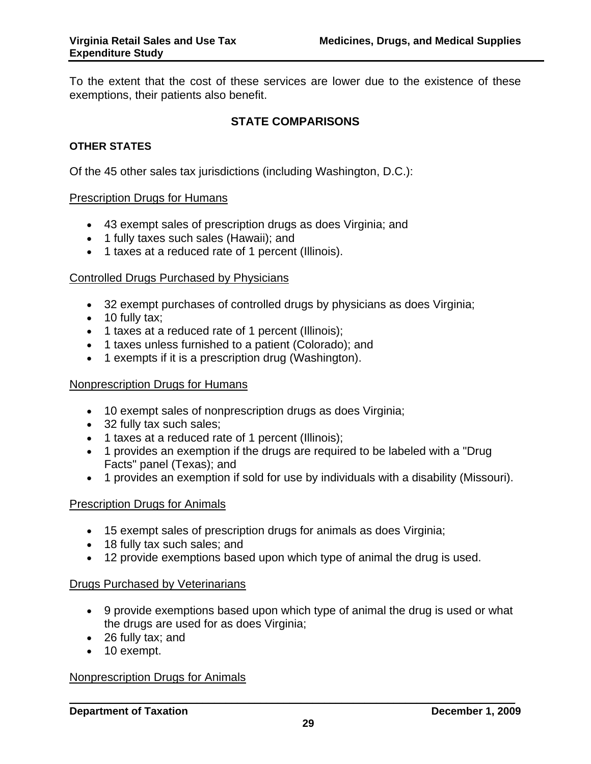To the extent that the cost of these services are lower due to the existence of these exemptions, their patients also benefit.

## STATE COMPARISONS

### OTHER STATES

Of the 45 other sales tax jurisdictions (including Washington, D.C.):

Prescription Drugs for Humans

- 43 exempt sales of prescription drugs as does Virginia; and
- 1 fully taxes such sales (Hawaii); and
- 1 taxes at a reduced rate of 1 percent (Illinois).

Controlled Drugs Purchased by Physicians

- 32 exempt purchases of controlled drugs by physicians as does Virginia;
- 10 fully tax;
- 1 taxes at a reduced rate of 1 percent (Illinois);
- 1 taxes unless furnished to a patient (Colorado); and
- 1 exempts if it is a prescription drug (Washington).

Nonprescription Drugs for Humans

- 10 exempt sales of nonprescription drugs as does Virginia;
- 32 fully tax such sales;
- 1 taxes at a reduced rate of 1 percent (Illinois);
- 1 provides an exemption if the drugs are required to be labeled with a "Drug Facts" panel (Texas); and
- 1 provides an exemption if sold for use by individuals with a disability (Missouri).

Prescription Drugs for Animals

- 15 exempt sales of prescription drugs for animals as does Virginia;
- 18 fully tax such sales; and
- 12 provide exemptions based upon which type of animal the drug is used.

Drugs Purchased by Veterinarians

- 9 provide exemptions based upon which type of animal the drug is used or what the drugs are used for as does Virginia;
- 26 fully tax; and
- 10 exempt.

Nonprescription Drugs for Animals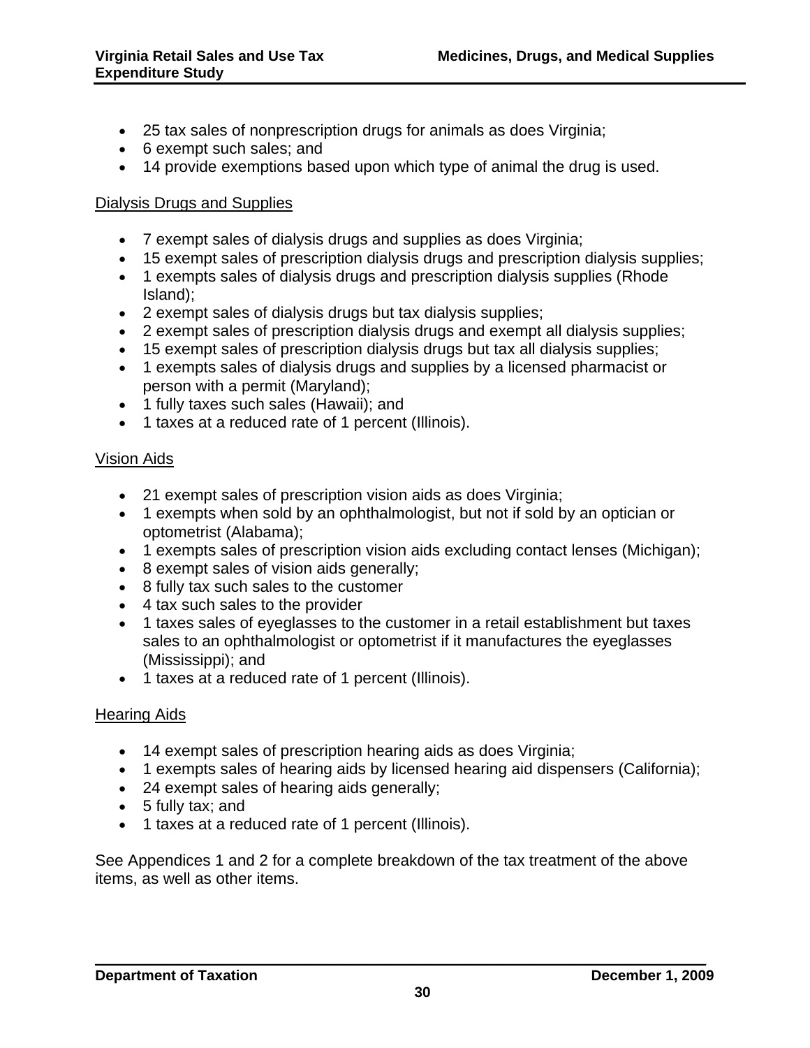- 25 tax sales of nonprescription drugs for animals as does Virginia;
- 6 exempt such sales; and
- 14 provide exemptions based upon which type of animal the drug is used.

<u>Dialysis Drugs and Supplies</u>

- 7 exempt sales of dialysis drugs and supplies as does Virginia;
- 15 exempt sales of prescription dialysis drugs and prescription dialysis supplies;
- 1 exempts sales of dialysis drugs and prescription dialysis supplies (Rhode Island);
- 2 exempt sales of dialysis drugs but tax dialysis supplies;
- 2 exempt sales of prescription dialysis drugs and exempt all dialysis supplies;
- 15 exempt sales of prescription dialysis drugs but tax all dialysis supplies;
- 1 exempts sales of dialysis drugs and supplies by a licensed pharmacist or person with a permit (Maryland);
- 1 fully taxes such sales (Hawaii); and
- 1 taxes at a reduced rate of 1 percent (Illinois).

<u>Vision Aids</u>

- 21 exempt sales of prescription vision aids as does Virginia;
- 1 exempts when sold by an ophthalmologist, but not if sold by an optician or optometrist (Alabama);
- 1 exempts sales of prescription vision aids excluding contact lenses (Michigan);
- 8 exempt sales of vision aids generally;
- 8 fully tax such sales to the customer
- 4 tax such sales to the provider
- 1 taxes sales of eyeglasses to the customer in a retail establishment but taxes sales to an ophthalmologist or optometrist if it manufactures the eyeglasses (Mississippi); and
- 1 taxes at a reduced rate of 1 percent (Illinois).

<u>Hearing Aids</u>

- 14 exempt sales of prescription hearing aids as does Virginia;
- 1 exempts sales of hearing aids by licensed hearing aid dispensers (California);
- 24 exempt sales of hearing aids generally;
- 5 fully tax; and
- 1 taxes at a reduced rate of 1 percent (Illinois).

See Appendices 1 and 2 for a complete breakdown of the tax treatment of the above items, as well as other items.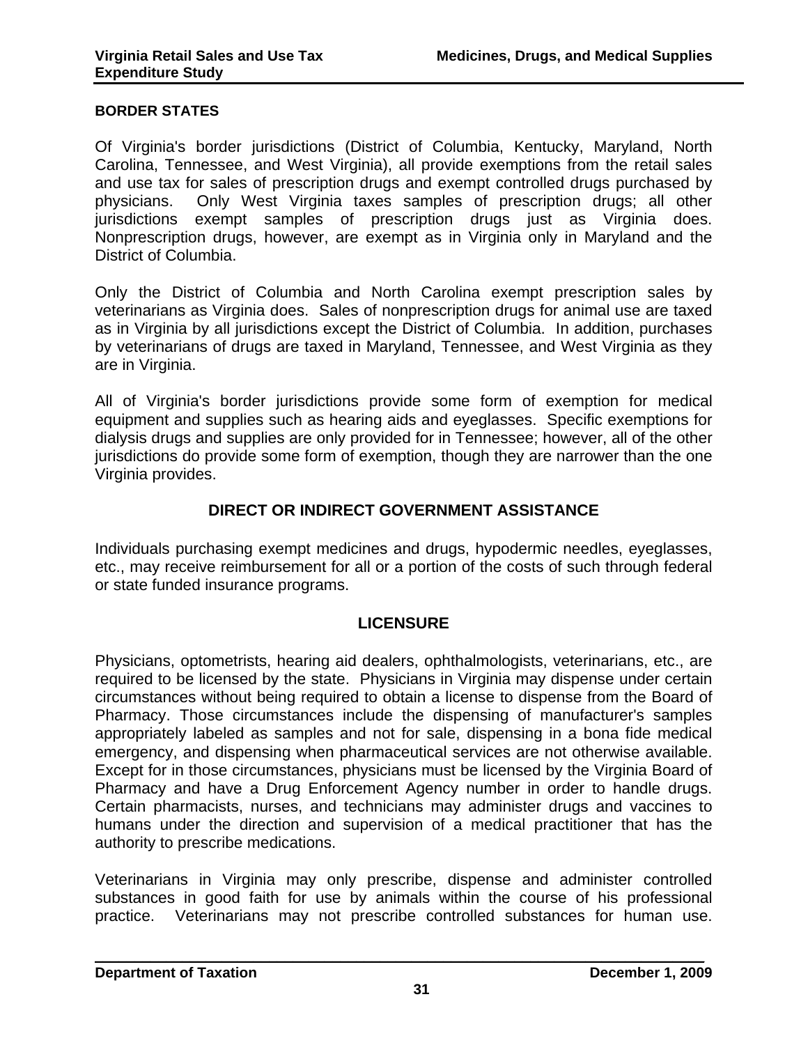**BORDER STATES**

Of Virginia's border jurisdictions (District of Columbia, Kentucky, Maryland, North Carolina, Tennessee, and West Virginia), all provide exemptions from the retail sales and use tax for sales of prescription drugs and exempt controlled drugs purchased by physicians. Only West Virginia taxes samples of prescription drugs; all other jurisdictions exempt samples of prescription drugs just as Virginia does. Nonprescription drugs, however, are exempt as in Virginia only in Maryland and the District of Columbia.

Only the District of Columbia and North Carolina exempt prescription sales by veterinarians as Virginia does. Sales of nonprescription drugs for animal use are taxed as in Virginia by all jurisdictions except the District of Columbia. In addition, purchases by veterinarians of drugs are taxed in Maryland, Tennessee, and West Virginia as they are in Virginia.

All of Virginia's border jurisdictions provide some form of exemption for medical equipment and supplies such as hearing aids and eyeglasses. Specific exemptions for dialysis drugs and supplies are only provided for in Tennessee; however, all of the other jurisdictions do provide some form of exemption, though they are narrower than the one Virginia provides.

## DIRECT OR INDIRECT GOVERNMENT ASSISTANCE

Individuals purchasing exempt medicines and drugs, hypodermic needles, eyeglasses, etc., may receive reimbursement for all or a portion of the costs of such through federal or state funded insurance programs.

## LICENSURE

Physicians, optometrists, hearing aid dealers, ophthalmologists, veterinarians, etc., are required to be licensed by the state. Physicians in Virginia may dispense under certain circumstances without being required to obtain a license to dispense from the Board of Pharmacy. Those circumstances include the dispensing of manufacturer's samples appropriately labeled as samples and not for sale, dispensing in a bona fide medical emergency, and dispensing when pharmaceutical services are not otherwise available. Except for in those circumstances, physicians must be licensed by the Virginia Board of Pharmacy and have a Drug Enforcement Agency number in order to handle drugs. Certain pharmacists, nurses, and technicians may administer drugs and vaccines to humans under the direction and supervision of a medical practitioner that has the authority to prescribe medications.

Veterinarians in Virginia may only prescribe, dispense and administer controlled substances in good faith for use by animals within the course of his professional practice. Veterinarians may not prescribe controlled substances for human use.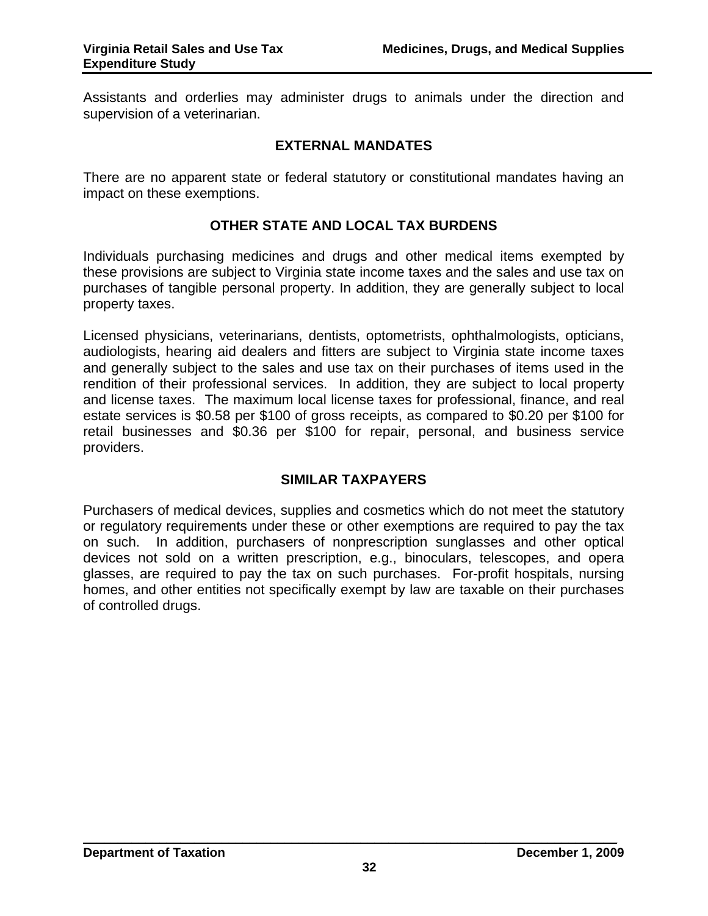Assistants and orderlies may administer drugs to animals under the direction and supervision of a veterinarian.

## EXTERNAL MANDATES

There are no apparent state or federal statutory or constitutional mandates having an impact on these exemptions.

## OTHER STATE AND LOCAL TAX BURDENS

Individuals purchasing medicines and drugs and other medical items exempted by these provisions are subject to Virginia state income taxes and the sales and use tax on purchases of tangible personal property. In addition, they are generally subject to local property taxes.

Licensed physicians, veterinarians, dentists, optometrists, ophthalmologists, opticians, audiologists, hearing aid dealers and fitters are subject to Virginia state income taxes and generally subject to the sales and use tax on their purchases of items used in the rendition of their professional services. In addition, they are subject to local property and license taxes. The maximum local license taxes for professional, finance, and real estate services is $0.58 per $100 of gross receipts, as compared to $0.20 per $100 for retail businesses and $0.36 per $100 for repair, personal, and business service providers.

## SIMILAR TAXPAYERS

Purchasers of medical devices, supplies and cosmetics which do not meet the statutory or regulatory requirements under these or other exemptions are required to pay the tax on such. In addition, purchasers of nonprescription sunglasses and other optical devices not sold on a written prescription, e.g., binoculars, telescopes, and opera glasses, are required to pay the tax on such purchases. For-profit hospitals, nursing homes, and other entities not specifically exempt by law are taxable on their purchases of controlled drugs.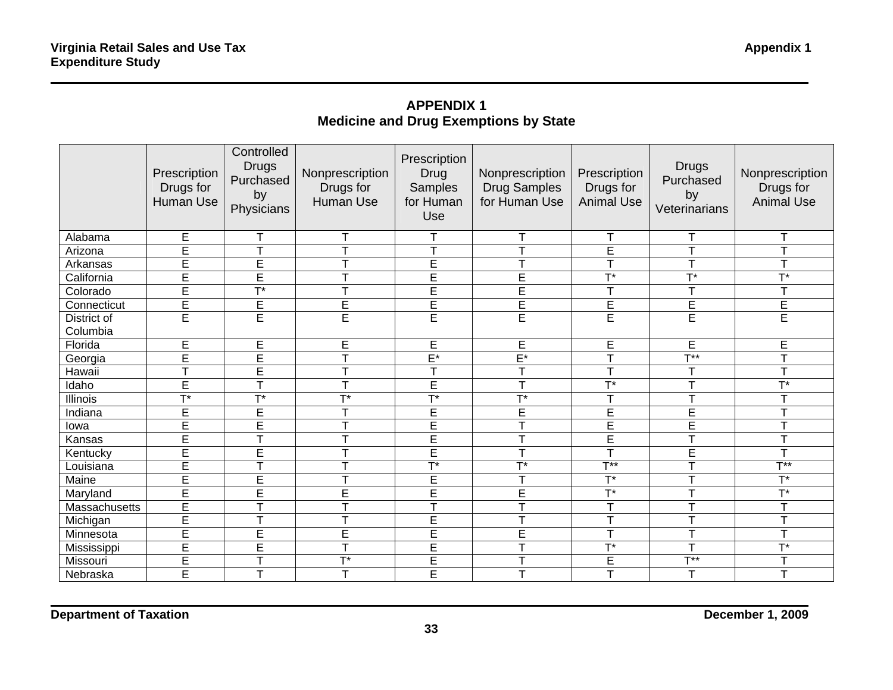## APPENDIX 1
### Medicine and Drug Exemptions by State

| | Prescription Drugs for Human Use | Controlled Drugs Purchased by Physicians | Nonprescription Drugs for Human Use | Prescription Drug Samples for Human Use | Nonprescription Drug Samples for Human Use | Prescription Drugs for Animal Use | Drugs Purchased by Veterinarians | Nonprescription Drugs for Animal Use |
|---|---|---|---|---|---|---|---|---|
| Alabama | E | T | T | T | T | T | T | T |
| Arizona | E | T | T | T | T | E | T | T |
| Arkansas | E | E | T | E | T | T | T | T |
| California | E | E | T | E | E | T* | T* | T* |
| Colorado | E | T* | T | E | E | T | T | T |
| Connecticut | E | E | E | E | E | E | E | E |
| District of Columbia | E | E | E | E | E | E | E | E |
| Florida | E | E | E | E | E | E | E | E |
| Georgia | E | E | T | E* | E* | T | T** | T |
| Hawaii | T | E | T | T | T | T | T | T |
| Idaho | E | T | T | E | T | T* | T | T* |
| Illinois | T* | T* | T* | T* | T* | T | T | T |
| Indiana | E | E | T | E | E | E | E | T |
| Iowa | E | E | T | E | T | E | E | T |
| Kansas | E | T | T | E | T | E | T | T |
| Kentucky | E | E | T | E | T | T | E | T |
| Louisiana | E | T | T | T* | T* | T** | T | T** |
| Maine | E | E | T | E | T | T* | T | T* |
| Maryland | E | E | E | E | E | T* | T | T* |
| Massachusetts | E | T | T | T | T | T | T | T |
| Michigan | E | T | T | E | T | T | T | T |
| Minnesota | E | E | E | E | E | T | T | T |
| Mississippi | E | E | T | E | T | T* | T | T* |
| Missouri | E | T | T* | E | T | E | T** | T |
| Nebraska | E | T | T | E | T | T | T | T |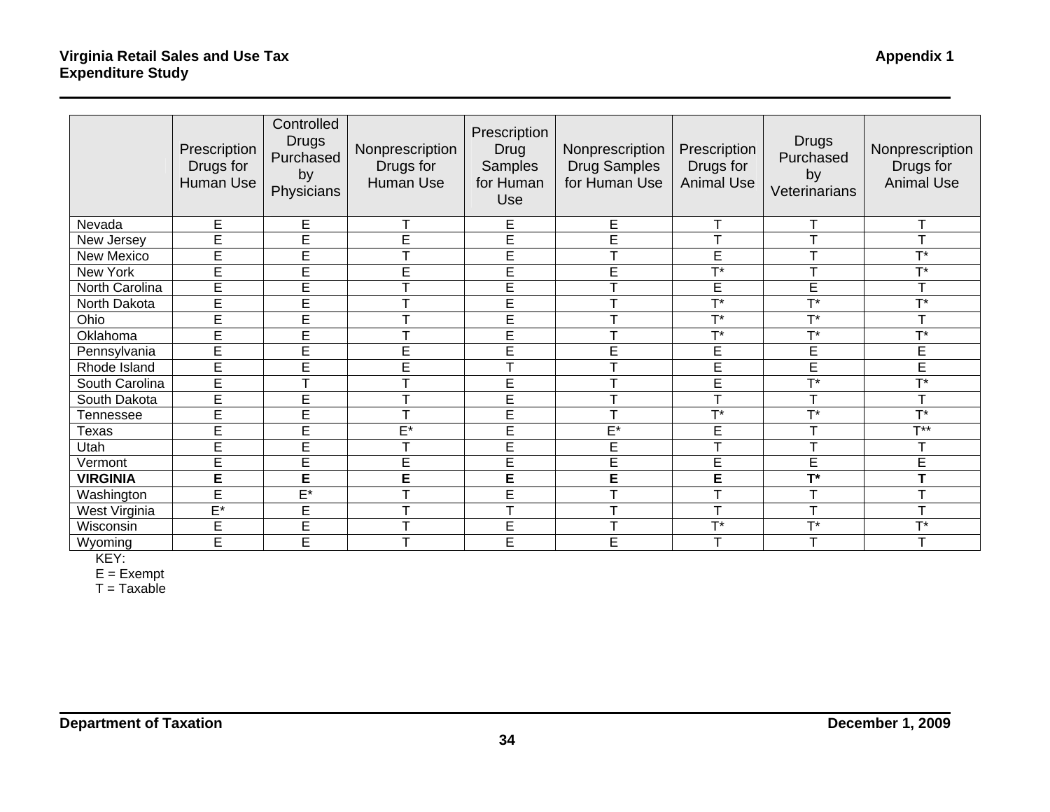| | Prescription Drugs for Human Use | Controlled Drugs Purchased by Physicians | Nonprescription Drugs for Human Use | Prescription Drug Samples for Human Use | Nonprescription Drug Samples for Human Use | Prescription Drugs for Animal Use | Drugs Purchased by Veterinarians | Nonprescription Drugs for Animal Use |
|---|---|---|---|---|---|---|---|---|
| Nevada | E | E | T | E | E | T | T | T |
| New Jersey | E | E | E | E | E | T | T | T |
| New Mexico | E | E | T | E | T | E | T | T* |
| New York | E | E | E | E | E | T* | T | T* |
| North Carolina | E | E | T | E | T | E | E | T |
| North Dakota | E | E | T | E | T | T* | T* | T* |
| Ohio | E | E | T | E | T | T* | T* | T |
| Oklahoma | E | E | T | E | T | T* | T* | T* |
| Pennsylvania | E | E | E | E | E | E | E | E |
| Rhode Island | E | E | E | T | T | E | E | E |
| South Carolina | E | T | T | E | T | E | T* | T* |
| South Dakota | E | E | T | E | T | T | T | T |
| Tennessee | E | E | T | E | T | T* | T* | T* |
| Texas | E | E | E* | E | E* | E | T | T** |
| Utah | E | E | T | E | E | T | T | T |
| Vermont | E | E | E | E | E | E | E | E |
| **VIRGINIA** | **E** | **E** | **E** | **E** | **E** | **E** | **T*** | **T** |
| Washington | E | E* | T | E | T | T | T | T |
| West Virginia | E* | E | T | T | T | T | T | T |
| Wisconsin | E | E | T | E | T | T* | T* | T* |
| Wyoming | E | E | T | E | E | T | T | T |

KEY:

E = Exempt

T = Taxable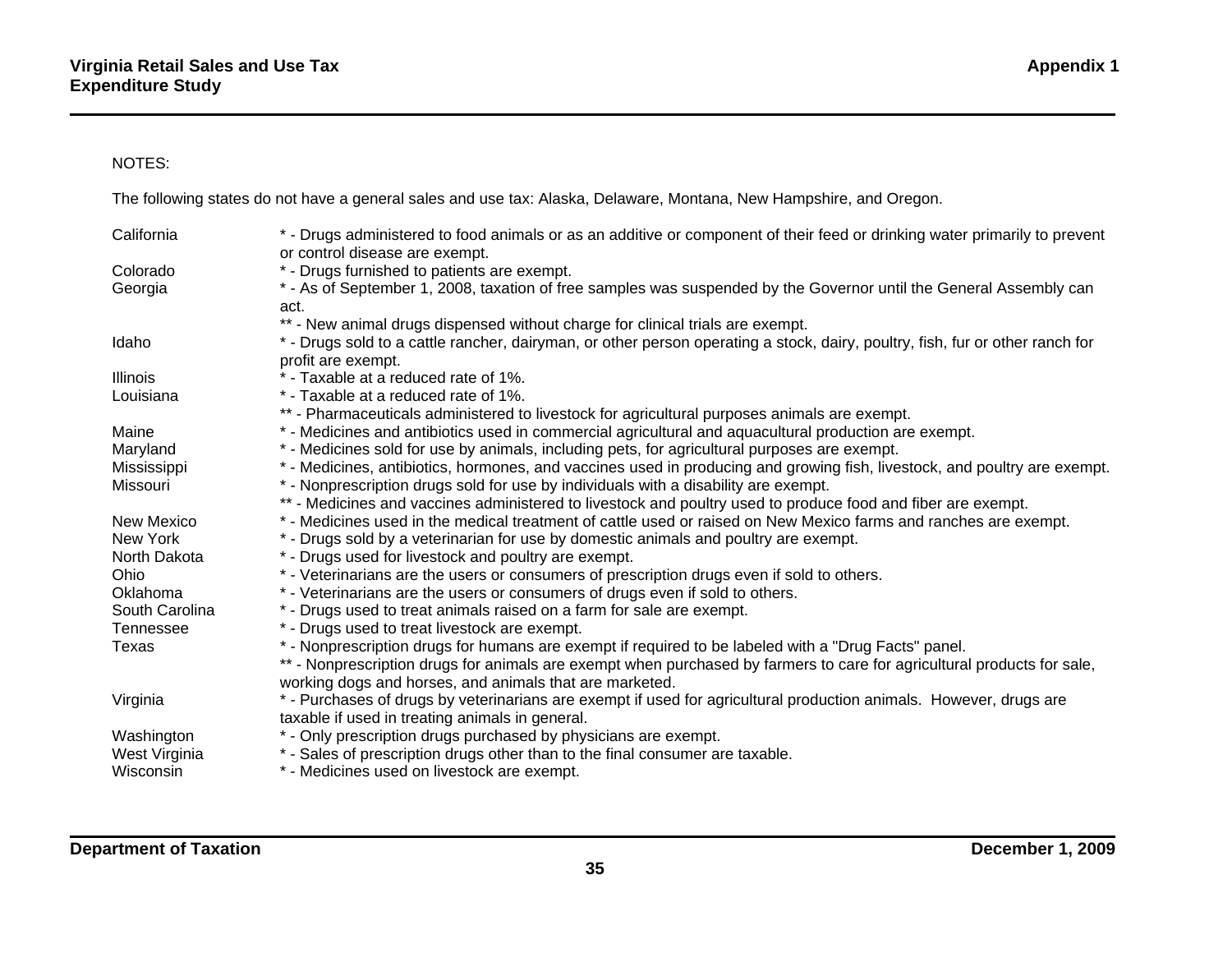NOTES:

The following states do not have a general sales and use tax: Alaska, Delaware, Montana, New Hampshire, and Oregon.

| | |
|---|---|
| California | * - Drugs administered to food animals or as an additive or component of their feed or drinking water primarily to prevent or control disease are exempt. |
| Colorado | * - Drugs furnished to patients are exempt. |
| Georgia | * - As of September 1, 2008, taxation of free samples was suspended by the Governor until the General Assembly can act. |
| | ** - New animal drugs dispensed without charge for clinical trials are exempt. |
| Idaho | * - Drugs sold to a cattle rancher, dairyman, or other person operating a stock, dairy, poultry, fish, fur or other ranch for profit are exempt. |
| Illinois | * - Taxable at a reduced rate of 1%. |
| Louisiana | * - Taxable at a reduced rate of 1%. |
| | ** - Pharmaceuticals administered to livestock for agricultural purposes animals are exempt. |
| Maine | * - Medicines and antibiotics used in commercial agricultural and aquacultural production are exempt. |
| Maryland | * - Medicines sold for use by animals, including pets, for agricultural purposes are exempt. |
| Mississippi | * - Medicines, antibiotics, hormones, and vaccines used in producing and growing fish, livestock, and poultry are exempt. |
| Missouri | * - Nonprescription drugs sold for use by individuals with a disability are exempt. |
| | ** - Medicines and vaccines administered to livestock and poultry used to produce food and fiber are exempt. |
| New Mexico | * - Medicines used in the medical treatment of cattle used or raised on New Mexico farms and ranches are exempt. |
| New York | * - Drugs sold by a veterinarian for use by domestic animals and poultry are exempt. |
| North Dakota | * - Drugs used for livestock and poultry are exempt. |
| Ohio | * - Veterinarians are the users or consumers of prescription drugs even if sold to others. |
| Oklahoma | * - Veterinarians are the users or consumers of drugs even if sold to others. |
| South Carolina | * - Drugs used to treat animals raised on a farm for sale are exempt. |
| Tennessee | * - Drugs used to treat livestock are exempt. |
| Texas | * - Nonprescription drugs for humans are exempt if required to be labeled with a "Drug Facts" panel. |
| | ** - Nonprescription drugs for animals are exempt when purchased by farmers to care for agricultural products for sale, working dogs and horses, and animals that are marketed. |
| Virginia | * - Purchases of drugs by veterinarians are exempt if used for agricultural production animals. However, drugs are taxable if used in treating animals in general. |
| Washington | * - Only prescription drugs purchased by physicians are exempt. |
| West Virginia | * - Sales of prescription drugs other than to the final consumer are taxable. |
| Wisconsin | * - Medicines used on livestock are exempt. |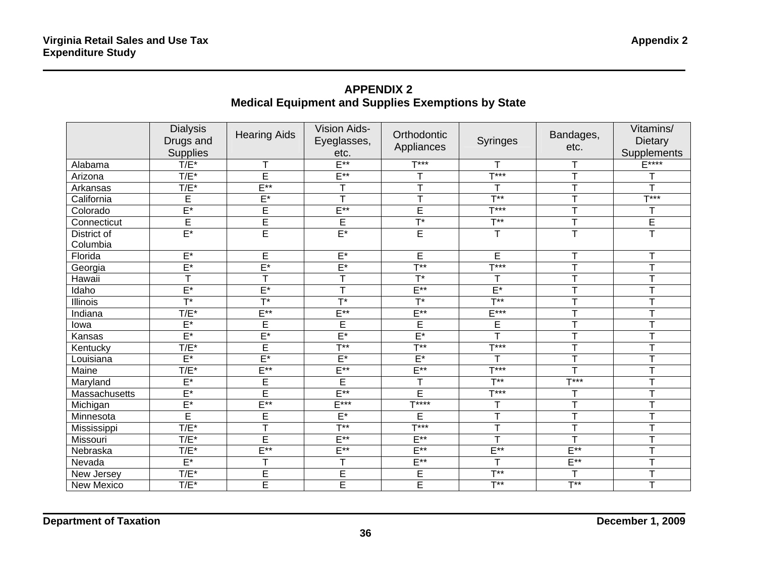# APPENDIX 2
## Medical Equipment and Supplies Exemptions by State

| | Dialysis Drugs and Supplies | Hearing Aids | Vision Aids-Eyeglasses, etc. | Orthodontic Appliances | Syringes | Bandages, etc. | Vitamins/ Dietary Supplements |
|---|---|---|---|---|---|---|---|
| Alabama | T/E* | T | E** | T*** | T | T | E**** |
| Arizona | T/E* | E | E** | T | T*** | T | T |
| Arkansas | T/E* | E** | T | T | T | T | T |
| California | E | E* | T | T | T** | T | T*** |
| Colorado | E* | E | E** | E | T*** | T | T |
| Connecticut | E | E | E | T* | T** | T | E |
| District of Columbia | E* | E | E* | E | T | T | T |
| Florida | E* | E | E* | E | E | T | T |
| Georgia | E* | E* | E* | T** | T*** | T | T |
| Hawaii | T | T | T | T* | T | T | T |
| Idaho | E* | E* | T | E** | E* | T | T |
| Illinois | T* | T* | T* | T* | T** | T | T |
| Indiana | T/E* | E** | E** | E** | E*** | T | T |
| Iowa | E* | E | E | E | E | T | T |
| Kansas | E* | E* | E* | E* | T | T | T |
| Kentucky | T/E* | E | T** | T** | T*** | T | T |
| Louisiana | E* | E* | E* | E* | T | T | T |
| Maine | T/E* | E** | E** | E** | T*** | T | T |
| Maryland | E* | E | E | T | T** | T*** | T |
| Massachusetts | E* | E | E** | E | T*** | T | T |
| Michigan | E* | E** | E*** | T**** | T | T | T |
| Minnesota | E | E | E* | E | T | T | T |
| Mississippi | T/E* | T | T** | T*** | T | T | T |
| Missouri | T/E* | E | E** | E** | T | T | T |
| Nebraska | T/E* | E** | E** | E** | E** | E** | T |
| Nevada | E* | T | T | E** | T | E** | T |
| New Jersey | T/E* | E | E | E | T** | T | T |
| New Mexico | T/E* | E | E | E | T** | T** | T |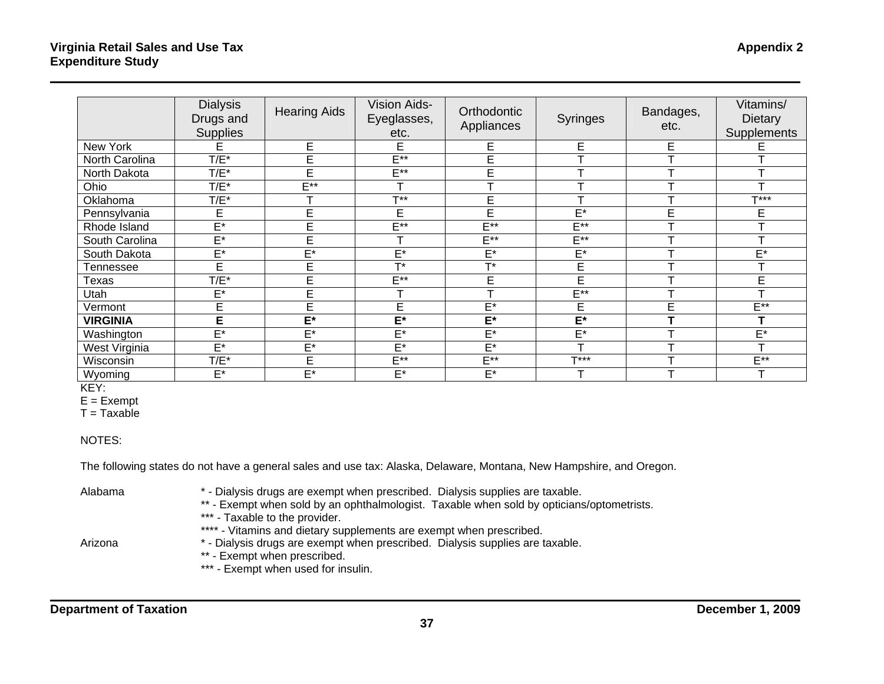|  | Dialysis Drugs and Supplies | Hearing Aids | Vision Aids- Eyeglasses, etc. | Orthodontic Appliances | Syringes | Bandages, etc. | Vitamins/ Dietary Supplements |
|---|---|---|---|---|---|---|---|
| New York | E | E | E | E | E | E | E |
| North Carolina | T/E* | E | E** | E | T | T | T |
| North Dakota | T/E* | E | E** | E | T | T | T |
| Ohio | T/E* | E** | T | T | T | T | T |
| Oklahoma | T/E* | T | T** | E | T | T | T*** |
| Pennsylvania | E | E | E | E | E* | E | E |
| Rhode Island | E* | E | E** | E** | E** | T | T |
| South Carolina | E* | E | T | E** | E** | T | T |
| South Dakota | E* | E* | E* | E* | E* | T | E* |
| Tennessee | E | E | T* | T* | E | T | T |
| Texas | T/E* | E | E** | E | E | T | E |
| Utah | E* | E | T | T | E** | T | T |
| Vermont | E | E | E | E* | E | E | E** |
| **VIRGINIA** | **E** | **E*** | **E*** | **E*** | **E*** | **T** | **T** |
| Washington | E* | E* | E* | E* | E* | T | E* |
| West Virginia | E* | E* | E* | E* | T | T | T |
| Wisconsin | T/E* | E | E** | E** | T*** | T | E** |
| Wyoming | E* | E* | E* | E* | T | T | T |

KEY:
E = Exempt
T = Taxable

NOTES:

The following states do not have a general sales and use tax: Alaska, Delaware, Montana, New Hampshire, and Oregon.

Alabama
- * - Dialysis drugs are exempt when prescribed. Dialysis supplies are taxable.
- ** - Exempt when sold by an ophthalmologist. Taxable when sold by opticians/optometrists.
- *** - Taxable to the provider.
- **** - Vitamins and dietary supplements are exempt when prescribed.

Arizona
- * - Dialysis drugs are exempt when prescribed. Dialysis supplies are taxable.
- ** - Exempt when prescribed.
- *** - Exempt when used for insulin.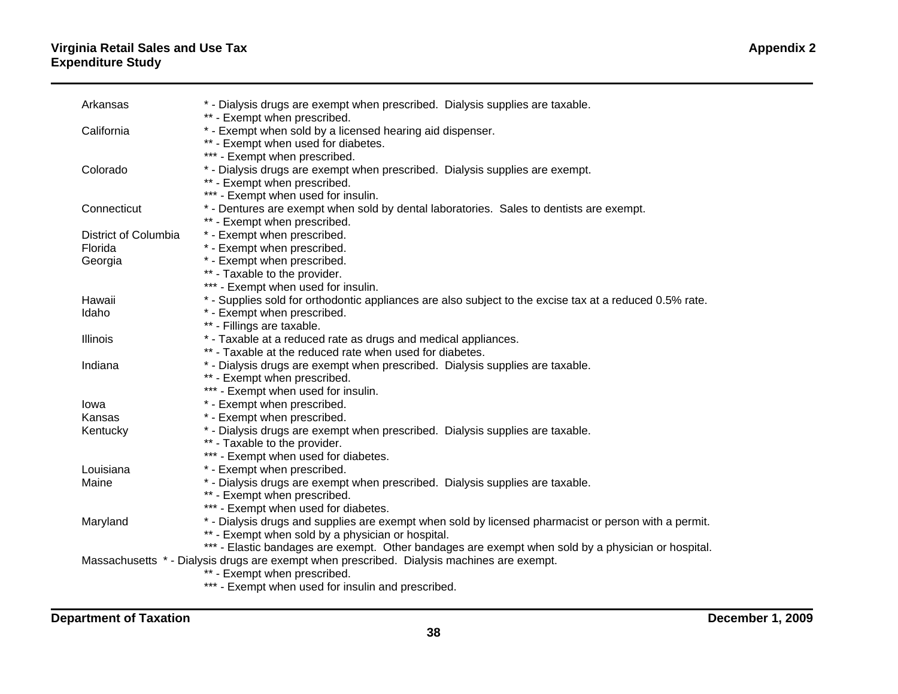| State | Notes |
|---|---|
| Arkansas | * - Dialysis drugs are exempt when prescribed. Dialysis supplies are taxable. |
| | ** - Exempt when prescribed. |
| California | * - Exempt when sold by a licensed hearing aid dispenser. |
| | ** - Exempt when used for diabetes. |
| | *** - Exempt when prescribed. |
| Colorado | * - Dialysis drugs are exempt when prescribed. Dialysis supplies are exempt. |
| | ** - Exempt when prescribed. |
| | *** - Exempt when used for insulin. |
| Connecticut | * - Dentures are exempt when sold by dental laboratories. Sales to dentists are exempt. |
| | ** - Exempt when prescribed. |
| District of Columbia | * - Exempt when prescribed. |
| Florida | * - Exempt when prescribed. |
| Georgia | * - Exempt when prescribed. |
| | ** - Taxable to the provider. |
| | *** - Exempt when used for insulin. |
| Hawaii | * - Supplies sold for orthodontic appliances are also subject to the excise tax at a reduced 0.5% rate. |
| Idaho | * - Exempt when prescribed. |
| | ** - Fillings are taxable. |
| Illinois | * - Taxable at a reduced rate as drugs and medical appliances. |
| | ** - Taxable at the reduced rate when used for diabetes. |
| Indiana | * - Dialysis drugs are exempt when prescribed. Dialysis supplies are taxable. |
| | ** - Exempt when prescribed. |
| | *** - Exempt when used for insulin. |
| Iowa | * - Exempt when prescribed. |
| Kansas | * - Exempt when prescribed. |
| Kentucky | * - Dialysis drugs are exempt when prescribed. Dialysis supplies are taxable. |
| | ** - Taxable to the provider. |
| | *** - Exempt when used for diabetes. |
| Louisiana | * - Exempt when prescribed. |
| Maine | * - Dialysis drugs are exempt when prescribed. Dialysis supplies are taxable. |
| | ** - Exempt when prescribed. |
| | *** - Exempt when used for diabetes. |
| Maryland | * - Dialysis drugs and supplies are exempt when sold by licensed pharmacist or person with a permit. |
| | ** - Exempt when sold by a physician or hospital. |
| | *** - Elastic bandages are exempt. Other bandages are exempt when sold by a physician or hospital. |
| Massachusetts | * - Dialysis drugs are exempt when prescribed. Dialysis machines are exempt. |
| | ** - Exempt when prescribed. |
| | *** - Exempt when used for insulin and prescribed. |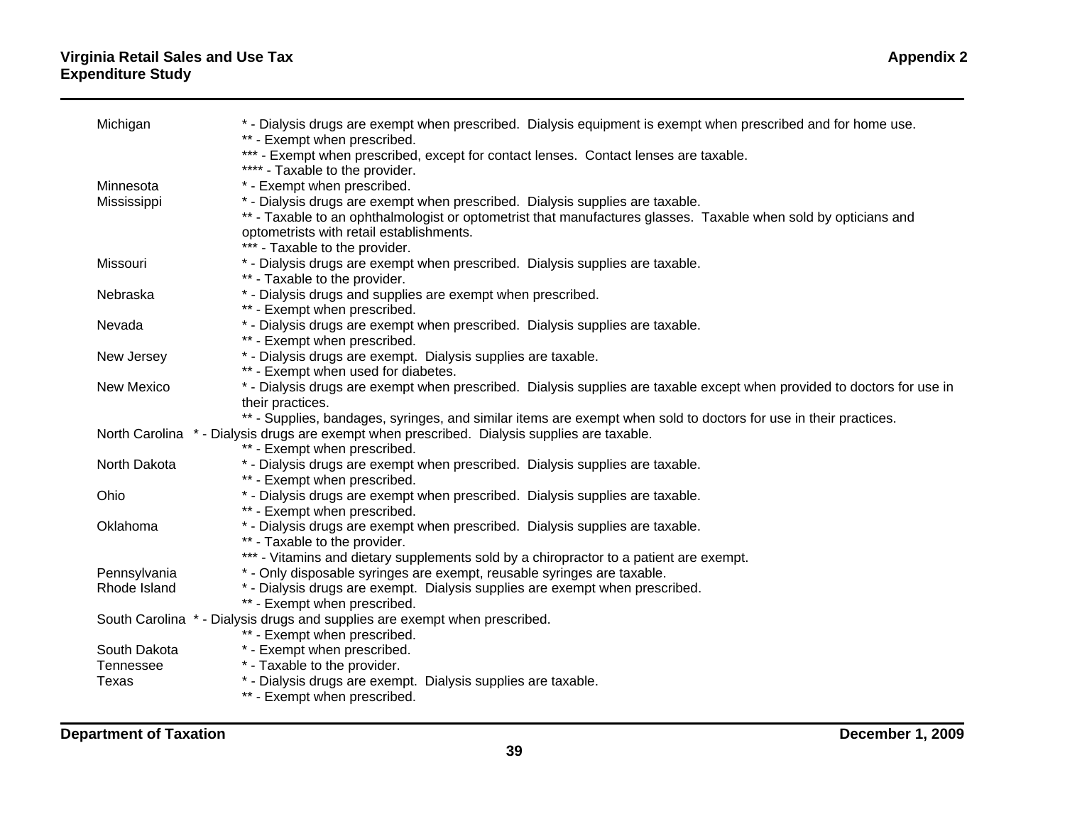| | |
|---|---|
| Michigan | * - Dialysis drugs are exempt when prescribed. Dialysis equipment is exempt when prescribed and for home use. |
| | ** - Exempt when prescribed. |
| | *** - Exempt when prescribed, except for contact lenses. Contact lenses are taxable. |
| | **** - Taxable to the provider. |
| Minnesota | * - Exempt when prescribed. |
| Mississippi | * - Dialysis drugs are exempt when prescribed. Dialysis supplies are taxable. |
| | ** - Taxable to an ophthalmologist or optometrist that manufactures glasses. Taxable when sold by opticians and optometrists with retail establishments. |
| | *** - Taxable to the provider. |
| Missouri | * - Dialysis drugs are exempt when prescribed. Dialysis supplies are taxable. |
| | ** - Taxable to the provider. |
| Nebraska | * - Dialysis drugs and supplies are exempt when prescribed. |
| | ** - Exempt when prescribed. |
| Nevada | * - Dialysis drugs are exempt when prescribed. Dialysis supplies are taxable. |
| | ** - Exempt when prescribed. |
| New Jersey | * - Dialysis drugs are exempt. Dialysis supplies are taxable. |
| | ** - Exempt when used for diabetes. |
| New Mexico | * - Dialysis drugs are exempt when prescribed. Dialysis supplies are taxable except when provided to doctors for use in their practices. |
| | ** - Supplies, bandages, syringes, and similar items are exempt when sold to doctors for use in their practices. |
| North Carolina | * - Dialysis drugs are exempt when prescribed. Dialysis supplies are taxable. |
| | ** - Exempt when prescribed. |
| North Dakota | * - Dialysis drugs are exempt when prescribed. Dialysis supplies are taxable. |
| | ** - Exempt when prescribed. |
| Ohio | * - Dialysis drugs are exempt when prescribed. Dialysis supplies are taxable. |
| | ** - Exempt when prescribed. |
| Oklahoma | * - Dialysis drugs are exempt when prescribed. Dialysis supplies are taxable. |
| | ** - Taxable to the provider. |
| | *** - Vitamins and dietary supplements sold by a chiropractor to a patient are exempt. |
| Pennsylvania | * - Only disposable syringes are exempt, reusable syringes are taxable. |
| Rhode Island | * - Dialysis drugs are exempt. Dialysis supplies are exempt when prescribed. |
| | ** - Exempt when prescribed. |
| South Carolina | * - Dialysis drugs and supplies are exempt when prescribed. |
| | ** - Exempt when prescribed. |
| South Dakota | * - Exempt when prescribed. |
| Tennessee | * - Taxable to the provider. |
| Texas | * - Dialysis drugs are exempt. Dialysis supplies are taxable. |
| | ** - Exempt when prescribed. |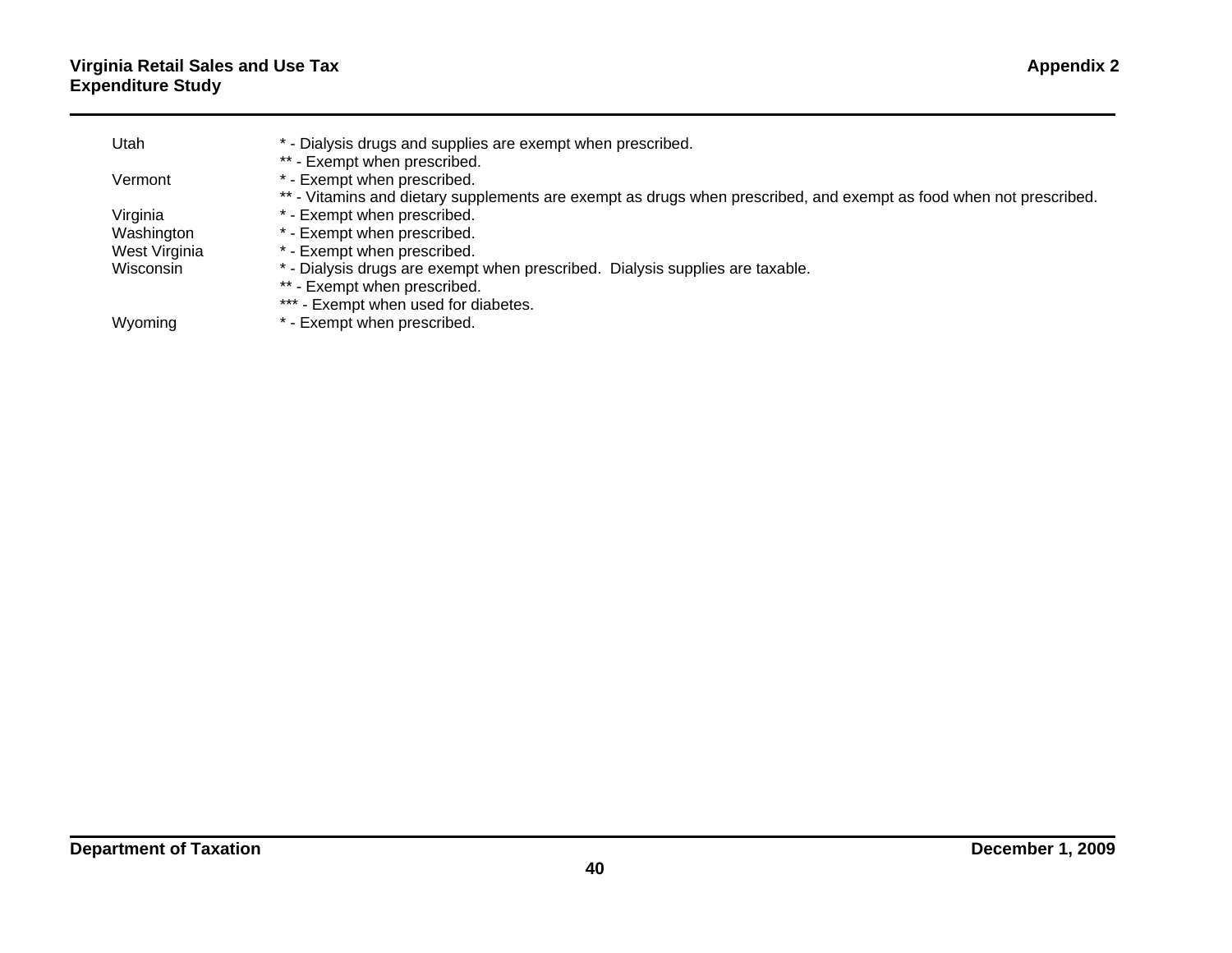| State | Notes |
| --- | --- |
| Utah | * - Dialysis drugs and supplies are exempt when prescribed. |
| | ** - Exempt when prescribed. |
| Vermont | * - Exempt when prescribed. |
| | ** - Vitamins and dietary supplements are exempt as drugs when prescribed, and exempt as food when not prescribed. |
| Virginia | * - Exempt when prescribed. |
| Washington | * - Exempt when prescribed. |
| West Virginia | * - Exempt when prescribed. |
| Wisconsin | * - Dialysis drugs are exempt when prescribed. Dialysis supplies are taxable. |
| | ** - Exempt when prescribed. |
| | *** - Exempt when used for diabetes. |
| Wyoming | * - Exempt when prescribed. |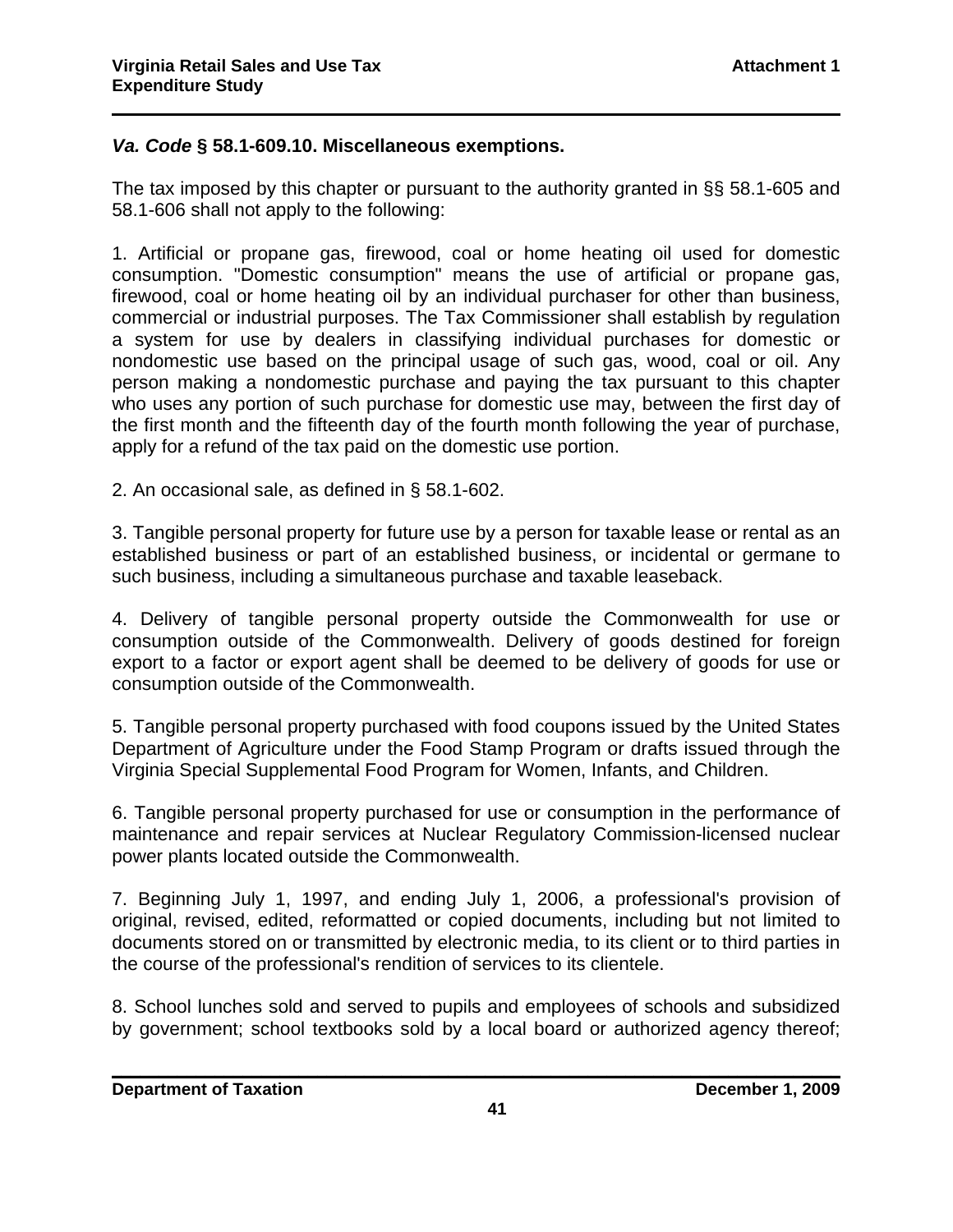### *Va. Code* § 58.1-609.10. Miscellaneous exemptions.

The tax imposed by this chapter or pursuant to the authority granted in §§ 58.1-605 and 58.1-606 shall not apply to the following:

1. Artificial or propane gas, firewood, coal or home heating oil used for domestic consumption. "Domestic consumption" means the use of artificial or propane gas, firewood, coal or home heating oil by an individual purchaser for other than business, commercial or industrial purposes. The Tax Commissioner shall establish by regulation a system for use by dealers in classifying individual purchases for domestic or nondomestic use based on the principal usage of such gas, wood, coal or oil. Any person making a nondomestic purchase and paying the tax pursuant to this chapter who uses any portion of such purchase for domestic use may, between the first day of the first month and the fifteenth day of the fourth month following the year of purchase, apply for a refund of the tax paid on the domestic use portion.

2. An occasional sale, as defined in § 58.1-602.

3. Tangible personal property for future use by a person for taxable lease or rental as an established business or part of an established business, or incidental or germane to such business, including a simultaneous purchase and taxable leaseback.

4. Delivery of tangible personal property outside the Commonwealth for use or consumption outside of the Commonwealth. Delivery of goods destined for foreign export to a factor or export agent shall be deemed to be delivery of goods for use or consumption outside of the Commonwealth.

5. Tangible personal property purchased with food coupons issued by the United States Department of Agriculture under the Food Stamp Program or drafts issued through the Virginia Special Supplemental Food Program for Women, Infants, and Children.

6. Tangible personal property purchased for use or consumption in the performance of maintenance and repair services at Nuclear Regulatory Commission-licensed nuclear power plants located outside the Commonwealth.

7. Beginning July 1, 1997, and ending July 1, 2006, a professional's provision of original, revised, edited, reformatted or copied documents, including but not limited to documents stored on or transmitted by electronic media, to its client or to third parties in the course of the professional's rendition of services to its clientele.

8. School lunches sold and served to pupils and employees of schools and subsidized by government; school textbooks sold by a local board or authorized agency thereof;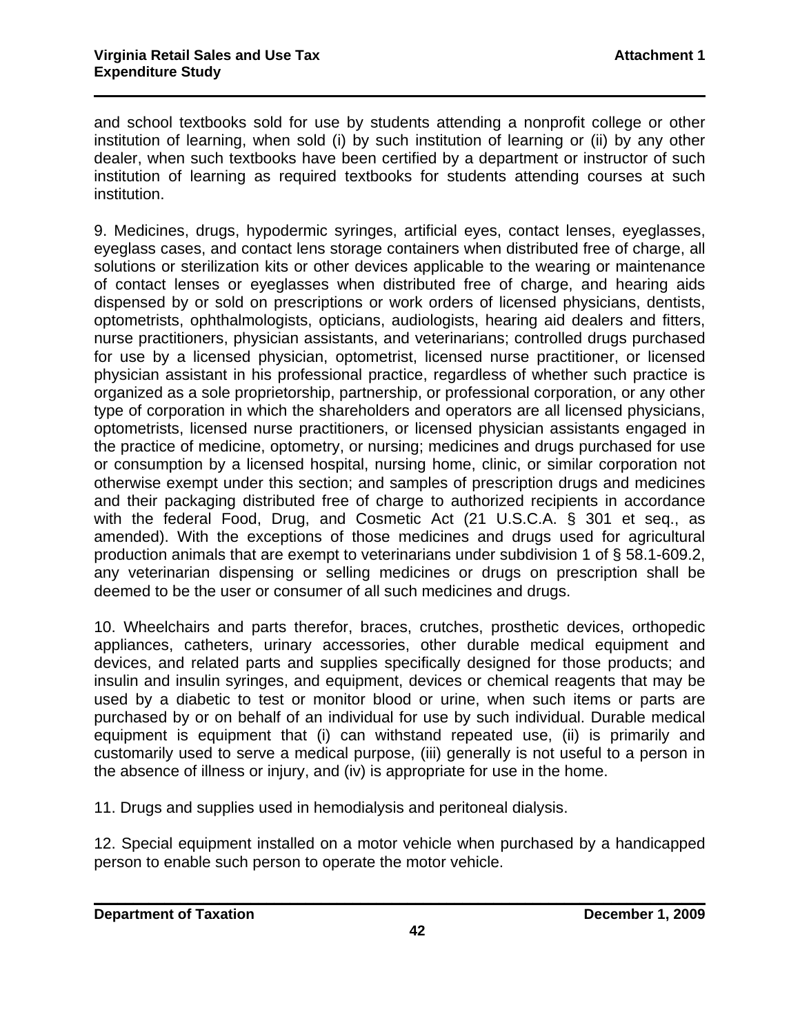and school textbooks sold for use by students attending a nonprofit college or other institution of learning, when sold (i) by such institution of learning or (ii) by any other dealer, when such textbooks have been certified by a department or instructor of such institution of learning as required textbooks for students attending courses at such institution.

9. Medicines, drugs, hypodermic syringes, artificial eyes, contact lenses, eyeglasses, eyeglass cases, and contact lens storage containers when distributed free of charge, all solutions or sterilization kits or other devices applicable to the wearing or maintenance of contact lenses or eyeglasses when distributed free of charge, and hearing aids dispensed by or sold on prescriptions or work orders of licensed physicians, dentists, optometrists, ophthalmologists, opticians, audiologists, hearing aid dealers and fitters, nurse practitioners, physician assistants, and veterinarians; controlled drugs purchased for use by a licensed physician, optometrist, licensed nurse practitioner, or licensed physician assistant in his professional practice, regardless of whether such practice is organized as a sole proprietorship, partnership, or professional corporation, or any other type of corporation in which the shareholders and operators are all licensed physicians, optometrists, licensed nurse practitioners, or licensed physician assistants engaged in the practice of medicine, optometry, or nursing; medicines and drugs purchased for use or consumption by a licensed hospital, nursing home, clinic, or similar corporation not otherwise exempt under this section; and samples of prescription drugs and medicines and their packaging distributed free of charge to authorized recipients in accordance with the federal Food, Drug, and Cosmetic Act (21 U.S.C.A. § 301 et seq., as amended). With the exceptions of those medicines and drugs used for agricultural production animals that are exempt to veterinarians under subdivision 1 of § 58.1-609.2, any veterinarian dispensing or selling medicines or drugs on prescription shall be deemed to be the user or consumer of all such medicines and drugs.

10. Wheelchairs and parts therefor, braces, crutches, prosthetic devices, orthopedic appliances, catheters, urinary accessories, other durable medical equipment and devices, and related parts and supplies specifically designed for those products; and insulin and insulin syringes, and equipment, devices or chemical reagents that may be used by a diabetic to test or monitor blood or urine, when such items or parts are purchased by or on behalf of an individual for use by such individual. Durable medical equipment is equipment that (i) can withstand repeated use, (ii) is primarily and customarily used to serve a medical purpose, (iii) generally is not useful to a person in the absence of illness or injury, and (iv) is appropriate for use in the home.

11. Drugs and supplies used in hemodialysis and peritoneal dialysis.

12. Special equipment installed on a motor vehicle when purchased by a handicapped person to enable such person to operate the motor vehicle.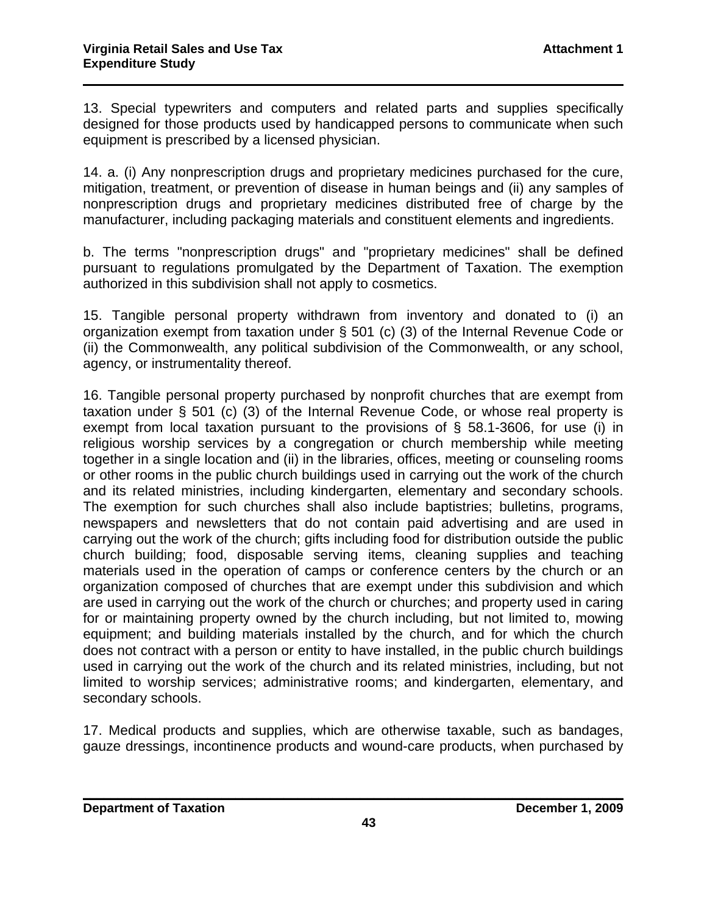13. Special typewriters and computers and related parts and supplies specifically designed for those products used by handicapped persons to communicate when such equipment is prescribed by a licensed physician.

14. a. (i) Any nonprescription drugs and proprietary medicines purchased for the cure, mitigation, treatment, or prevention of disease in human beings and (ii) any samples of nonprescription drugs and proprietary medicines distributed free of charge by the manufacturer, including packaging materials and constituent elements and ingredients.

b. The terms "nonprescription drugs" and "proprietary medicines" shall be defined pursuant to regulations promulgated by the Department of Taxation. The exemption authorized in this subdivision shall not apply to cosmetics.

15. Tangible personal property withdrawn from inventory and donated to (i) an organization exempt from taxation under § 501 (c) (3) of the Internal Revenue Code or (ii) the Commonwealth, any political subdivision of the Commonwealth, or any school, agency, or instrumentality thereof.

16. Tangible personal property purchased by nonprofit churches that are exempt from taxation under § 501 (c) (3) of the Internal Revenue Code, or whose real property is exempt from local taxation pursuant to the provisions of § 58.1-3606, for use (i) in religious worship services by a congregation or church membership while meeting together in a single location and (ii) in the libraries, offices, meeting or counseling rooms or other rooms in the public church buildings used in carrying out the work of the church and its related ministries, including kindergarten, elementary and secondary schools. The exemption for such churches shall also include baptistries; bulletins, programs, newspapers and newsletters that do not contain paid advertising and are used in carrying out the work of the church; gifts including food for distribution outside the public church building; food, disposable serving items, cleaning supplies and teaching materials used in the operation of camps or conference centers by the church or an organization composed of churches that are exempt under this subdivision and which are used in carrying out the work of the church or churches; and property used in caring for or maintaining property owned by the church including, but not limited to, mowing equipment; and building materials installed by the church, and for which the church does not contract with a person or entity to have installed, in the public church buildings used in carrying out the work of the church and its related ministries, including, but not limited to worship services; administrative rooms; and kindergarten, elementary, and secondary schools.

17. Medical products and supplies, which are otherwise taxable, such as bandages, gauze dressings, incontinence products and wound-care products, when purchased by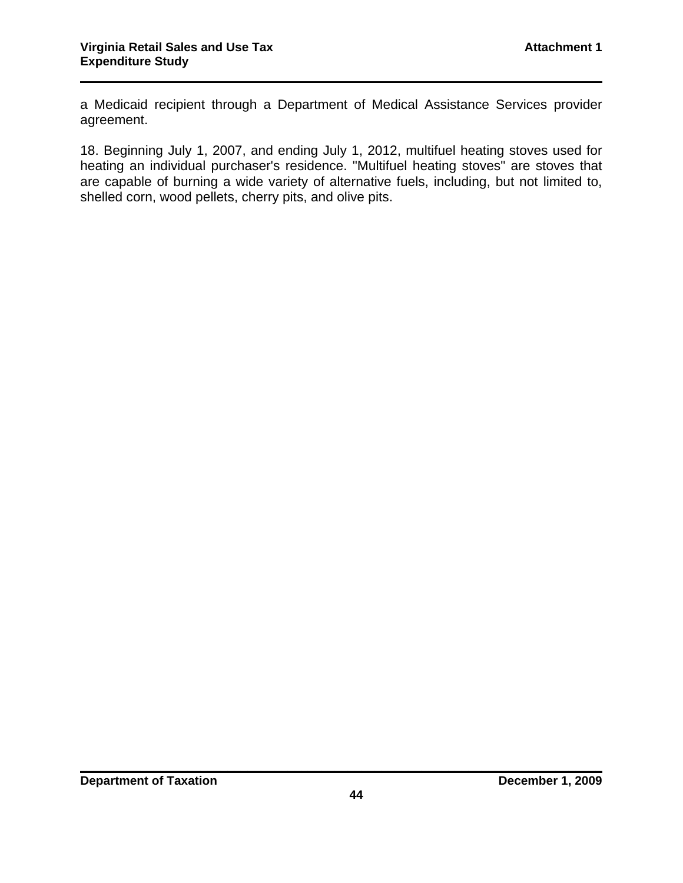a Medicaid recipient through a Department of Medical Assistance Services provider agreement.

18. Beginning July 1, 2007, and ending July 1, 2012, multifuel heating stoves used for heating an individual purchaser's residence. "Multifuel heating stoves" are stoves that are capable of burning a wide variety of alternative fuels, including, but not limited to, shelled corn, wood pellets, cherry pits, and olive pits.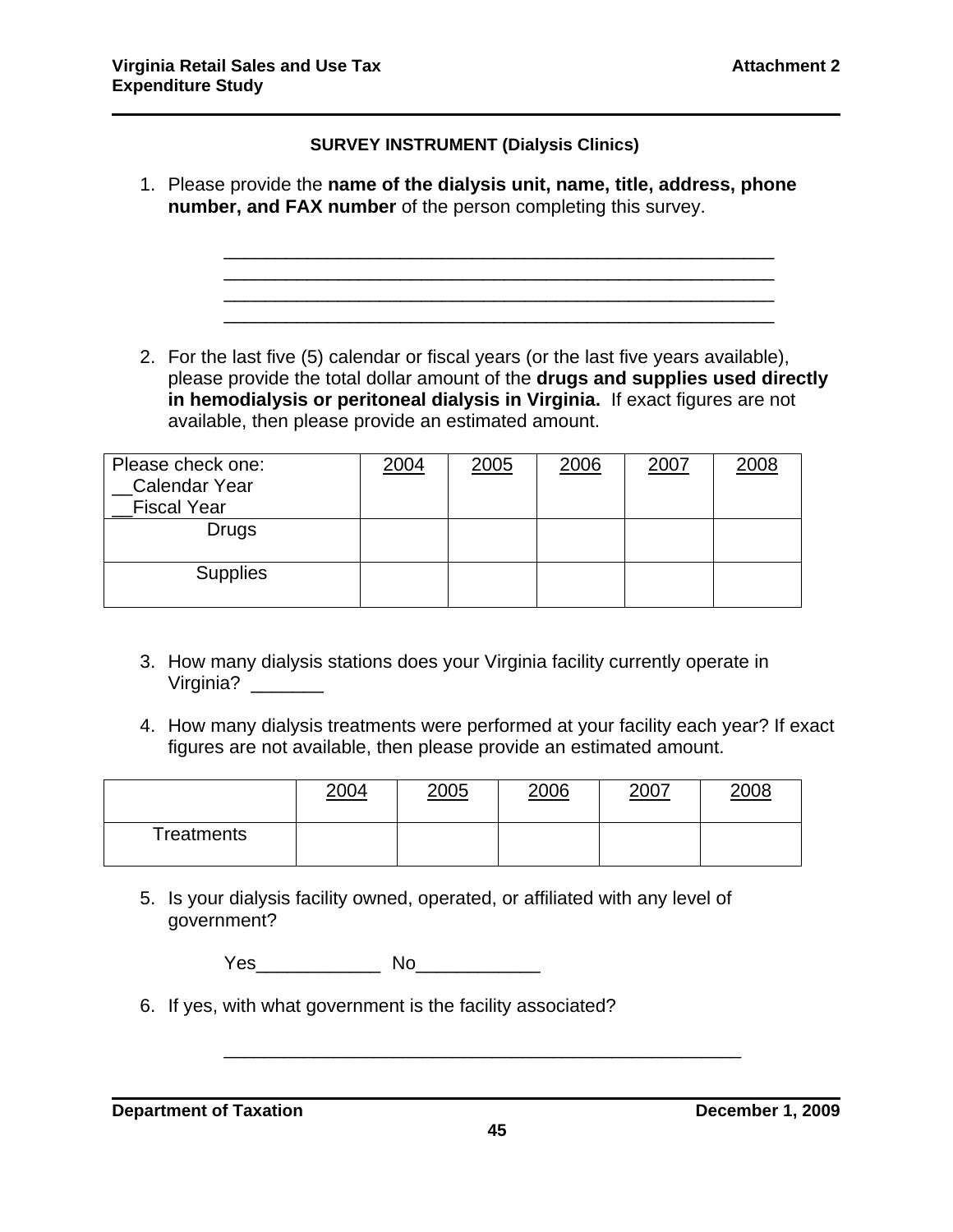**SURVEY INSTRUMENT (Dialysis Clinics)**

1. Please provide the **name of the dialysis unit, name, title, address, phone number, and FAX number** of the person completing this survey.

   ______________________________________________________
   ______________________________________________________
   ______________________________________________________
   ______________________________________________________

2. For the last five (5) calendar or fiscal years (or the last five years available), please provide the total dollar amount of the **drugs and supplies used directly in hemodialysis or peritoneal dialysis in Virginia.** If exact figures are not available, then please provide an estimated amount.

| Please check one:<br>__Calendar Year<br>__Fiscal Year | 2004 | 2005 | 2006 | 2007 | 2008 |
|---|---|---|---|---|---|
| Drugs | | | | | |
| Supplies | | | | | |

3. How many dialysis stations does your Virginia facility currently operate in Virginia? _______

4. How many dialysis treatments were performed at your facility each year? If exact figures are not available, then please provide an estimated amount.

| | 2004 | 2005 | 2006 | 2007 | 2008 |
|---|---|---|---|---|---|
| Treatments | | | | | |

5. Is your dialysis facility owned, operated, or affiliated with any level of government?

   Yes____________ No____________

6. If yes, with what government is the facility associated?

   ___________________________________________________